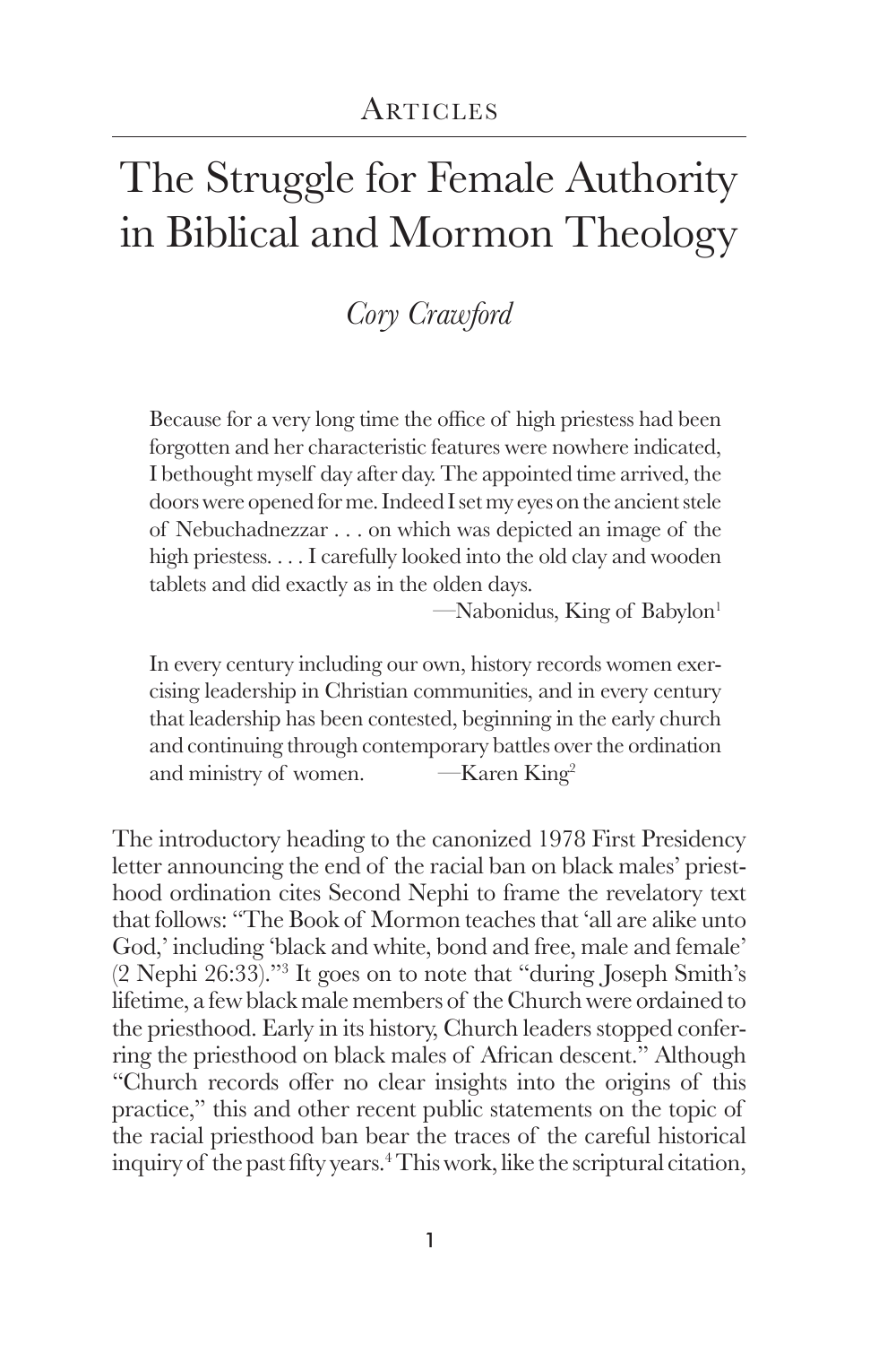ARTICLES

# The Struggle for Female Authority in Biblical and Mormon Theology

*Cory Crawford*

> Because for a very long time the office of high priestess had been forgotten and her characteristic features were nowhere indicated, I bethought myself day after day. The appointed time arrived, the doors were opened for me. Indeed I set my eyes on the ancient stele of Nebuchadnezzar . . . on which was depicted an image of the high priestess. . . . I carefully looked into the old clay and wooden tablets and did exactly as in the olden days.
>
> —Nabonidus, King of Babylon[1]

> In every century including our own, history records women exercising leadership in Christian communities, and in every century that leadership has been contested, beginning in the early church and continuing through contemporary battles over the ordination and ministry of women.
>
> —Karen King[2]

The introductory heading to the canonized 1978 First Presidency letter announcing the end of the racial ban on black males' priesthood ordination cites Second Nephi to frame the revelatory text that follows: "The Book of Mormon teaches that 'all are alike unto God,' including 'black and white, bond and free, male and female' (2 Nephi 26:33)."[3] It goes on to note that "during Joseph Smith's lifetime, a few black male members of the Church were ordained to the priesthood. Early in its history, Church leaders stopped conferring the priesthood on black males of African descent." Although "Church records offer no clear insights into the origins of this practice," this and other recent public statements on the topic of the racial priesthood ban bear the traces of the careful historical inquiry of the past fifty years.[4] This work, like the scriptural citation,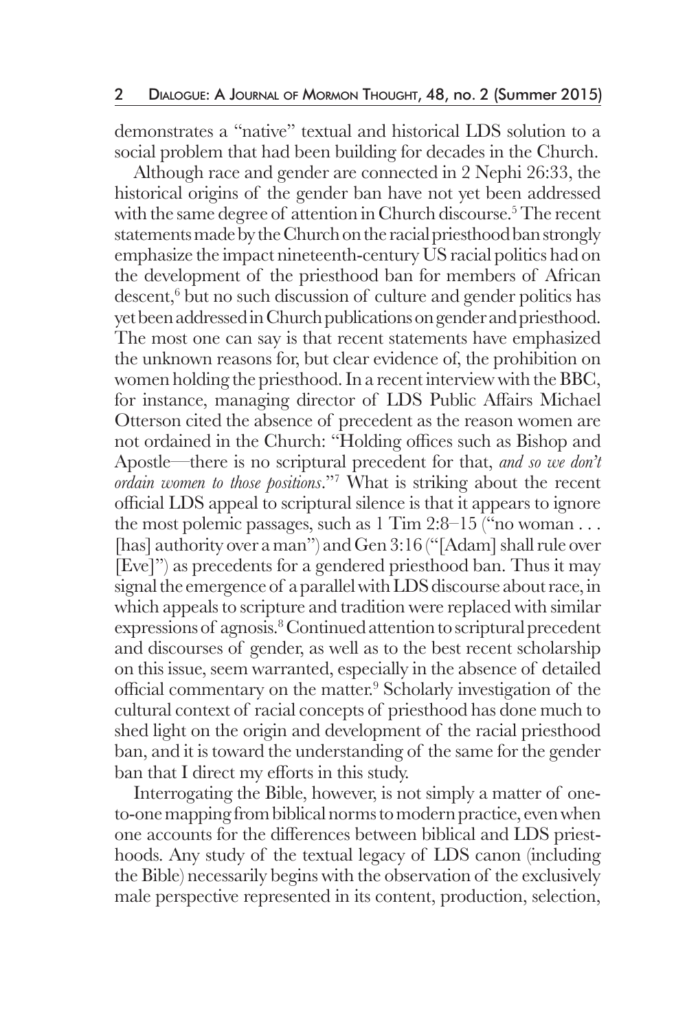demonstrates a "native" textual and historical LDS solution to a social problem that had been building for decades in the Church.

Although race and gender are connected in 2 Nephi 26:33, the historical origins of the gender ban have not yet been addressed with the same degree of attention in Church discourse.[5] The recent statements made by the Church on the racial priesthood ban strongly emphasize the impact nineteenth-century US racial politics had on the development of the priesthood ban for members of African descent,[6] but no such discussion of culture and gender politics has yet been addressed in Church publications on gender and priesthood. The most one can say is that recent statements have emphasized the unknown reasons for, but clear evidence of, the prohibition on women holding the priesthood. In a recent interview with the BBC, for instance, managing director of LDS Public Affairs Michael Otterson cited the absence of precedent as the reason women are not ordained in the Church: "Holding offices such as Bishop and Apostle—there is no scriptural precedent for that, *and so we don't ordain women to those positions*."[7] What is striking about the recent official LDS appeal to scriptural silence is that it appears to ignore the most polemic passages, such as 1 Tim 2:8–15 ("no woman . . . [has] authority over a man") and Gen 3:16 ("[Adam] shall rule over [Eve]") as precedents for a gendered priesthood ban. Thus it may signal the emergence of a parallel with LDS discourse about race, in which appeals to scripture and tradition were replaced with similar expressions of agnosis.[8] Continued attention to scriptural precedent and discourses of gender, as well as to the best recent scholarship on this issue, seem warranted, especially in the absence of detailed official commentary on the matter.[9] Scholarly investigation of the cultural context of racial concepts of priesthood has done much to shed light on the origin and development of the racial priesthood ban, and it is toward the understanding of the same for the gender ban that I direct my efforts in this study.

Interrogating the Bible, however, is not simply a matter of one-to-one mapping from biblical norms to modern practice, even when one accounts for the differences between biblical and LDS priesthoods. Any study of the textual legacy of LDS canon (including the Bible) necessarily begins with the observation of the exclusively male perspective represented in its content, production, selection,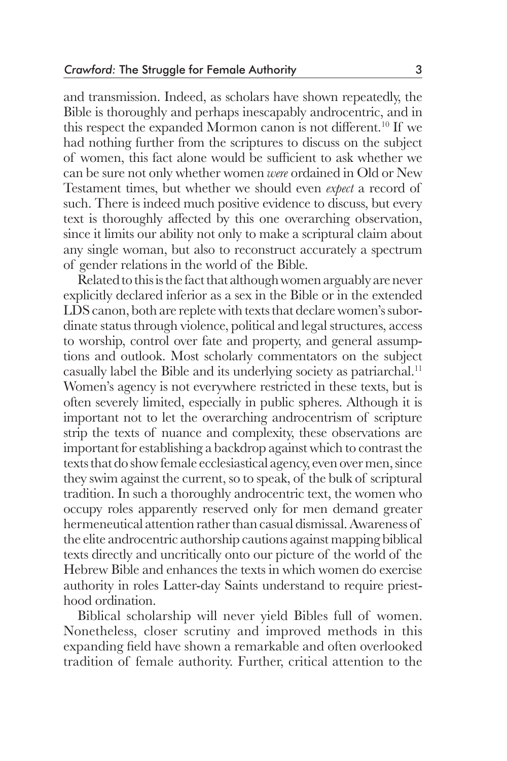and transmission. Indeed, as scholars have shown repeatedly, the Bible is thoroughly and perhaps inescapably androcentric, and in this respect the expanded Mormon canon is not different.[10] If we had nothing further from the scriptures to discuss on the subject of women, this fact alone would be sufficient to ask whether we can be sure not only whether women *were* ordained in Old or New Testament times, but whether we should even *expect* a record of such. There is indeed much positive evidence to discuss, but every text is thoroughly affected by this one overarching observation, since it limits our ability not only to make a scriptural claim about any single woman, but also to reconstruct accurately a spectrum of gender relations in the world of the Bible.

Related to this is the fact that although women arguably are never explicitly declared inferior as a sex in the Bible or in the extended LDS canon, both are replete with texts that declare women's subordinate status through violence, political and legal structures, access to worship, control over fate and property, and general assumptions and outlook. Most scholarly commentators on the subject casually label the Bible and its underlying society as patriarchal.[11] Women's agency is not everywhere restricted in these texts, but is often severely limited, especially in public spheres. Although it is important not to let the overarching androcentrism of scripture strip the texts of nuance and complexity, these observations are important for establishing a backdrop against which to contrast the texts that do show female ecclesiastical agency, even over men, since they swim against the current, so to speak, of the bulk of scriptural tradition. In such a thoroughly androcentric text, the women who occupy roles apparently reserved only for men demand greater hermeneutical attention rather than casual dismissal. Awareness of the elite androcentric authorship cautions against mapping biblical texts directly and uncritically onto our picture of the world of the Hebrew Bible and enhances the texts in which women do exercise authority in roles Latter-day Saints understand to require priesthood ordination.

Biblical scholarship will never yield Bibles full of women. Nonetheless, closer scrutiny and improved methods in this expanding field have shown a remarkable and often overlooked tradition of female authority. Further, critical attention to the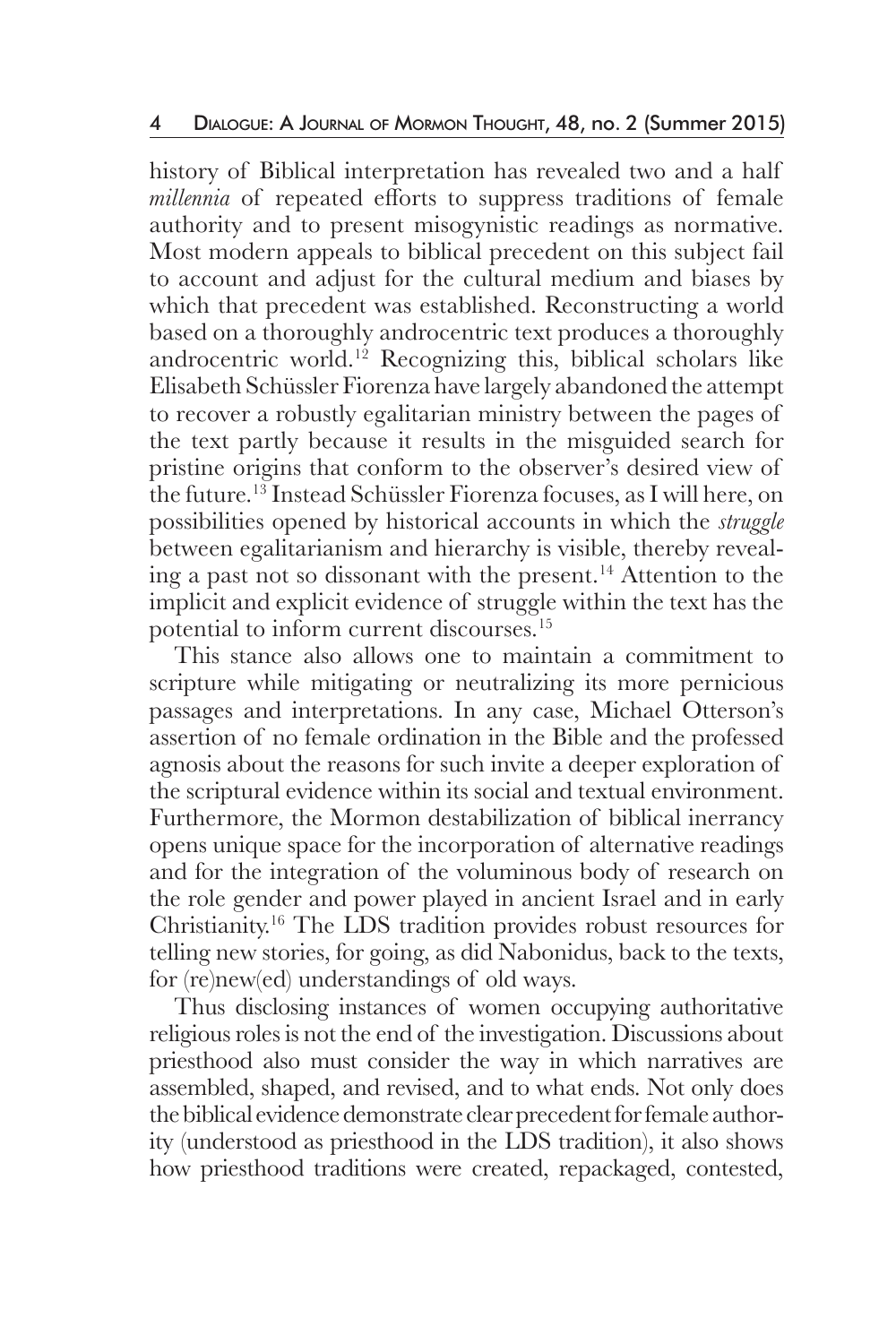history of Biblical interpretation has revealed two and a half *millennia* of repeated efforts to suppress traditions of female authority and to present misogynistic readings as normative. Most modern appeals to biblical precedent on this subject fail to account and adjust for the cultural medium and biases by which that precedent was established. Reconstructing a world based on a thoroughly androcentric text produces a thoroughly androcentric world.[12] Recognizing this, biblical scholars like Elisabeth Schüssler Fiorenza have largely abandoned the attempt to recover a robustly egalitarian ministry between the pages of the text partly because it results in the misguided search for pristine origins that conform to the observer's desired view of the future.[13] Instead Schüssler Fiorenza focuses, as I will here, on possibilities opened by historical accounts in which the *struggle* between egalitarianism and hierarchy is visible, thereby revealing a past not so dissonant with the present.[14] Attention to the implicit and explicit evidence of struggle within the text has the potential to inform current discourses.[15]

This stance also allows one to maintain a commitment to scripture while mitigating or neutralizing its more pernicious passages and interpretations. In any case, Michael Otterson's assertion of no female ordination in the Bible and the professed agnosis about the reasons for such invite a deeper exploration of the scriptural evidence within its social and textual environment. Furthermore, the Mormon destabilization of biblical inerrancy opens unique space for the incorporation of alternative readings and for the integration of the voluminous body of research on the role gender and power played in ancient Israel and in early Christianity.[16] The LDS tradition provides robust resources for telling new stories, for going, as did Nabonidus, back to the texts, for (re)new(ed) understandings of old ways.

Thus disclosing instances of women occupying authoritative religious roles is not the end of the investigation. Discussions about priesthood also must consider the way in which narratives are assembled, shaped, and revised, and to what ends. Not only does the biblical evidence demonstrate clear precedent for female authority (understood as priesthood in the LDS tradition), it also shows how priesthood traditions were created, repackaged, contested,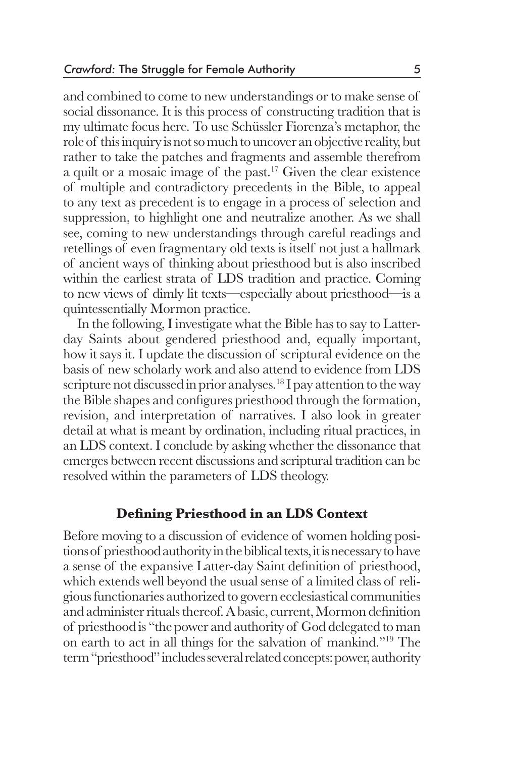and combined to come to new understandings or to make sense of social dissonance. It is this process of constructing tradition that is my ultimate focus here. To use Schüssler Fiorenza's metaphor, the role of this inquiry is not so much to uncover an objective reality, but rather to take the patches and fragments and assemble therefrom a quilt or a mosaic image of the past.[17] Given the clear existence of multiple and contradictory precedents in the Bible, to appeal to any text as precedent is to engage in a process of selection and suppression, to highlight one and neutralize another. As we shall see, coming to new understandings through careful readings and retellings of even fragmentary old texts is itself not just a hallmark of ancient ways of thinking about priesthood but is also inscribed within the earliest strata of LDS tradition and practice. Coming to new views of dimly lit texts—especially about priesthood—is a quintessentially Mormon practice.

In the following, I investigate what the Bible has to say to Latter-day Saints about gendered priesthood and, equally important, how it says it. I update the discussion of scriptural evidence on the basis of new scholarly work and also attend to evidence from LDS scripture not discussed in prior analyses.[18] I pay attention to the way the Bible shapes and configures priesthood through the formation, revision, and interpretation of narratives. I also look in greater detail at what is meant by ordination, including ritual practices, in an LDS context. I conclude by asking whether the dissonance that emerges between recent discussions and scriptural tradition can be resolved within the parameters of LDS theology.

## Defining Priesthood in an LDS Context

Before moving to a discussion of evidence of women holding positions of priesthood authority in the biblical texts, it is necessary to have a sense of the expansive Latter-day Saint definition of priesthood, which extends well beyond the usual sense of a limited class of religious functionaries authorized to govern ecclesiastical communities and administer rituals thereof. A basic, current, Mormon definition of priesthood is "the power and authority of God delegated to man on earth to act in all things for the salvation of mankind."[19] The term "priesthood" includes several related concepts: power, authority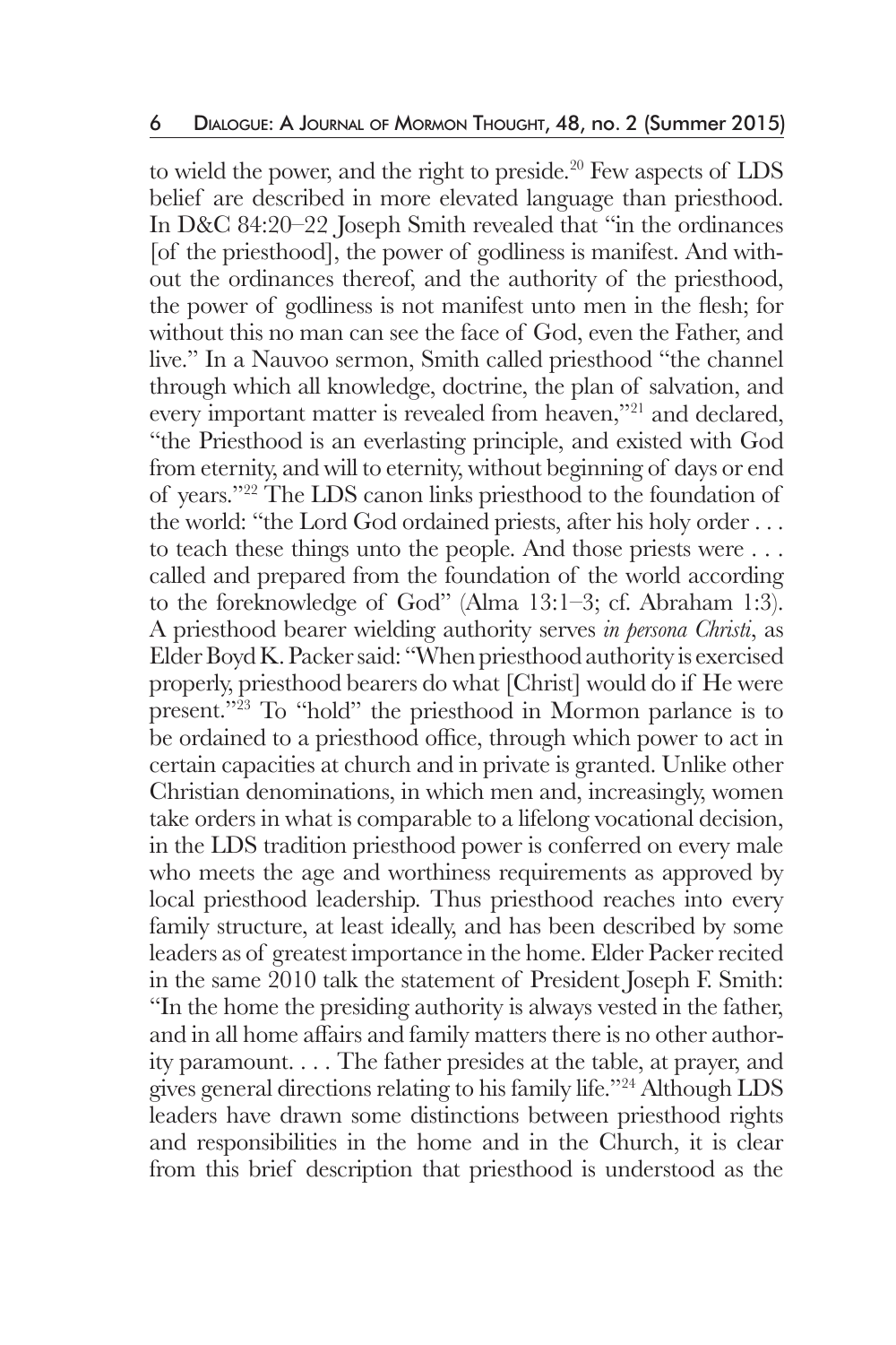to wield the power, and the right to preside.[20] Few aspects of LDS belief are described in more elevated language than priesthood. In D&C 84:20–22 Joseph Smith revealed that "in the ordinances [of the priesthood], the power of godliness is manifest. And without the ordinances thereof, and the authority of the priesthood, the power of godliness is not manifest unto men in the flesh; for without this no man can see the face of God, even the Father, and live." In a Nauvoo sermon, Smith called priesthood "the channel through which all knowledge, doctrine, the plan of salvation, and every important matter is revealed from heaven,"[21] and declared, "the Priesthood is an everlasting principle, and existed with God from eternity, and will to eternity, without beginning of days or end of years."[22] The LDS canon links priesthood to the foundation of the world: "the Lord God ordained priests, after his holy order . . . to teach these things unto the people. And those priests were . . . called and prepared from the foundation of the world according to the foreknowledge of God" (Alma 13:1–3; cf. Abraham 1:3). A priesthood bearer wielding authority serves *in persona Christi*, as Elder Boyd K. Packer said: "When priesthood authority is exercised properly, priesthood bearers do what [Christ] would do if He were present."[23] To "hold" the priesthood in Mormon parlance is to be ordained to a priesthood office, through which power to act in certain capacities at church and in private is granted. Unlike other Christian denominations, in which men and, increasingly, women take orders in what is comparable to a lifelong vocational decision, in the LDS tradition priesthood power is conferred on every male who meets the age and worthiness requirements as approved by local priesthood leadership. Thus priesthood reaches into every family structure, at least ideally, and has been described by some leaders as of greatest importance in the home. Elder Packer recited in the same 2010 talk the statement of President Joseph F. Smith: "In the home the presiding authority is always vested in the father, and in all home affairs and family matters there is no other authority paramount. . . . The father presides at the table, at prayer, and gives general directions relating to his family life."[24] Although LDS leaders have drawn some distinctions between priesthood rights and responsibilities in the home and in the Church, it is clear from this brief description that priesthood is understood as the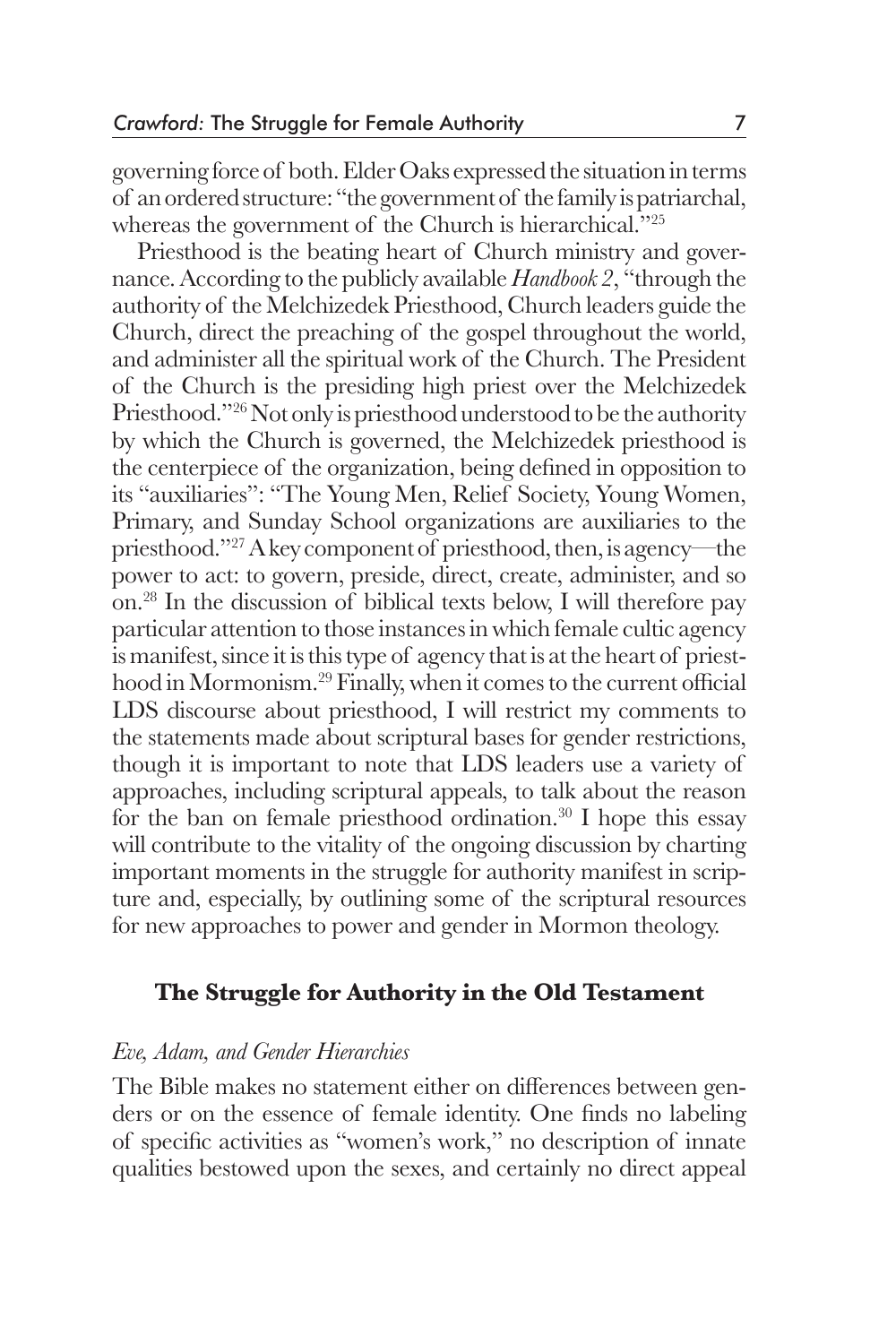governing force of both. Elder Oaks expressed the situation in terms of an ordered structure: "the government of the family is patriarchal, whereas the government of the Church is hierarchical."[25]

Priesthood is the beating heart of Church ministry and governance. According to the publicly available *Handbook 2*, "through the authority of the Melchizedek Priesthood, Church leaders guide the Church, direct the preaching of the gospel throughout the world, and administer all the spiritual work of the Church. The President of the Church is the presiding high priest over the Melchizedek Priesthood."[26] Not only is priesthood understood to be the authority by which the Church is governed, the Melchizedek priesthood is the centerpiece of the organization, being defined in opposition to its "auxiliaries": "The Young Men, Relief Society, Young Women, Primary, and Sunday School organizations are auxiliaries to the priesthood."[27] A key component of priesthood, then, is agency—the power to act: to govern, preside, direct, create, administer, and so on.[28] In the discussion of biblical texts below, I will therefore pay particular attention to those instances in which female cultic agency is manifest, since it is this type of agency that is at the heart of priesthood in Mormonism.[29] Finally, when it comes to the current official LDS discourse about priesthood, I will restrict my comments to the statements made about scriptural bases for gender restrictions, though it is important to note that LDS leaders use a variety of approaches, including scriptural appeals, to talk about the reason for the ban on female priesthood ordination.[30] I hope this essay will contribute to the vitality of the ongoing discussion by charting important moments in the struggle for authority manifest in scripture and, especially, by outlining some of the scriptural resources for new approaches to power and gender in Mormon theology.

## The Struggle for Authority in the Old Testament

### *Eve, Adam, and Gender Hierarchies*

The Bible makes no statement either on differences between genders or on the essence of female identity. One finds no labeling of specific activities as "women's work," no description of innate qualities bestowed upon the sexes, and certainly no direct appeal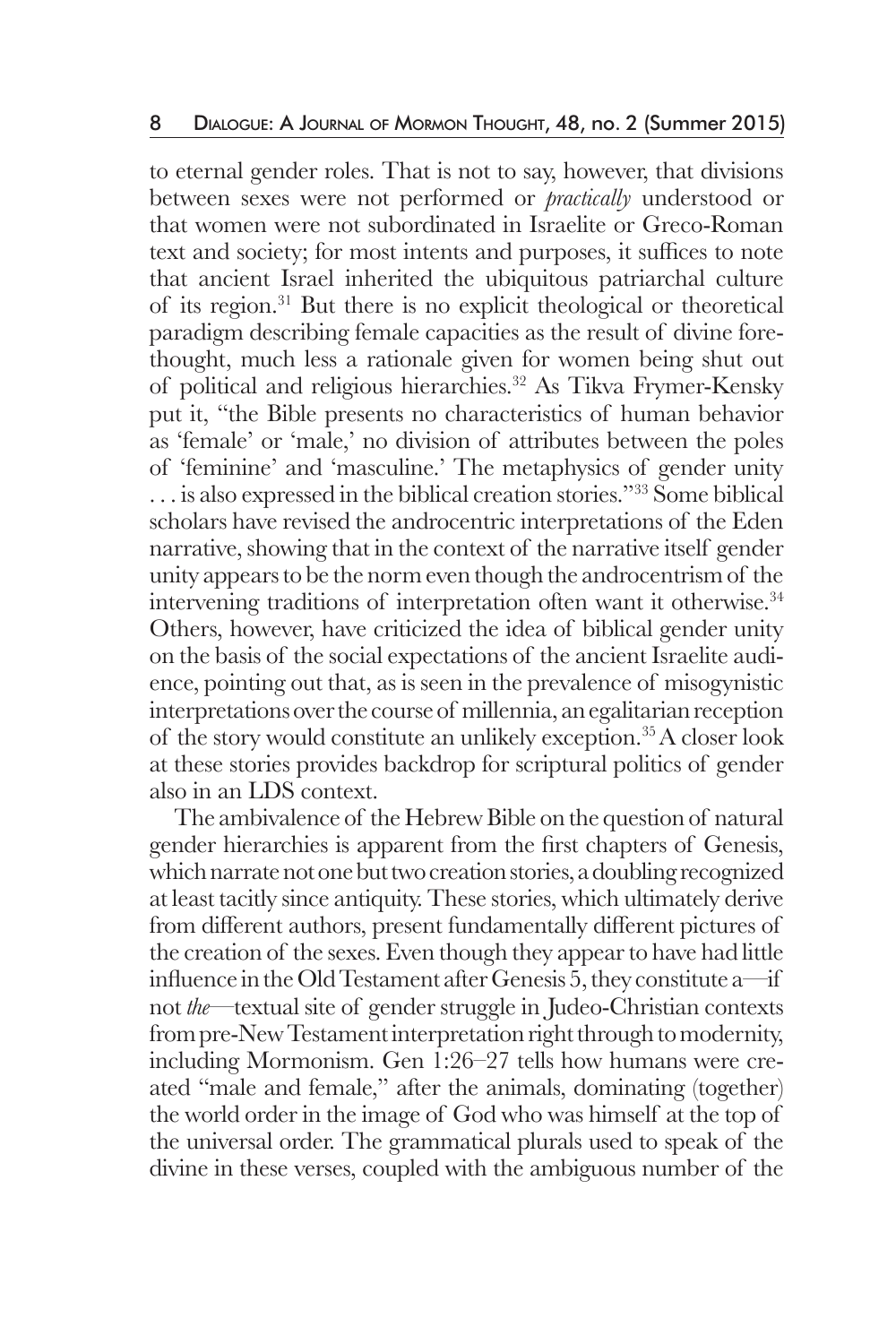to eternal gender roles. That is not to say, however, that divisions between sexes were not performed or *practically* understood or that women were not subordinated in Israelite or Greco-Roman text and society; for most intents and purposes, it suffices to note that ancient Israel inherited the ubiquitous patriarchal culture of its region.[31] But there is no explicit theological or theoretical paradigm describing female capacities as the result of divine forethought, much less a rationale given for women being shut out of political and religious hierarchies.[32] As Tikva Frymer-Kensky put it, "the Bible presents no characteristics of human behavior as 'female' or 'male,' no division of attributes between the poles of 'feminine' and 'masculine.' The metaphysics of gender unity . . . is also expressed in the biblical creation stories."[33] Some biblical scholars have revised the androcentric interpretations of the Eden narrative, showing that in the context of the narrative itself gender unity appears to be the norm even though the androcentrism of the intervening traditions of interpretation often want it otherwise.[34] Others, however, have criticized the idea of biblical gender unity on the basis of the social expectations of the ancient Israelite audience, pointing out that, as is seen in the prevalence of misogynistic interpretations over the course of millennia, an egalitarian reception of the story would constitute an unlikely exception.[35] A closer look at these stories provides backdrop for scriptural politics of gender also in an LDS context.

The ambivalence of the Hebrew Bible on the question of natural gender hierarchies is apparent from the first chapters of Genesis, which narrate not one but two creation stories, a doubling recognized at least tacitly since antiquity. These stories, which ultimately derive from different authors, present fundamentally different pictures of the creation of the sexes. Even though they appear to have had little influence in the Old Testament after Genesis 5, they constitute a—if not *the*—textual site of gender struggle in Judeo-Christian contexts from pre-New Testament interpretation right through to modernity, including Mormonism. Gen 1:26–27 tells how humans were created "male and female," after the animals, dominating (together) the world order in the image of God who was himself at the top of the universal order. The grammatical plurals used to speak of the divine in these verses, coupled with the ambiguous number of the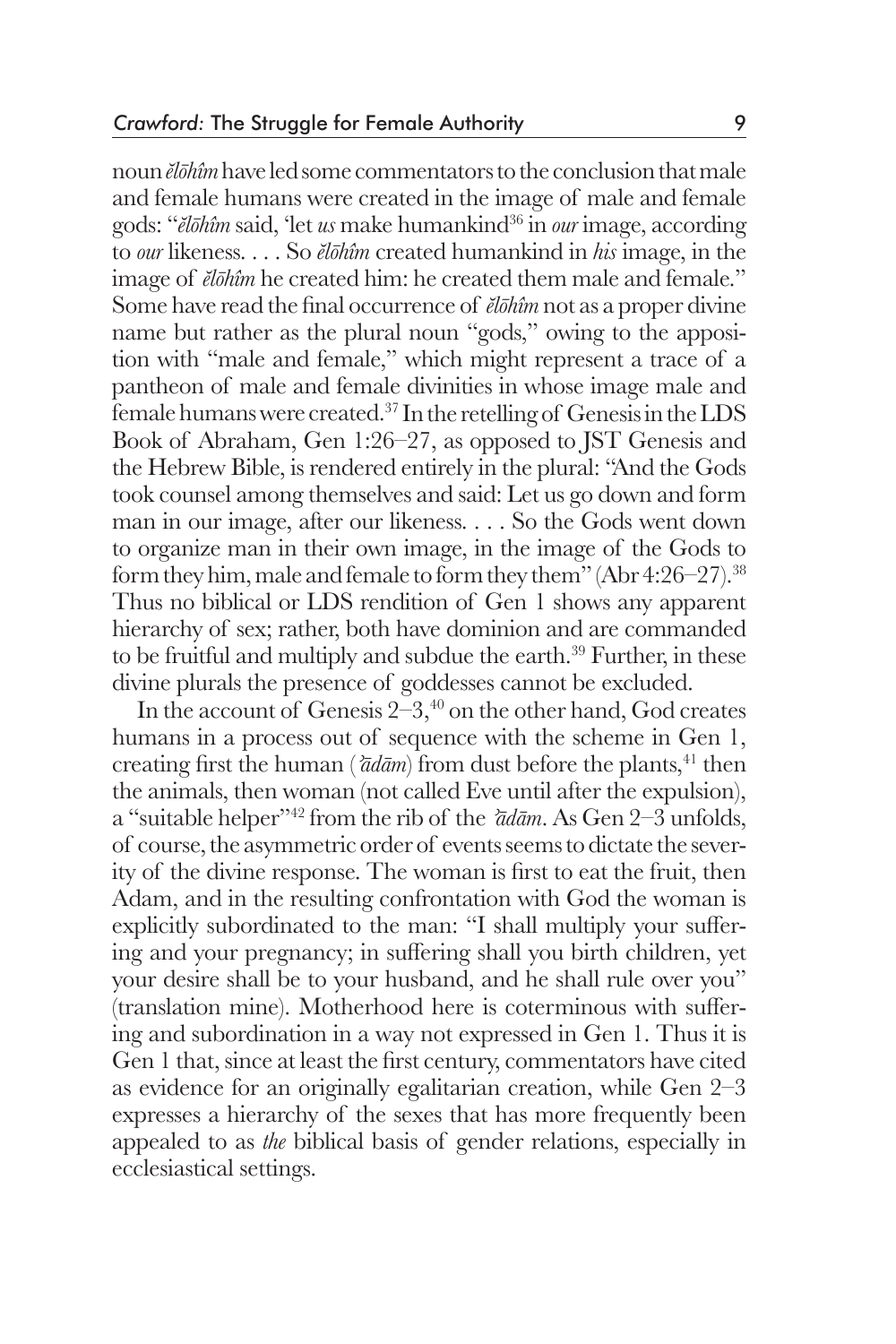noun *ĕlōhîm* have led some commentators to the conclusion that male and female humans were created in the image of male and female gods: "*ĕlōhîm* said, 'let *us* make humankind[36] in *our* image, according to *our* likeness. . . . So *ĕlōhîm* created humankind in *his* image, in the image of *ĕlōhîm* he created him: he created them male and female." Some have read the final occurrence of *ĕlōhîm* not as a proper divine name but rather as the plural noun "gods," owing to the apposition with "male and female," which might represent a trace of a pantheon of male and female divinities in whose image male and female humans were created.[37] In the retelling of Genesis in the LDS Book of Abraham, Gen 1:26–27, as opposed to JST Genesis and the Hebrew Bible, is rendered entirely in the plural: "And the Gods took counsel among themselves and said: Let us go down and form man in our image, after our likeness. . . . So the Gods went down to organize man in their own image, in the image of the Gods to form they him, male and female to form they them" (Abr 4:26–27).[38] Thus no biblical or LDS rendition of Gen 1 shows any apparent hierarchy of sex; rather, both have dominion and are commanded to be fruitful and multiply and subdue the earth.[39] Further, in these divine plurals the presence of goddesses cannot be excluded.

In the account of Genesis 2–3,[40] on the other hand, God creates humans in a process out of sequence with the scheme in Gen 1, creating first the human (*ʾādām*) from dust before the plants,[41] then the animals, then woman (not called Eve until after the expulsion), a "suitable helper"[42] from the rib of the *ʾādām*. As Gen 2–3 unfolds, of course, the asymmetric order of events seems to dictate the severity of the divine response. The woman is first to eat the fruit, then Adam, and in the resulting confrontation with God the woman is explicitly subordinated to the man: "I shall multiply your suffering and your pregnancy; in suffering shall you birth children, yet your desire shall be to your husband, and he shall rule over you" (translation mine). Motherhood here is coterminous with suffering and subordination in a way not expressed in Gen 1. Thus it is Gen 1 that, since at least the first century, commentators have cited as evidence for an originally egalitarian creation, while Gen 2–3 expresses a hierarchy of the sexes that has more frequently been appealed to as *the* biblical basis of gender relations, especially in ecclesiastical settings.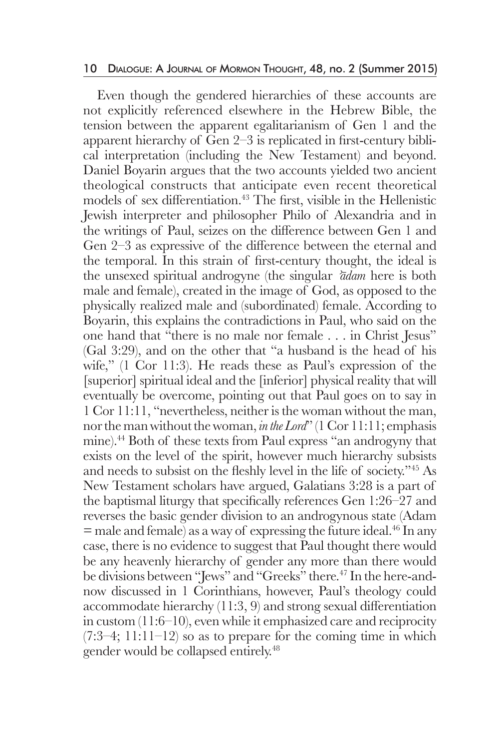Even though the gendered hierarchies of these accounts are not explicitly referenced elsewhere in the Hebrew Bible, the tension between the apparent egalitarianism of Gen 1 and the apparent hierarchy of Gen 2–3 is replicated in first-century biblical interpretation (including the New Testament) and beyond. Daniel Boyarin argues that the two accounts yielded two ancient theological constructs that anticipate even recent theoretical models of sex differentiation.[43] The first, visible in the Hellenistic Jewish interpreter and philosopher Philo of Alexandria and in the writings of Paul, seizes on the difference between Gen 1 and Gen 2–3 as expressive of the difference between the eternal and the temporal. In this strain of first-century thought, the ideal is the unsexed spiritual androgyne (the singular *ʾādam* here is both male and female), created in the image of God, as opposed to the physically realized male and (subordinated) female. According to Boyarin, this explains the contradictions in Paul, who said on the one hand that "there is no male nor female . . . in Christ Jesus" (Gal 3:29), and on the other that "a husband is the head of his wife," (1 Cor 11:3). He reads these as Paul's expression of the [superior] spiritual ideal and the [inferior] physical reality that will eventually be overcome, pointing out that Paul goes on to say in 1 Cor 11:11, "nevertheless, neither is the woman without the man, nor the man without the woman, *in the Lord*" (1 Cor 11:11; emphasis mine).[44] Both of these texts from Paul express "an androgyny that exists on the level of the spirit, however much hierarchy subsists and needs to subsist on the fleshly level in the life of society."[45] As New Testament scholars have argued, Galatians 3:28 is a part of the baptismal liturgy that specifically references Gen 1:26–27 and reverses the basic gender division to an androgynous state (Adam = male and female) as a way of expressing the future ideal.[46] In any case, there is no evidence to suggest that Paul thought there would be any heavenly hierarchy of gender any more than there would be divisions between "Jews" and "Greeks" there.[47] In the here-and-now discussed in 1 Corinthians, however, Paul's theology could accommodate hierarchy (11:3, 9) and strong sexual differentiation in custom (11:6–10), even while it emphasized care and reciprocity (7:3–4; 11:11–12) so as to prepare for the coming time in which gender would be collapsed entirely.[48]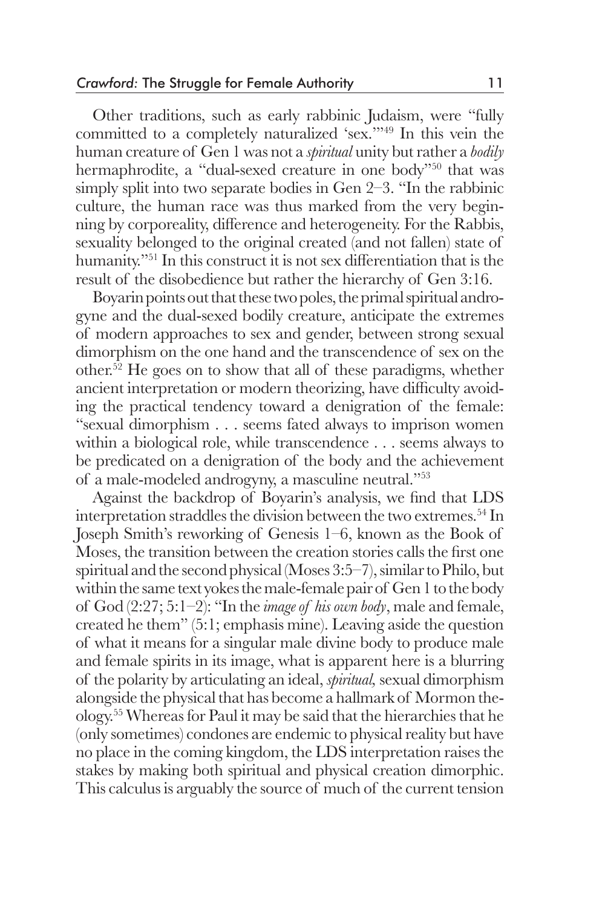Other traditions, such as early rabbinic Judaism, were "fully committed to a completely naturalized 'sex.'"[49] In this vein the human creature of Gen 1 was not a *spiritual* unity but rather a *bodily* hermaphrodite, a "dual-sexed creature in one body"[50] that was simply split into two separate bodies in Gen 2–3. "In the rabbinic culture, the human race was thus marked from the very beginning by corporeality, difference and heterogeneity. For the Rabbis, sexuality belonged to the original created (and not fallen) state of humanity."[51] In this construct it is not sex differentiation that is the result of the disobedience but rather the hierarchy of Gen 3:16.

Boyarin points out that these two poles, the primal spiritual androgyne and the dual-sexed bodily creature, anticipate the extremes of modern approaches to sex and gender, between strong sexual dimorphism on the one hand and the transcendence of sex on the other.[52] He goes on to show that all of these paradigms, whether ancient interpretation or modern theorizing, have difficulty avoiding the practical tendency toward a denigration of the female: "sexual dimorphism . . . seems fated always to imprison women within a biological role, while transcendence . . . seems always to be predicated on a denigration of the body and the achievement of a male-modeled androgyny, a masculine neutral."[53]

Against the backdrop of Boyarin's analysis, we find that LDS interpretation straddles the division between the two extremes.[54] In Joseph Smith's reworking of Genesis 1–6, known as the Book of Moses, the transition between the creation stories calls the first one spiritual and the second physical (Moses 3:5–7), similar to Philo, but within the same text yokes the male-female pair of Gen 1 to the body of God (2:27; 5:1–2): "In the *image of his own body*, male and female, created he them" (5:1; emphasis mine). Leaving aside the question of what it means for a singular male divine body to produce male and female spirits in its image, what is apparent here is a blurring of the polarity by articulating an ideal, *spiritual,* sexual dimorphism alongside the physical that has become a hallmark of Mormon theology.[55] Whereas for Paul it may be said that the hierarchies that he (only sometimes) condones are endemic to physical reality but have no place in the coming kingdom, the LDS interpretation raises the stakes by making both spiritual and physical creation dimorphic. This calculus is arguably the source of much of the current tension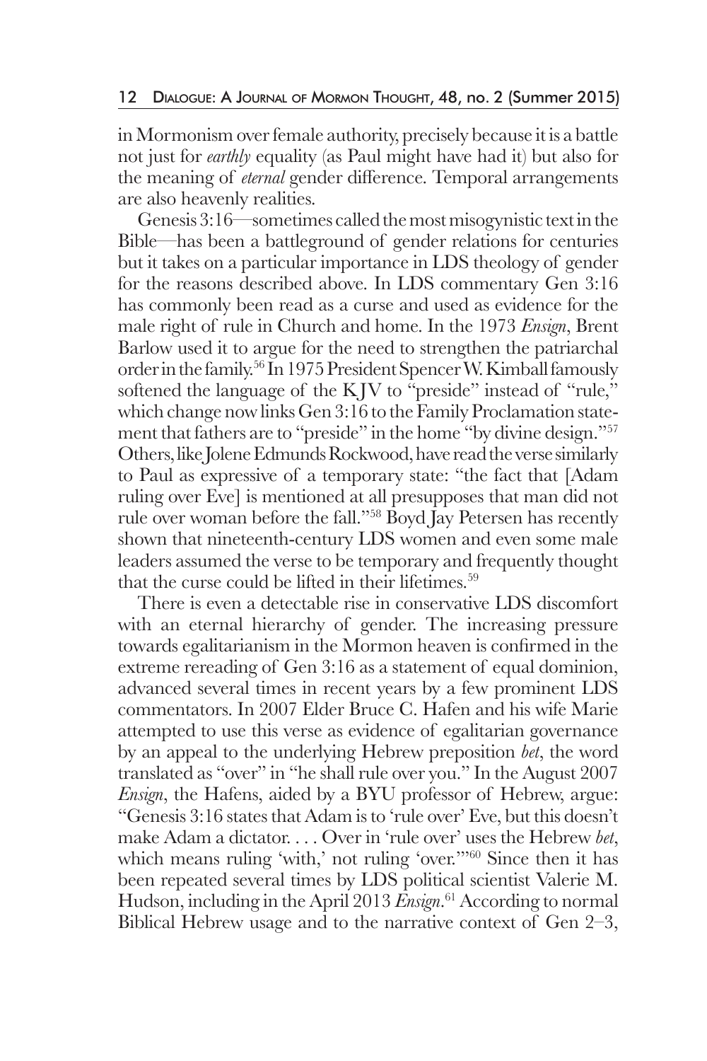in Mormonism over female authority, precisely because it is a battle not just for *earthly* equality (as Paul might have had it) but also for the meaning of *eternal* gender difference. Temporal arrangements are also heavenly realities.

Genesis 3:16—sometimes called the most misogynistic text in the Bible—has been a battleground of gender relations for centuries but it takes on a particular importance in LDS theology of gender for the reasons described above. In LDS commentary Gen 3:16 has commonly been read as a curse and used as evidence for the male right of rule in Church and home. In the 1973 *Ensign*, Brent Barlow used it to argue for the need to strengthen the patriarchal order in the family.[56] In 1975 President Spencer W. Kimball famously softened the language of the KJV to "preside" instead of "rule," which change now links Gen 3:16 to the Family Proclamation statement that fathers are to "preside" in the home "by divine design."[57] Others, like Jolene Edmunds Rockwood, have read the verse similarly to Paul as expressive of a temporary state: "the fact that [Adam ruling over Eve] is mentioned at all presupposes that man did not rule over woman before the fall."[58] Boyd Jay Petersen has recently shown that nineteenth-century LDS women and even some male leaders assumed the verse to be temporary and frequently thought that the curse could be lifted in their lifetimes.[59]

There is even a detectable rise in conservative LDS discomfort with an eternal hierarchy of gender. The increasing pressure towards egalitarianism in the Mormon heaven is confirmed in the extreme rereading of Gen 3:16 as a statement of equal dominion, advanced several times in recent years by a few prominent LDS commentators. In 2007 Elder Bruce C. Hafen and his wife Marie attempted to use this verse as evidence of egalitarian governance by an appeal to the underlying Hebrew preposition *bet*, the word translated as "over" in "he shall rule over you." In the August 2007 *Ensign*, the Hafens, aided by a BYU professor of Hebrew, argue: "Genesis 3:16 states that Adam is to 'rule over' Eve, but this doesn't make Adam a dictator. . . . Over in 'rule over' uses the Hebrew *bet*, which means ruling 'with,' not ruling 'over.'"[60] Since then it has been repeated several times by LDS political scientist Valerie M. Hudson, including in the April 2013 *Ensign*.[61] According to normal Biblical Hebrew usage and to the narrative context of Gen 2–3,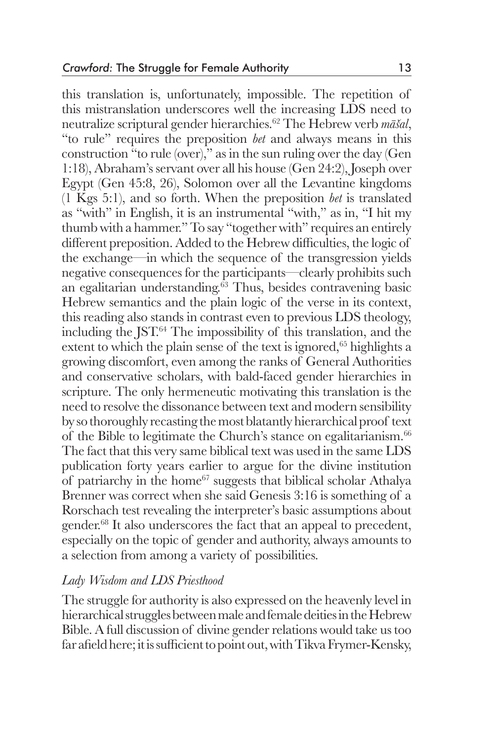this translation is, unfortunately, impossible. The repetition of this mistranslation underscores well the increasing LDS need to neutralize scriptural gender hierarchies.[62] The Hebrew verb *māšal*, "to rule" requires the preposition *bet* and always means in this construction "to rule (over)," as in the sun ruling over the day (Gen 1:18), Abraham's servant over all his house (Gen 24:2), Joseph over Egypt (Gen 45:8, 26), Solomon over all the Levantine kingdoms (1 Kgs 5:1), and so forth. When the preposition *bet* is translated as "with" in English, it is an instrumental "with," as in, "I hit my thumb with a hammer." To say "together with" requires an entirely different preposition. Added to the Hebrew difficulties, the logic of the exchange—in which the sequence of the transgression yields negative consequences for the participants—clearly prohibits such an egalitarian understanding.[63] Thus, besides contravening basic Hebrew semantics and the plain logic of the verse in its context, this reading also stands in contrast even to previous LDS theology, including the JST.[64] The impossibility of this translation, and the extent to which the plain sense of the text is ignored,[65] highlights a growing discomfort, even among the ranks of General Authorities and conservative scholars, with bald-faced gender hierarchies in scripture. The only hermeneutic motivating this translation is the need to resolve the dissonance between text and modern sensibility by so thoroughly recasting the most blatantly hierarchical proof text of the Bible to legitimate the Church's stance on egalitarianism.[66] The fact that this very same biblical text was used in the same LDS publication forty years earlier to argue for the divine institution of patriarchy in the home[67] suggests that biblical scholar Athalya Brenner was correct when she said Genesis 3:16 is something of a Rorschach test revealing the interpreter's basic assumptions about gender.[68] It also underscores the fact that an appeal to precedent, especially on the topic of gender and authority, always amounts to a selection from among a variety of possibilities.

### *Lady Wisdom and LDS Priesthood*

The struggle for authority is also expressed on the heavenly level in hierarchical struggles between male and female deities in the Hebrew Bible. A full discussion of divine gender relations would take us too far afield here; it is sufficient to point out, with Tikva Frymer-Kensky,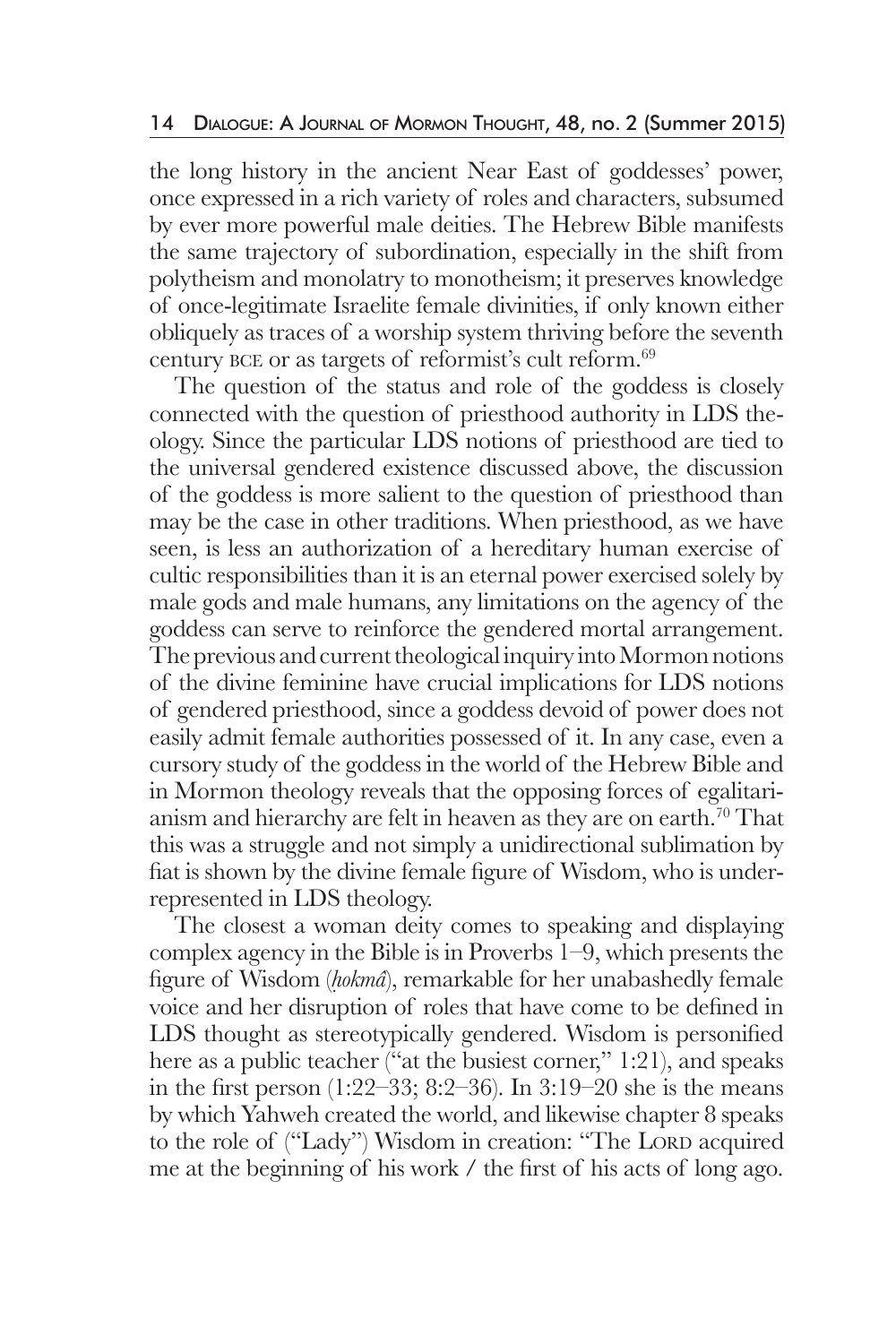the long history in the ancient Near East of goddesses' power, once expressed in a rich variety of roles and characters, subsumed by ever more powerful male deities. The Hebrew Bible manifests the same trajectory of subordination, especially in the shift from polytheism and monolatry to monotheism; it preserves knowledge of once-legitimate Israelite female divinities, if only known either obliquely as traces of a worship system thriving before the seventh century BCE or as targets of reformist's cult reform.[69]

The question of the status and role of the goddess is closely connected with the question of priesthood authority in LDS theology. Since the particular LDS notions of priesthood are tied to the universal gendered existence discussed above, the discussion of the goddess is more salient to the question of priesthood than may be the case in other traditions. When priesthood, as we have seen, is less an authorization of a hereditary human exercise of cultic responsibilities than it is an eternal power exercised solely by male gods and male humans, any limitations on the agency of the goddess can serve to reinforce the gendered mortal arrangement. The previous and current theological inquiry into Mormon notions of the divine feminine have crucial implications for LDS notions of gendered priesthood, since a goddess devoid of power does not easily admit female authorities possessed of it. In any case, even a cursory study of the goddess in the world of the Hebrew Bible and in Mormon theology reveals that the opposing forces of egalitarianism and hierarchy are felt in heaven as they are on earth.[70] That this was a struggle and not simply a unidirectional sublimation by fiat is shown by the divine female figure of Wisdom, who is underrepresented in LDS theology.

The closest a woman deity comes to speaking and displaying complex agency in the Bible is in Proverbs 1–9, which presents the figure of Wisdom (*ḥokmâ*), remarkable for her unabashedly female voice and her disruption of roles that have come to be defined in LDS thought as stereotypically gendered. Wisdom is personified here as a public teacher ("at the busiest corner," 1:21), and speaks in the first person (1:22–33; 8:2–36). In 3:19–20 she is the means by which Yahweh created the world, and likewise chapter 8 speaks to the role of ("Lady") Wisdom in creation: "The LORD acquired me at the beginning of his work / the first of his acts of long ago.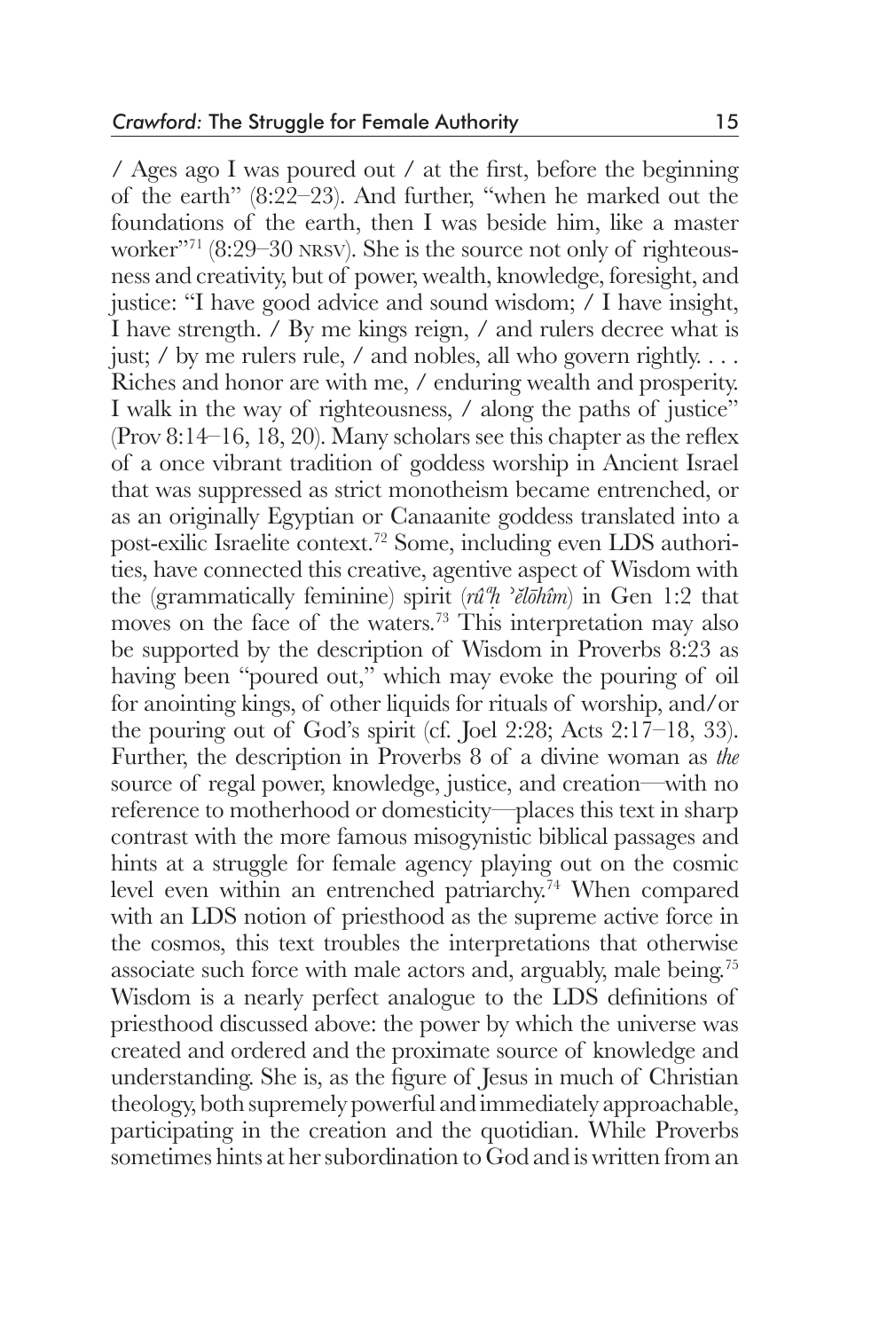/ Ages ago I was poured out / at the first, before the beginning of the earth" (8:22–23). And further, "when he marked out the foundations of the earth, then I was beside him, like a master worker"[71] (8:29–30 NRSV). She is the source not only of righteousness and creativity, but of power, wealth, knowledge, foresight, and justice: "I have good advice and sound wisdom; / I have insight, I have strength. / By me kings reign, / and rulers decree what is just; / by me rulers rule, / and nobles, all who govern rightly. . . . Riches and honor are with me, / enduring wealth and prosperity. I walk in the way of righteousness, / along the paths of justice" (Prov 8:14–16, 18, 20). Many scholars see this chapter as the reflex of a once vibrant tradition of goddess worship in Ancient Israel that was suppressed as strict monotheism became entrenched, or as an originally Egyptian or Canaanite goddess translated into a post-exilic Israelite context.[72] Some, including even LDS authorities, have connected this creative, agentive aspect of Wisdom with the (grammatically feminine) spirit (*rûᵃḥ ʾĕlōhîm*) in Gen 1:2 that moves on the face of the waters.[73] This interpretation may also be supported by the description of Wisdom in Proverbs 8:23 as having been "poured out," which may evoke the pouring of oil for anointing kings, of other liquids for rituals of worship, and/or the pouring out of God's spirit (cf. Joel 2:28; Acts 2:17–18, 33). Further, the description in Proverbs 8 of a divine woman as *the* source of regal power, knowledge, justice, and creation—with no reference to motherhood or domesticity—places this text in sharp contrast with the more famous misogynistic biblical passages and hints at a struggle for female agency playing out on the cosmic level even within an entrenched patriarchy.[74] When compared with an LDS notion of priesthood as the supreme active force in the cosmos, this text troubles the interpretations that otherwise associate such force with male actors and, arguably, male being.[75] Wisdom is a nearly perfect analogue to the LDS definitions of priesthood discussed above: the power by which the universe was created and ordered and the proximate source of knowledge and understanding. She is, as the figure of Jesus in much of Christian theology, both supremely powerful and immediately approachable, participating in the creation and the quotidian. While Proverbs sometimes hints at her subordination to God and is written from an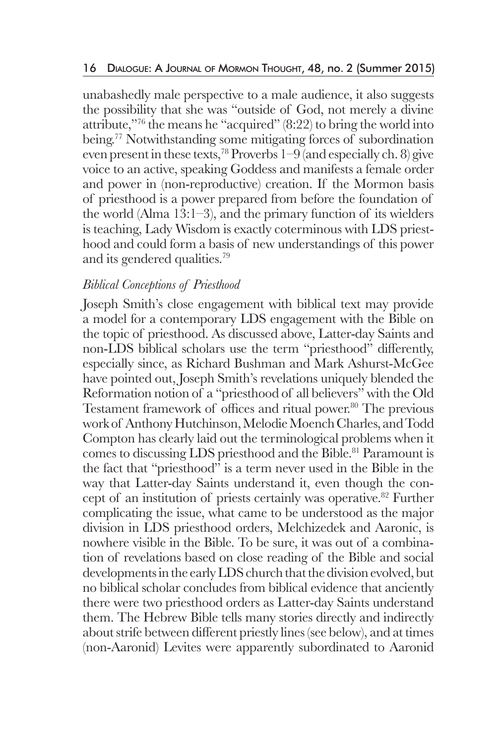unabashedly male perspective to a male audience, it also suggests the possibility that she was "outside of God, not merely a divine attribute,"[76] the means he "acquired" (8:22) to bring the world into being.[77] Notwithstanding some mitigating forces of subordination even present in these texts,[78] Proverbs 1–9 (and especially ch. 8) give voice to an active, speaking Goddess and manifests a female order and power in (non-reproductive) creation. If the Mormon basis of priesthood is a power prepared from before the foundation of the world (Alma 13:1–3), and the primary function of its wielders is teaching, Lady Wisdom is exactly coterminous with LDS priesthood and could form a basis of new understandings of this power and its gendered qualities.[79]

### *Biblical Conceptions of Priesthood*

Joseph Smith's close engagement with biblical text may provide a model for a contemporary LDS engagement with the Bible on the topic of priesthood. As discussed above, Latter-day Saints and non-LDS biblical scholars use the term "priesthood" differently, especially since, as Richard Bushman and Mark Ashurst-McGee have pointed out, Joseph Smith's revelations uniquely blended the Reformation notion of a "priesthood of all believers" with the Old Testament framework of offices and ritual power.[80] The previous work of Anthony Hutchinson, Melodie Moench Charles, and Todd Compton has clearly laid out the terminological problems when it comes to discussing LDS priesthood and the Bible.[81] Paramount is the fact that "priesthood" is a term never used in the Bible in the way that Latter-day Saints understand it, even though the concept of an institution of priests certainly was operative.[82] Further complicating the issue, what came to be understood as the major division in LDS priesthood orders, Melchizedek and Aaronic, is nowhere visible in the Bible. To be sure, it was out of a combination of revelations based on close reading of the Bible and social developments in the early LDS church that the division evolved, but no biblical scholar concludes from biblical evidence that anciently there were two priesthood orders as Latter-day Saints understand them. The Hebrew Bible tells many stories directly and indirectly about strife between different priestly lines (see below), and at times (non-Aaronid) Levites were apparently subordinated to Aaronid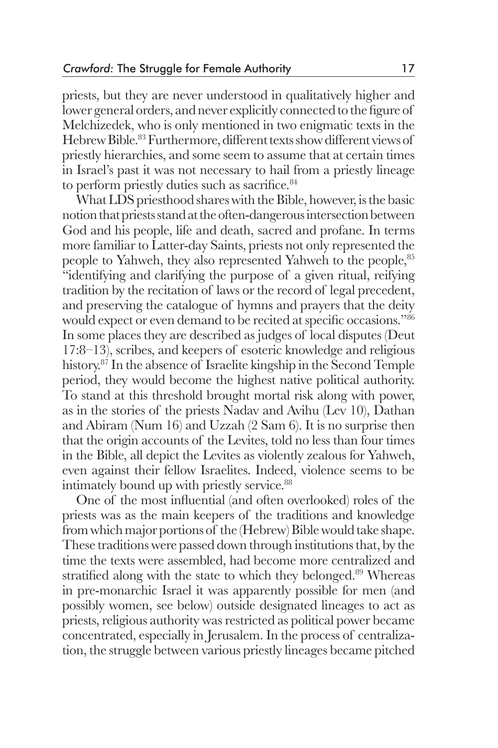priests, but they are never understood in qualitatively higher and lower general orders, and never explicitly connected to the figure of Melchizedek, who is only mentioned in two enigmatic texts in the Hebrew Bible.[83] Furthermore, different texts show different views of priestly hierarchies, and some seem to assume that at certain times in Israel's past it was not necessary to hail from a priestly lineage to perform priestly duties such as sacrifice.[84]

What LDS priesthood shares with the Bible, however, is the basic notion that priests stand at the often-dangerous intersection between God and his people, life and death, sacred and profane. In terms more familiar to Latter-day Saints, priests not only represented the people to Yahweh, they also represented Yahweh to the people,[85] "identifying and clarifying the purpose of a given ritual, reifying tradition by the recitation of laws or the record of legal precedent, and preserving the catalogue of hymns and prayers that the deity would expect or even demand to be recited at specific occasions."[86] In some places they are described as judges of local disputes (Deut 17:8–13), scribes, and keepers of esoteric knowledge and religious history.[87] In the absence of Israelite kingship in the Second Temple period, they would become the highest native political authority. To stand at this threshold brought mortal risk along with power, as in the stories of the priests Nadav and Avihu (Lev 10), Dathan and Abiram (Num 16) and Uzzah (2 Sam 6). It is no surprise then that the origin accounts of the Levites, told no less than four times in the Bible, all depict the Levites as violently zealous for Yahweh, even against their fellow Israelites. Indeed, violence seems to be intimately bound up with priestly service.[88]

One of the most influential (and often overlooked) roles of the priests was as the main keepers of the traditions and knowledge from which major portions of the (Hebrew) Bible would take shape. These traditions were passed down through institutions that, by the time the texts were assembled, had become more centralized and stratified along with the state to which they belonged.[89] Whereas in pre-monarchic Israel it was apparently possible for men (and possibly women, see below) outside designated lineages to act as priests, religious authority was restricted as political power became concentrated, especially in Jerusalem. In the process of centralization, the struggle between various priestly lineages became pitched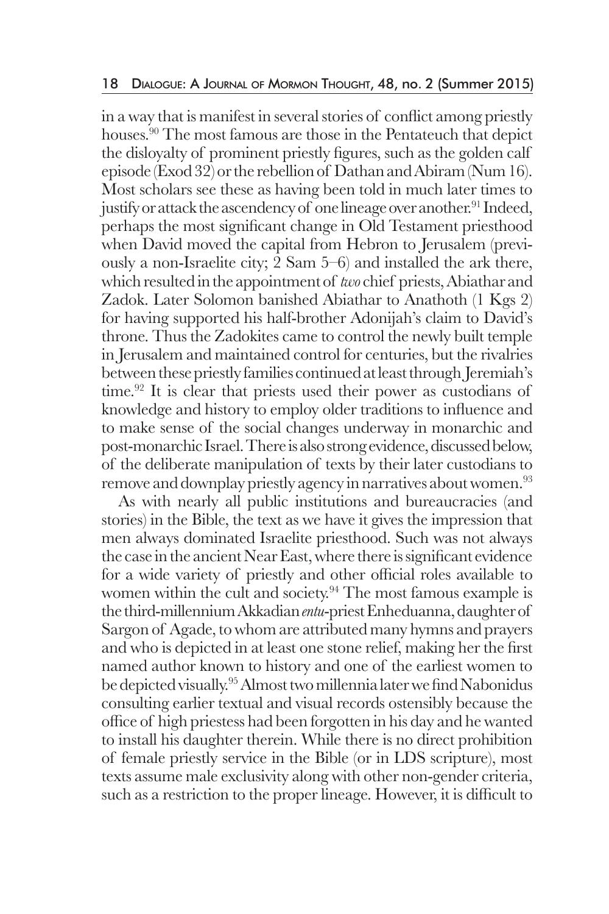in a way that is manifest in several stories of conflict among priestly houses.[90] The most famous are those in the Pentateuch that depict the disloyalty of prominent priestly figures, such as the golden calf episode (Exod 32) or the rebellion of Dathan and Abiram (Num 16). Most scholars see these as having been told in much later times to justify or attack the ascendency of one lineage over another.[91] Indeed, perhaps the most significant change in Old Testament priesthood when David moved the capital from Hebron to Jerusalem (previously a non-Israelite city; 2 Sam 5–6) and installed the ark there, which resulted in the appointment of *two* chief priests, Abiathar and Zadok. Later Solomon banished Abiathar to Anathoth (1 Kgs 2) for having supported his half-brother Adonijah's claim to David's throne. Thus the Zadokites came to control the newly built temple in Jerusalem and maintained control for centuries, but the rivalries between these priestly families continued at least through Jeremiah's time.[92] It is clear that priests used their power as custodians of knowledge and history to employ older traditions to influence and to make sense of the social changes underway in monarchic and post-monarchic Israel. There is also strong evidence, discussed below, of the deliberate manipulation of texts by their later custodians to remove and downplay priestly agency in narratives about women.[93]

As with nearly all public institutions and bureaucracies (and stories) in the Bible, the text as we have it gives the impression that men always dominated Israelite priesthood. Such was not always the case in the ancient Near East, where there is significant evidence for a wide variety of priestly and other official roles available to women within the cult and society.[94] The most famous example is the third-millennium Akkadian *entu*-priest Enheduanna, daughter of Sargon of Agade, to whom are attributed many hymns and prayers and who is depicted in at least one stone relief, making her the first named author known to history and one of the earliest women to be depicted visually.[95] Almost two millennia later we find Nabonidus consulting earlier textual and visual records ostensibly because the office of high priestess had been forgotten in his day and he wanted to install his daughter therein. While there is no direct prohibition of female priestly service in the Bible (or in LDS scripture), most texts assume male exclusivity along with other non-gender criteria, such as a restriction to the proper lineage. However, it is difficult to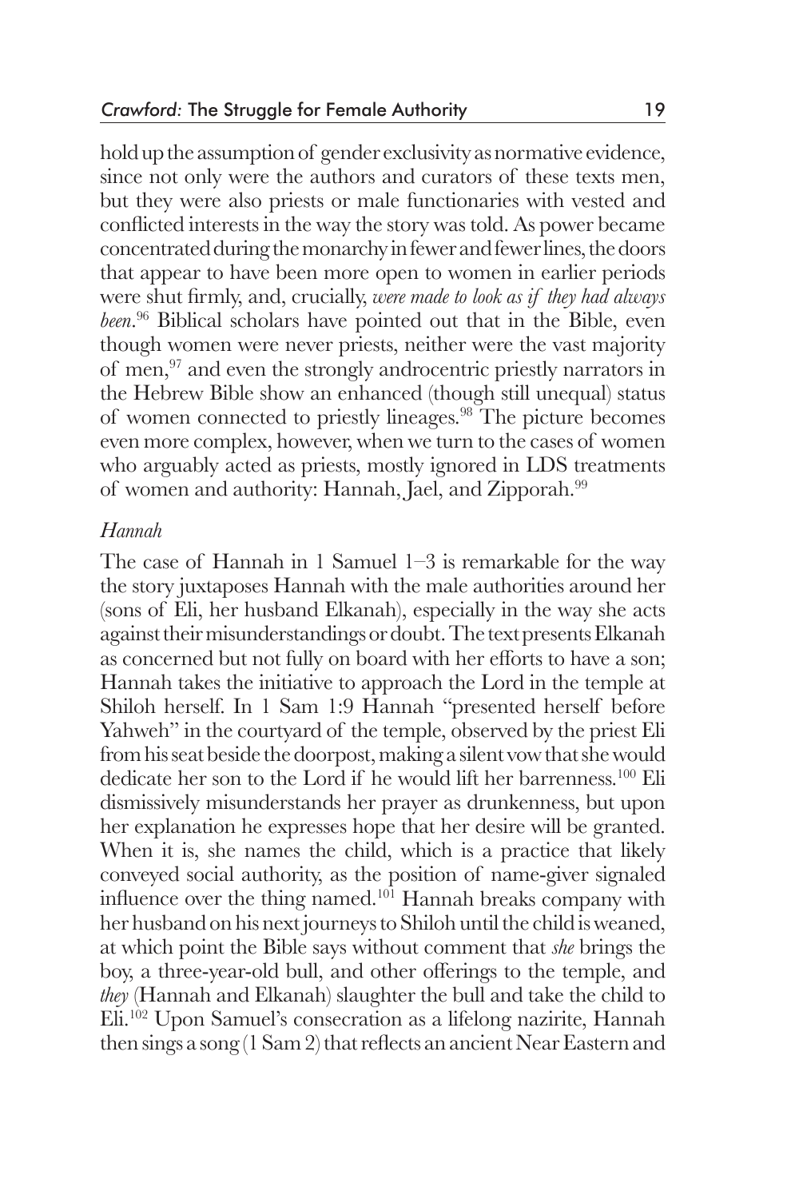hold up the assumption of gender exclusivity as normative evidence, since not only were the authors and curators of these texts men, but they were also priests or male functionaries with vested and conflicted interests in the way the story was told. As power became concentrated during the monarchy in fewer and fewer lines, the doors that appear to have been more open to women in earlier periods were shut firmly, and, crucially, *were made to look as if they had always been*.[96] Biblical scholars have pointed out that in the Bible, even though women were never priests, neither were the vast majority of men,[97] and even the strongly androcentric priestly narrators in the Hebrew Bible show an enhanced (though still unequal) status of women connected to priestly lineages.[98] The picture becomes even more complex, however, when we turn to the cases of women who arguably acted as priests, mostly ignored in LDS treatments of women and authority: Hannah, Jael, and Zipporah.[99]

### *Hannah*

The case of Hannah in 1 Samuel 1–3 is remarkable for the way the story juxtaposes Hannah with the male authorities around her (sons of Eli, her husband Elkanah), especially in the way she acts against their misunderstandings or doubt. The text presents Elkanah as concerned but not fully on board with her efforts to have a son; Hannah takes the initiative to approach the Lord in the temple at Shiloh herself. In 1 Sam 1:9 Hannah "presented herself before Yahweh" in the courtyard of the temple, observed by the priest Eli from his seat beside the doorpost, making a silent vow that she would dedicate her son to the Lord if he would lift her barrenness.[100] Eli dismissively misunderstands her prayer as drunkenness, but upon her explanation he expresses hope that her desire will be granted. When it is, she names the child, which is a practice that likely conveyed social authority, as the position of name-giver signaled influence over the thing named.[101] Hannah breaks company with her husband on his next journeys to Shiloh until the child is weaned, at which point the Bible says without comment that *she* brings the boy, a three-year-old bull, and other offerings to the temple, and *they* (Hannah and Elkanah) slaughter the bull and take the child to Eli.[102] Upon Samuel's consecration as a lifelong nazirite, Hannah then sings a song (1 Sam 2) that reflects an ancient Near Eastern and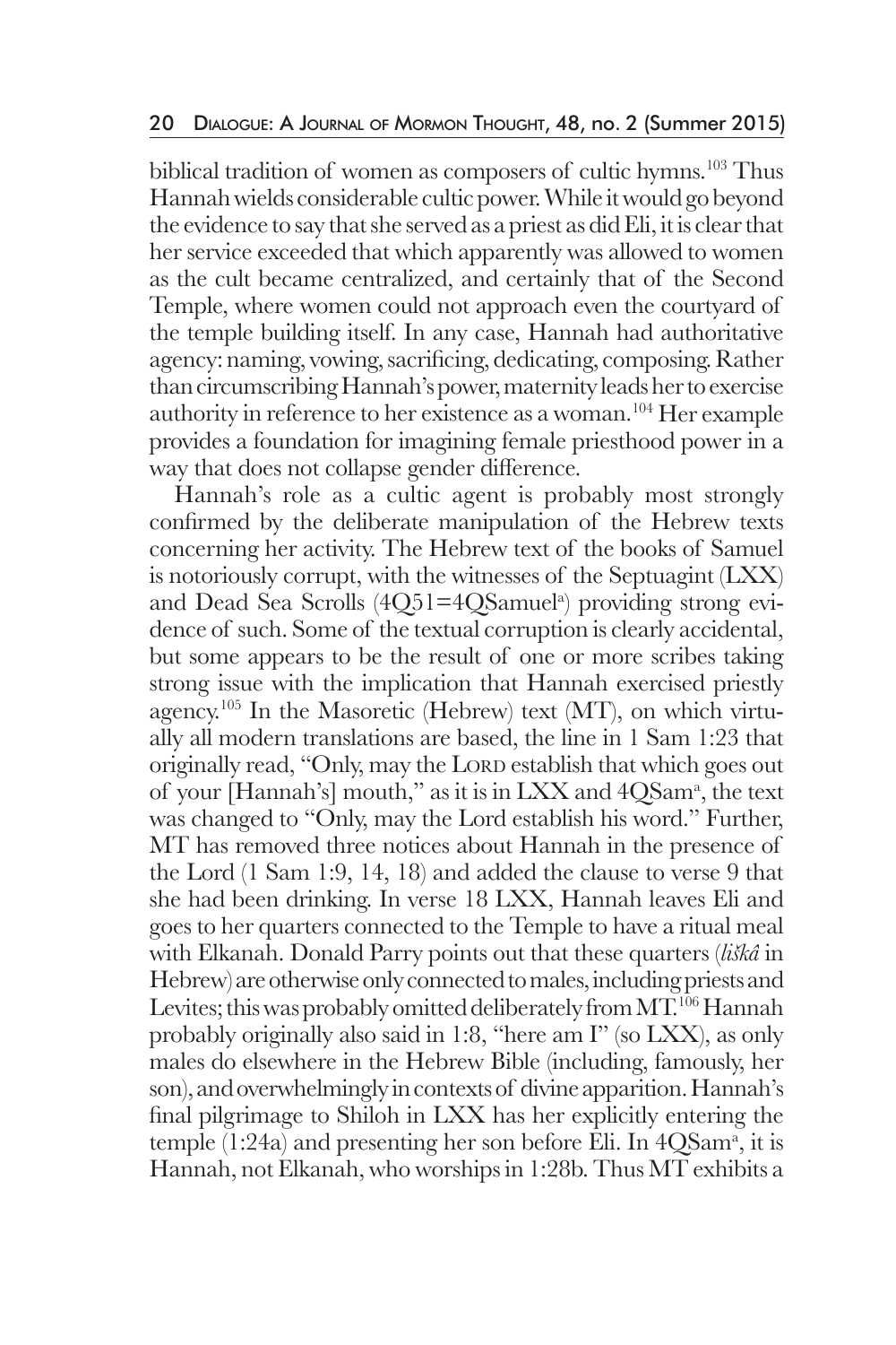biblical tradition of women as composers of cultic hymns.[103] Thus Hannah wields considerable cultic power. While it would go beyond the evidence to say that she served as a priest as did Eli, it is clear that her service exceeded that which apparently was allowed to women as the cult became centralized, and certainly that of the Second Temple, where women could not approach even the courtyard of the temple building itself. In any case, Hannah had authoritative agency: naming, vowing, sacrificing, dedicating, composing. Rather than circumscribing Hannah's power, maternity leads her to exercise authority in reference to her existence as a woman.[104] Her example provides a foundation for imagining female priesthood power in a way that does not collapse gender difference.

Hannah's role as a cultic agent is probably most strongly confirmed by the deliberate manipulation of the Hebrew texts concerning her activity. The Hebrew text of the books of Samuel is notoriously corrupt, with the witnesses of the Septuagint (LXX) and Dead Sea Scrolls (4Q51=4QSamuel[a]) providing strong evidence of such. Some of the textual corruption is clearly accidental, but some appears to be the result of one or more scribes taking strong issue with the implication that Hannah exercised priestly agency.[105] In the Masoretic (Hebrew) text (MT), on which virtually all modern translations are based, the line in 1 Sam 1:23 that originally read, "Only, may the LORD establish that which goes out of your [Hannah's] mouth," as it is in LXX and 4QSam[a], the text was changed to "Only, may the Lord establish his word." Further, MT has removed three notices about Hannah in the presence of the Lord (1 Sam 1:9, 14, 18) and added the clause to verse 9 that she had been drinking. In verse 18 LXX, Hannah leaves Eli and goes to her quarters connected to the Temple to have a ritual meal with Elkanah. Donald Parry points out that these quarters (*liškâ* in Hebrew) are otherwise only connected to males, including priests and Levites; this was probably omitted deliberately from MT.[106] Hannah probably originally also said in 1:8, "here am I" (so LXX), as only males do elsewhere in the Hebrew Bible (including, famously, her son), and overwhelmingly in contexts of divine apparition. Hannah's final pilgrimage to Shiloh in LXX has her explicitly entering the temple (1:24a) and presenting her son before Eli. In 4QSam[a], it is Hannah, not Elkanah, who worships in 1:28b. Thus MT exhibits a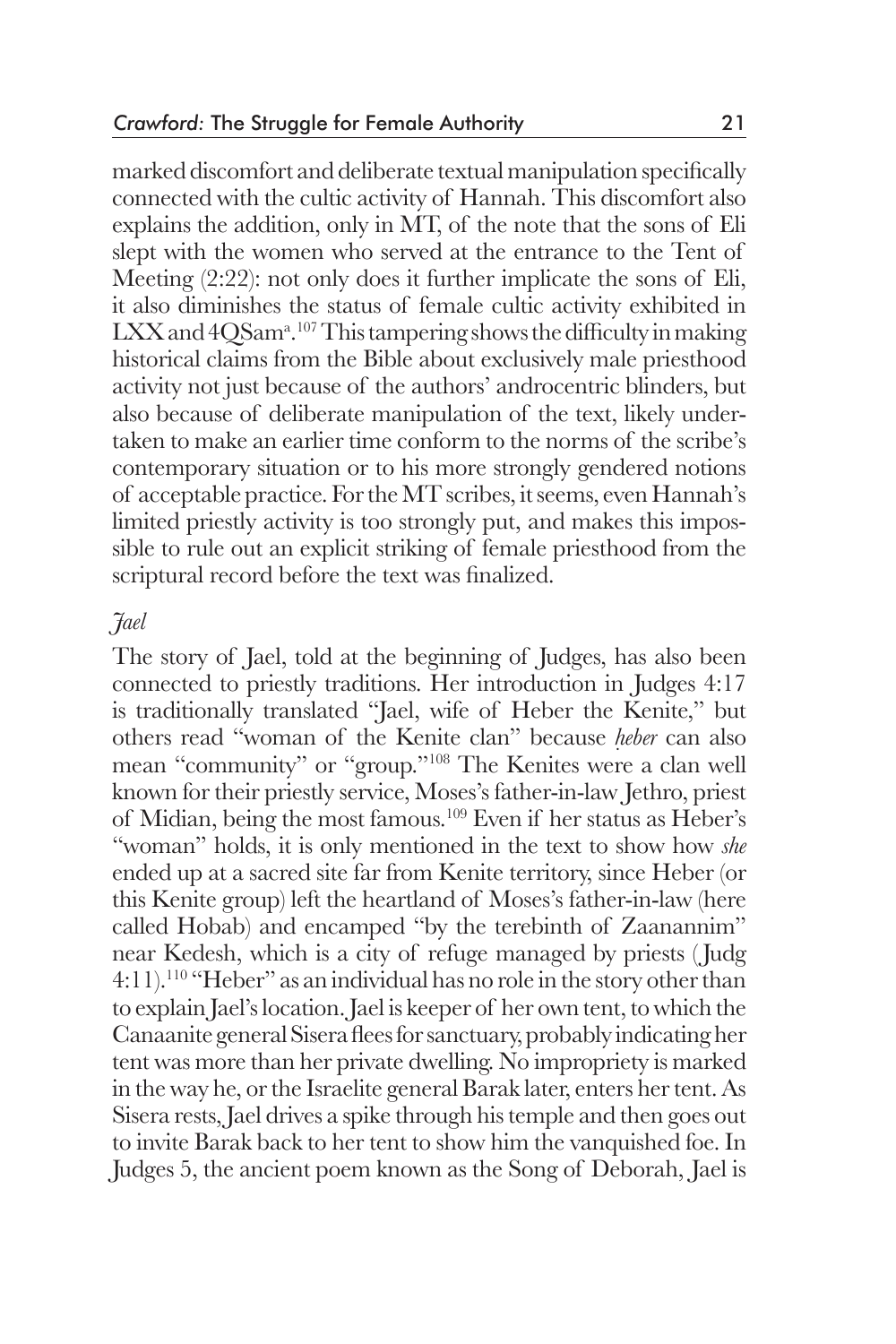marked discomfort and deliberate textual manipulation specifically connected with the cultic activity of Hannah. This discomfort also explains the addition, only in MT, of the note that the sons of Eli slept with the women who served at the entrance to the Tent of Meeting (2:22): not only does it further implicate the sons of Eli, it also diminishes the status of female cultic activity exhibited in LXX and 4QSam[a].[107] This tampering shows the difficulty in making historical claims from the Bible about exclusively male priesthood activity not just because of the authors' androcentric blinders, but also because of deliberate manipulation of the text, likely undertaken to make an earlier time conform to the norms of the scribe's contemporary situation or to his more strongly gendered notions of acceptable practice. For the MT scribes, it seems, even Hannah's limited priestly activity is too strongly put, and makes this impossible to rule out an explicit striking of female priesthood from the scriptural record before the text was finalized.

### *Jael*

The story of Jael, told at the beginning of Judges, has also been connected to priestly traditions. Her introduction in Judges 4:17 is traditionally translated "Jael, wife of Heber the Kenite," but others read "woman of the Kenite clan" because *ḥeber* can also mean "community" or "group."[108] The Kenites were a clan well known for their priestly service, Moses's father-in-law Jethro, priest of Midian, being the most famous.[109] Even if her status as Heber's "woman" holds, it is only mentioned in the text to show how *she* ended up at a sacred site far from Kenite territory, since Heber (or this Kenite group) left the heartland of Moses's father-in-law (here called Hobab) and encamped "by the terebinth of Zaanannim" near Kedesh, which is a city of refuge managed by priests (Judg 4:11).[110] "Heber" as an individual has no role in the story other than to explain Jael's location. Jael is keeper of her own tent, to which the Canaanite general Sisera flees for sanctuary, probably indicating her tent was more than her private dwelling. No impropriety is marked in the way he, or the Israelite general Barak later, enters her tent. As Sisera rests, Jael drives a spike through his temple and then goes out to invite Barak back to her tent to show him the vanquished foe. In Judges 5, the ancient poem known as the Song of Deborah, Jael is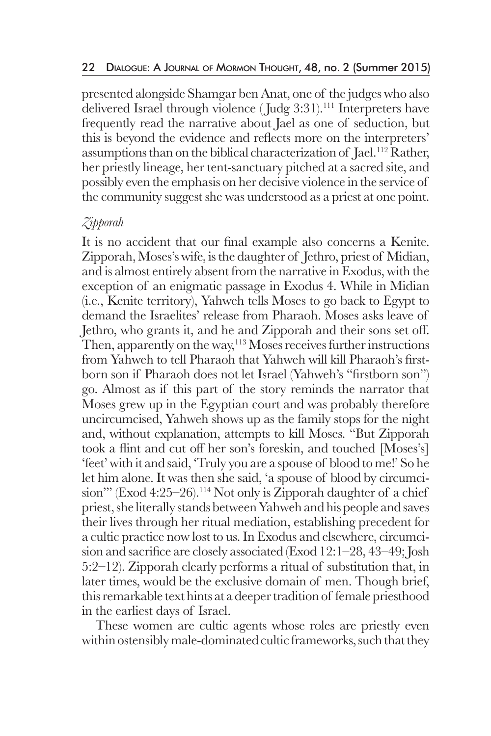presented alongside Shamgar ben Anat, one of the judges who also delivered Israel through violence (Judg 3:31).[111] Interpreters have frequently read the narrative about Jael as one of seduction, but this is beyond the evidence and reflects more on the interpreters' assumptions than on the biblical characterization of Jael.[112] Rather, her priestly lineage, her tent-sanctuary pitched at a sacred site, and possibly even the emphasis on her decisive violence in the service of the community suggest she was understood as a priest at one point.

### *Zipporah*

It is no accident that our final example also concerns a Kenite. Zipporah, Moses's wife, is the daughter of Jethro, priest of Midian, and is almost entirely absent from the narrative in Exodus, with the exception of an enigmatic passage in Exodus 4. While in Midian (i.e., Kenite territory), Yahweh tells Moses to go back to Egypt to demand the Israelites' release from Pharaoh. Moses asks leave of Jethro, who grants it, and he and Zipporah and their sons set off. Then, apparently on the way,[113] Moses receives further instructions from Yahweh to tell Pharaoh that Yahweh will kill Pharaoh's firstborn son if Pharaoh does not let Israel (Yahweh's "firstborn son") go. Almost as if this part of the story reminds the narrator that Moses grew up in the Egyptian court and was probably therefore uncircumcised, Yahweh shows up as the family stops for the night and, without explanation, attempts to kill Moses. "But Zipporah took a flint and cut off her son's foreskin, and touched [Moses's] 'feet' with it and said, 'Truly you are a spouse of blood to me!' So he let him alone. It was then she said, 'a spouse of blood by circumcision'" (Exod 4:25–26).[114] Not only is Zipporah daughter of a chief priest, she literally stands between Yahweh and his people and saves their lives through her ritual mediation, establishing precedent for a cultic practice now lost to us. In Exodus and elsewhere, circumcision and sacrifice are closely associated (Exod 12:1–28, 43–49; Josh 5:2–12). Zipporah clearly performs a ritual of substitution that, in later times, would be the exclusive domain of men. Though brief, this remarkable text hints at a deeper tradition of female priesthood in the earliest days of Israel.

These women are cultic agents whose roles are priestly even within ostensibly male-dominated cultic frameworks, such that they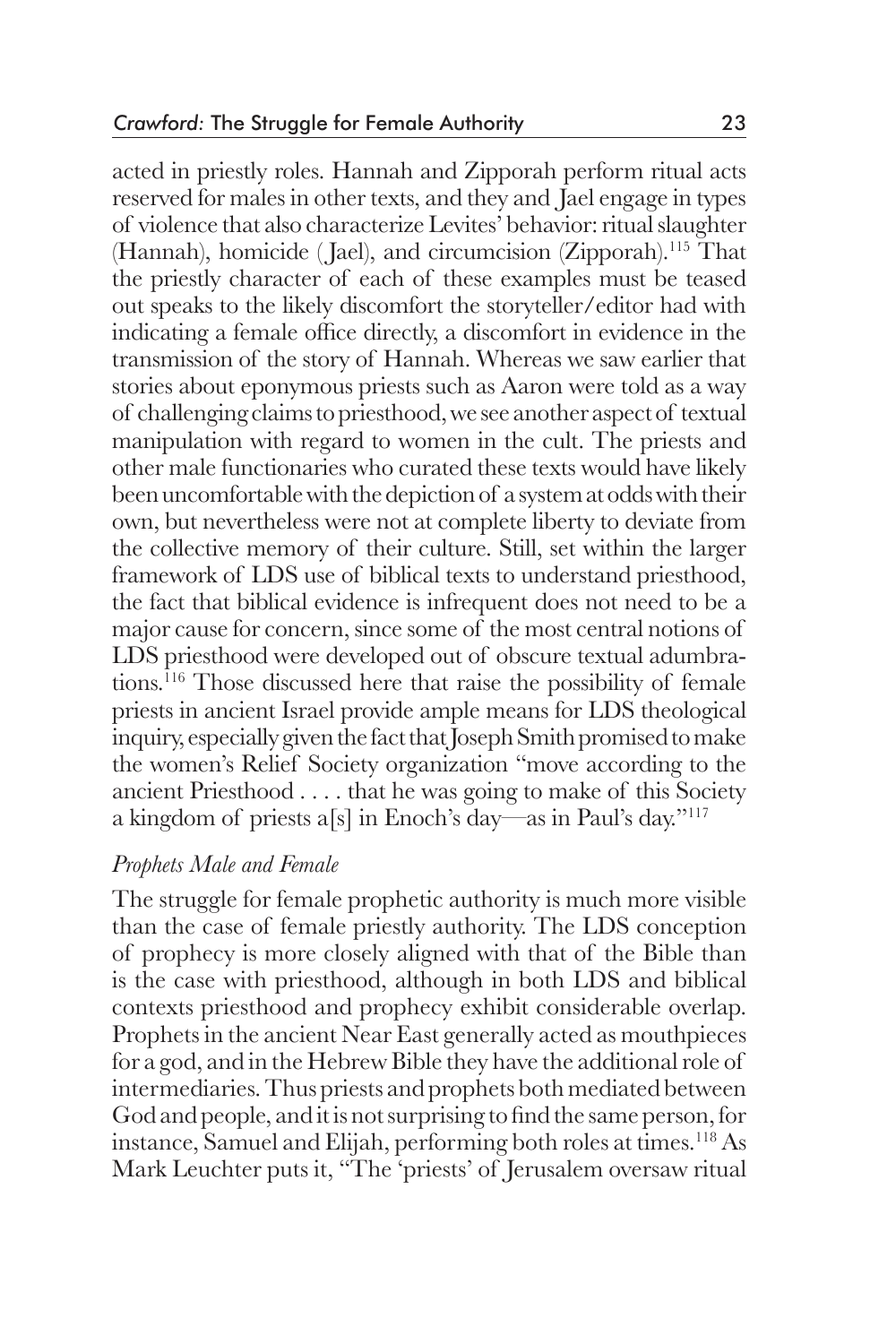acted in priestly roles. Hannah and Zipporah perform ritual acts reserved for males in other texts, and they and Jael engage in types of violence that also characterize Levites' behavior: ritual slaughter (Hannah), homicide (Jael), and circumcision (Zipporah).[115] That the priestly character of each of these examples must be teased out speaks to the likely discomfort the storyteller/editor had with indicating a female office directly, a discomfort in evidence in the transmission of the story of Hannah. Whereas we saw earlier that stories about eponymous priests such as Aaron were told as a way of challenging claims to priesthood, we see another aspect of textual manipulation with regard to women in the cult. The priests and other male functionaries who curated these texts would have likely been uncomfortable with the depiction of a system at odds with their own, but nevertheless were not at complete liberty to deviate from the collective memory of their culture. Still, set within the larger framework of LDS use of biblical texts to understand priesthood, the fact that biblical evidence is infrequent does not need to be a major cause for concern, since some of the most central notions of LDS priesthood were developed out of obscure textual adumbrations.[116] Those discussed here that raise the possibility of female priests in ancient Israel provide ample means for LDS theological inquiry, especially given the fact that Joseph Smith promised to make the women's Relief Society organization "move according to the ancient Priesthood . . . . that he was going to make of this Society a kingdom of priests a[s] in Enoch's day—as in Paul's day."[117]

### *Prophets Male and Female*

The struggle for female prophetic authority is much more visible than the case of female priestly authority. The LDS conception of prophecy is more closely aligned with that of the Bible than is the case with priesthood, although in both LDS and biblical contexts priesthood and prophecy exhibit considerable overlap. Prophets in the ancient Near East generally acted as mouthpieces for a god, and in the Hebrew Bible they have the additional role of intermediaries. Thus priests and prophets both mediated between God and people, and it is not surprising to find the same person, for instance, Samuel and Elijah, performing both roles at times.[118] As Mark Leuchter puts it, "The 'priests' of Jerusalem oversaw ritual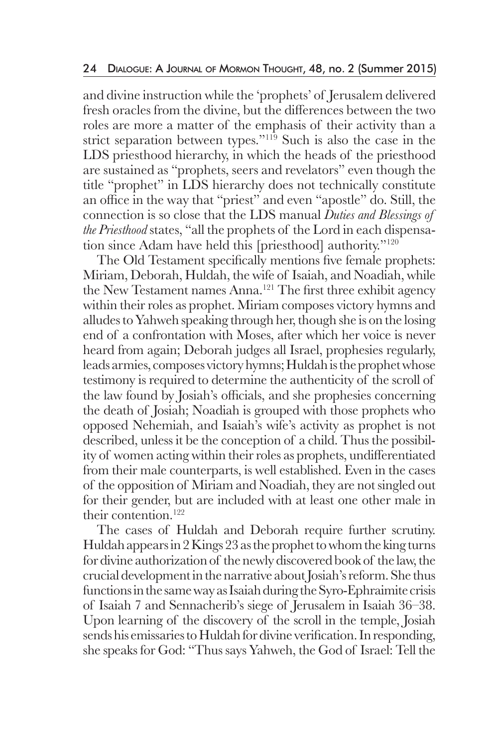and divine instruction while the 'prophets' of Jerusalem delivered fresh oracles from the divine, but the differences between the two roles are more a matter of the emphasis of their activity than a strict separation between types."[119] Such is also the case in the LDS priesthood hierarchy, in which the heads of the priesthood are sustained as "prophets, seers and revelators" even though the title "prophet" in LDS hierarchy does not technically constitute an office in the way that "priest" and even "apostle" do. Still, the connection is so close that the LDS manual *Duties and Blessings of the Priesthood* states, "all the prophets of the Lord in each dispensation since Adam have held this [priesthood] authority."[120]

The Old Testament specifically mentions five female prophets: Miriam, Deborah, Huldah, the wife of Isaiah, and Noadiah, while the New Testament names Anna.[121] The first three exhibit agency within their roles as prophet. Miriam composes victory hymns and alludes to Yahweh speaking through her, though she is on the losing end of a confrontation with Moses, after which her voice is never heard from again; Deborah judges all Israel, prophesies regularly, leads armies, composes victory hymns; Huldah is the prophet whose testimony is required to determine the authenticity of the scroll of the law found by Josiah's officials, and she prophesies concerning the death of Josiah; Noadiah is grouped with those prophets who opposed Nehemiah, and Isaiah's wife's activity as prophet is not described, unless it be the conception of a child. Thus the possibility of women acting within their roles as prophets, undifferentiated from their male counterparts, is well established. Even in the cases of the opposition of Miriam and Noadiah, they are not singled out for their gender, but are included with at least one other male in their contention.[122]

The cases of Huldah and Deborah require further scrutiny. Huldah appears in 2 Kings 23 as the prophet to whom the king turns for divine authorization of the newly discovered book of the law, the crucial development in the narrative about Josiah's reform. She thus functions in the same way as Isaiah during the Syro-Ephraimite crisis of Isaiah 7 and Sennacherib's siege of Jerusalem in Isaiah 36–38. Upon learning of the discovery of the scroll in the temple, Josiah sends his emissaries to Huldah for divine verification. In responding, she speaks for God: "Thus says Yahweh, the God of Israel: Tell the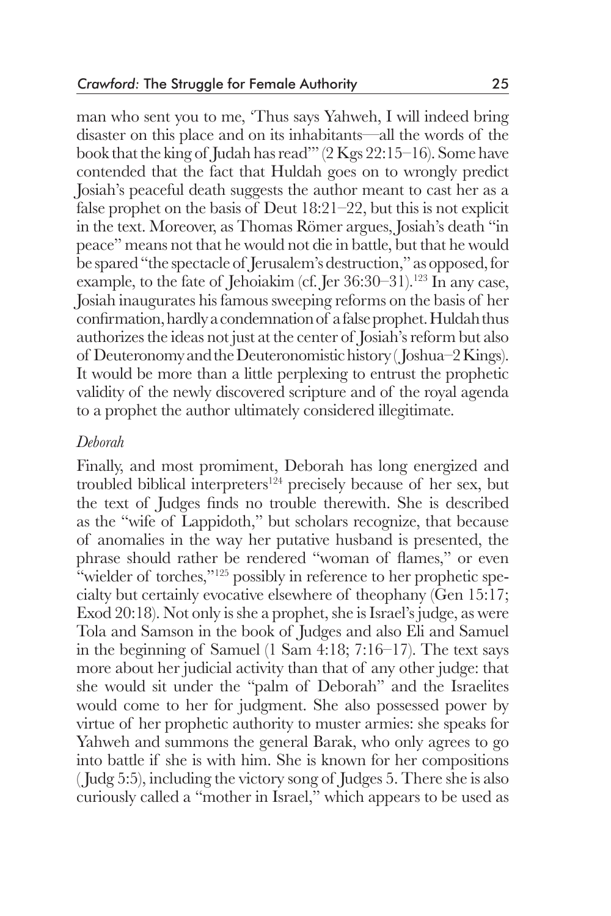man who sent you to me, 'Thus says Yahweh, I will indeed bring disaster on this place and on its inhabitants—all the words of the book that the king of Judah has read'" (2 Kgs 22:15–16). Some have contended that the fact that Huldah goes on to wrongly predict Josiah's peaceful death suggests the author meant to cast her as a false prophet on the basis of Deut 18:21–22, but this is not explicit in the text. Moreover, as Thomas Römer argues, Josiah's death "in peace" means not that he would not die in battle, but that he would be spared "the spectacle of Jerusalem's destruction," as opposed, for example, to the fate of Jehoiakim (cf. Jer 36:30–31).[123] In any case, Josiah inaugurates his famous sweeping reforms on the basis of her confirmation, hardly a condemnation of a false prophet. Huldah thus authorizes the ideas not just at the center of Josiah's reform but also of Deuteronomy and the Deuteronomistic history (Joshua–2 Kings). It would be more than a little perplexing to entrust the prophetic validity of the newly discovered scripture and of the royal agenda to a prophet the author ultimately considered illegitimate.

*Deborah*

Finally, and most promiment, Deborah has long energized and troubled biblical interpreters[124] precisely because of her sex, but the text of Judges finds no trouble therewith. She is described as the "wife of Lappidoth," but scholars recognize, that because of anomalies in the way her putative husband is presented, the phrase should rather be rendered "woman of flames," or even "wielder of torches,"[125] possibly in reference to her prophetic specialty but certainly evocative elsewhere of theophany (Gen 15:17; Exod 20:18). Not only is she a prophet, she is Israel's judge, as were Tola and Samson in the book of Judges and also Eli and Samuel in the beginning of Samuel (1 Sam 4:18; 7:16–17). The text says more about her judicial activity than that of any other judge: that she would sit under the "palm of Deborah" and the Israelites would come to her for judgment. She also possessed power by virtue of her prophetic authority to muster armies: she speaks for Yahweh and summons the general Barak, who only agrees to go into battle if she is with him. She is known for her compositions (Judg 5:5), including the victory song of Judges 5. There she is also curiously called a "mother in Israel," which appears to be used as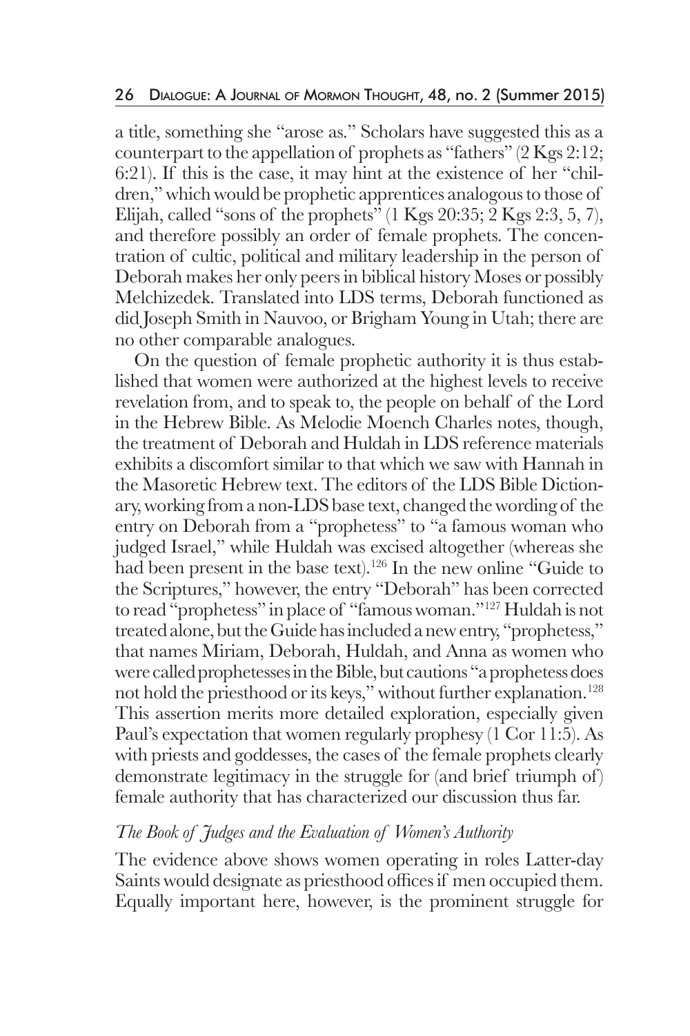a title, something she "arose as." Scholars have suggested this as a counterpart to the appellation of prophets as "fathers" (2 Kgs 2:12; 6:21). If this is the case, it may hint at the existence of her "children," which would be prophetic apprentices analogous to those of Elijah, called "sons of the prophets" (1 Kgs 20:35; 2 Kgs 2:3, 5, 7), and therefore possibly an order of female prophets. The concentration of cultic, political and military leadership in the person of Deborah makes her only peers in biblical history Moses or possibly Melchizedek. Translated into LDS terms, Deborah functioned as did Joseph Smith in Nauvoo, or Brigham Young in Utah; there are no other comparable analogues.

On the question of female prophetic authority it is thus established that women were authorized at the highest levels to receive revelation from, and to speak to, the people on behalf of the Lord in the Hebrew Bible. As Melodie Moench Charles notes, though, the treatment of Deborah and Huldah in LDS reference materials exhibits a discomfort similar to that which we saw with Hannah in the Masoretic Hebrew text. The editors of the LDS Bible Dictionary, working from a non-LDS base text, changed the wording of the entry on Deborah from a "prophetess" to "a famous woman who judged Israel," while Huldah was excised altogether (whereas she had been present in the base text).[126] In the new online "Guide to the Scriptures," however, the entry "Deborah" has been corrected to read "prophetess" in place of "famous woman."[127] Huldah is not treated alone, but the Guide has included a new entry, "prophetess," that names Miriam, Deborah, Huldah, and Anna as women who were called prophetesses in the Bible, but cautions "a prophetess does not hold the priesthood or its keys," without further explanation.[128] This assertion merits more detailed exploration, especially given Paul's expectation that women regularly prophesy (1 Cor 11:5). As with priests and goddesses, the cases of the female prophets clearly demonstrate legitimacy in the struggle for (and brief triumph of) female authority that has characterized our discussion thus far.

### *The Book of Judges and the Evaluation of Women's Authority*

The evidence above shows women operating in roles Latter-day Saints would designate as priesthood offices if men occupied them. Equally important here, however, is the prominent struggle for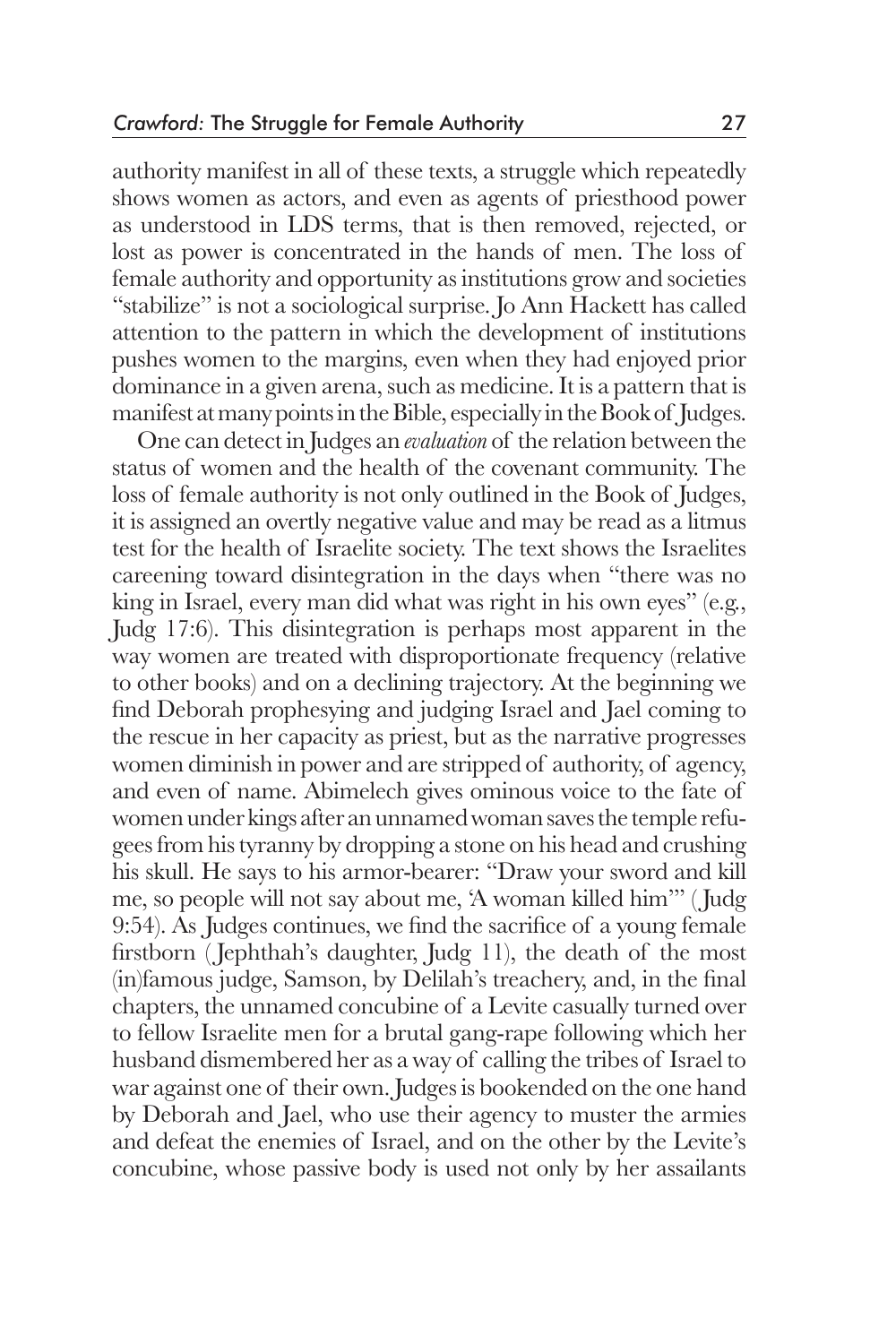authority manifest in all of these texts, a struggle which repeatedly shows women as actors, and even as agents of priesthood power as understood in LDS terms, that is then removed, rejected, or lost as power is concentrated in the hands of men. The loss of female authority and opportunity as institutions grow and societies "stabilize" is not a sociological surprise. Jo Ann Hackett has called attention to the pattern in which the development of institutions pushes women to the margins, even when they had enjoyed prior dominance in a given arena, such as medicine. It is a pattern that is manifest at many points in the Bible, especially in the Book of Judges.

One can detect in Judges an *evaluation* of the relation between the status of women and the health of the covenant community. The loss of female authority is not only outlined in the Book of Judges, it is assigned an overtly negative value and may be read as a litmus test for the health of Israelite society. The text shows the Israelites careening toward disintegration in the days when "there was no king in Israel, every man did what was right in his own eyes" (e.g., Judg 17:6). This disintegration is perhaps most apparent in the way women are treated with disproportionate frequency (relative to other books) and on a declining trajectory. At the beginning we find Deborah prophesying and judging Israel and Jael coming to the rescue in her capacity as priest, but as the narrative progresses women diminish in power and are stripped of authority, of agency, and even of name. Abimelech gives ominous voice to the fate of women under kings after an unnamed woman saves the temple refugees from his tyranny by dropping a stone on his head and crushing his skull. He says to his armor-bearer: "Draw your sword and kill me, so people will not say about me, 'A woman killed him'" (Judg 9:54). As Judges continues, we find the sacrifice of a young female firstborn (Jephthah's daughter, Judg 11), the death of the most (in)famous judge, Samson, by Delilah's treachery, and, in the final chapters, the unnamed concubine of a Levite casually turned over to fellow Israelite men for a brutal gang-rape following which her husband dismembered her as a way of calling the tribes of Israel to war against one of their own. Judges is bookended on the one hand by Deborah and Jael, who use their agency to muster the armies and defeat the enemies of Israel, and on the other by the Levite's concubine, whose passive body is used not only by her assailants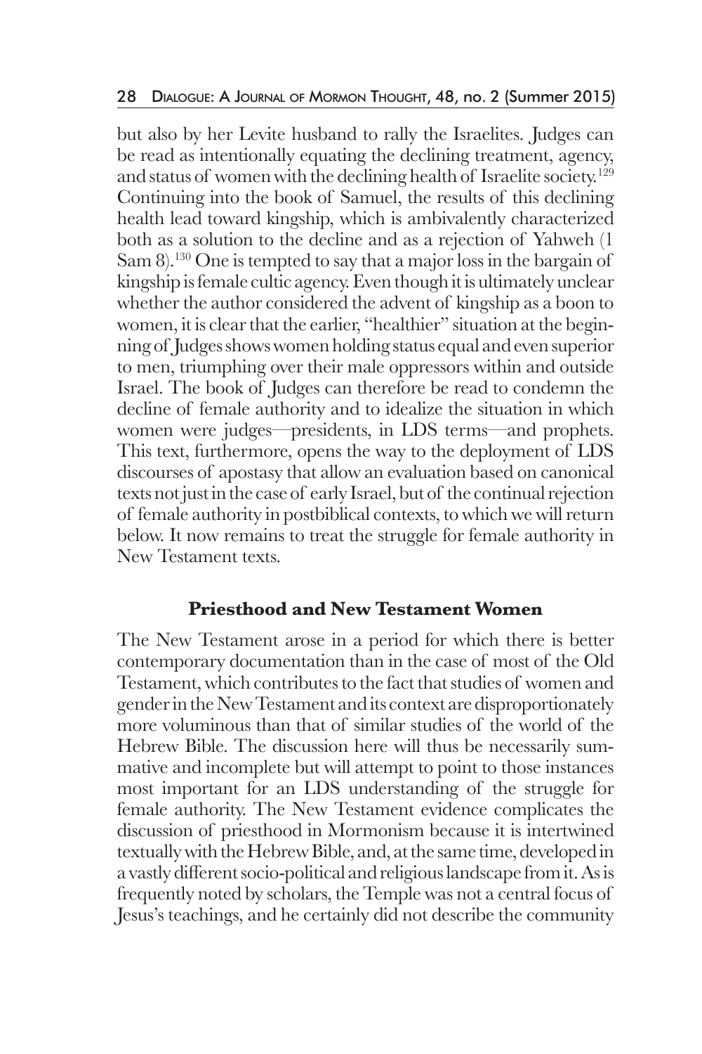but also by her Levite husband to rally the Israelites. Judges can be read as intentionally equating the declining treatment, agency, and status of women with the declining health of Israelite society.[129] Continuing into the book of Samuel, the results of this declining health lead toward kingship, which is ambivalently characterized both as a solution to the decline and as a rejection of Yahweh (1 Sam 8).[130] One is tempted to say that a major loss in the bargain of kingship is female cultic agency. Even though it is ultimately unclear whether the author considered the advent of kingship as a boon to women, it is clear that the earlier, "healthier" situation at the beginning of Judges shows women holding status equal and even superior to men, triumphing over their male oppressors within and outside Israel. The book of Judges can therefore be read to condemn the decline of female authority and to idealize the situation in which women were judges—presidents, in LDS terms—and prophets. This text, furthermore, opens the way to the deployment of LDS discourses of apostasy that allow an evaluation based on canonical texts not just in the case of early Israel, but of the continual rejection of female authority in postbiblical contexts, to which we will return below. It now remains to treat the struggle for female authority in New Testament texts.

## Priesthood and New Testament Women

The New Testament arose in a period for which there is better contemporary documentation than in the case of most of the Old Testament, which contributes to the fact that studies of women and gender in the New Testament and its context are disproportionately more voluminous than that of similar studies of the world of the Hebrew Bible. The discussion here will thus be necessarily summative and incomplete but will attempt to point to those instances most important for an LDS understanding of the struggle for female authority. The New Testament evidence complicates the discussion of priesthood in Mormonism because it is intertwined textually with the Hebrew Bible, and, at the same time, developed in a vastly different socio-political and religious landscape from it. As is frequently noted by scholars, the Temple was not a central focus of Jesus's teachings, and he certainly did not describe the community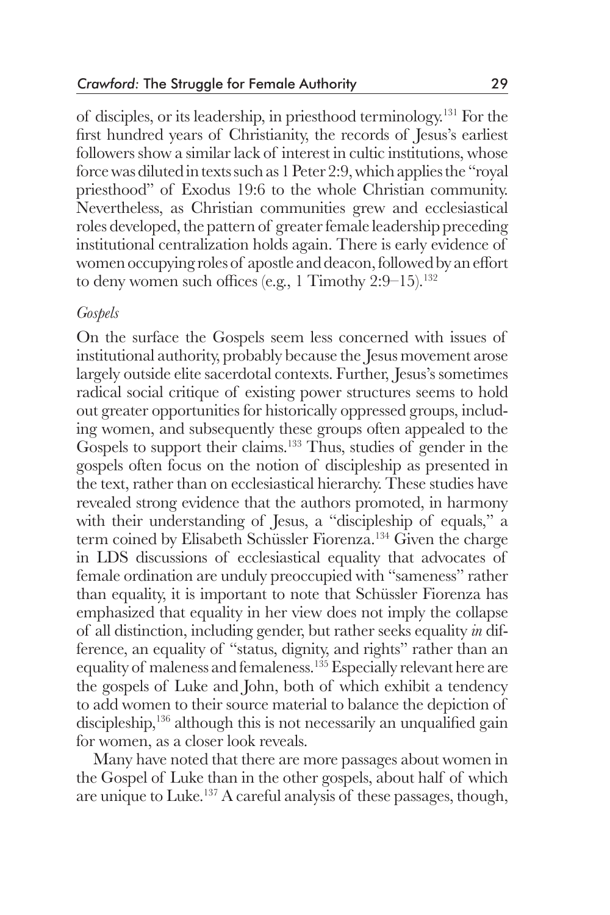of disciples, or its leadership, in priesthood terminology.[131] For the first hundred years of Christianity, the records of Jesus's earliest followers show a similar lack of interest in cultic institutions, whose force was diluted in texts such as 1 Peter 2:9, which applies the "royal priesthood" of Exodus 19:6 to the whole Christian community. Nevertheless, as Christian communities grew and ecclesiastical roles developed, the pattern of greater female leadership preceding institutional centralization holds again. There is early evidence of women occupying roles of apostle and deacon, followed by an effort to deny women such offices (e.g., 1 Timothy 2:9–15).[132]

*Gospels*

On the surface the Gospels seem less concerned with issues of institutional authority, probably because the Jesus movement arose largely outside elite sacerdotal contexts. Further, Jesus's sometimes radical social critique of existing power structures seems to hold out greater opportunities for historically oppressed groups, including women, and subsequently these groups often appealed to the Gospels to support their claims.[133] Thus, studies of gender in the gospels often focus on the notion of discipleship as presented in the text, rather than on ecclesiastical hierarchy. These studies have revealed strong evidence that the authors promoted, in harmony with their understanding of Jesus, a "discipleship of equals," a term coined by Elisabeth Schüssler Fiorenza.[134] Given the charge in LDS discussions of ecclesiastical equality that advocates of female ordination are unduly preoccupied with "sameness" rather than equality, it is important to note that Schüssler Fiorenza has emphasized that equality in her view does not imply the collapse of all distinction, including gender, but rather seeks equality *in* difference, an equality of "status, dignity, and rights" rather than an equality of maleness and femaleness.[135] Especially relevant here are the gospels of Luke and John, both of which exhibit a tendency to add women to their source material to balance the depiction of discipleship,[136] although this is not necessarily an unqualified gain for women, as a closer look reveals.

Many have noted that there are more passages about women in the Gospel of Luke than in the other gospels, about half of which are unique to Luke.[137] A careful analysis of these passages, though,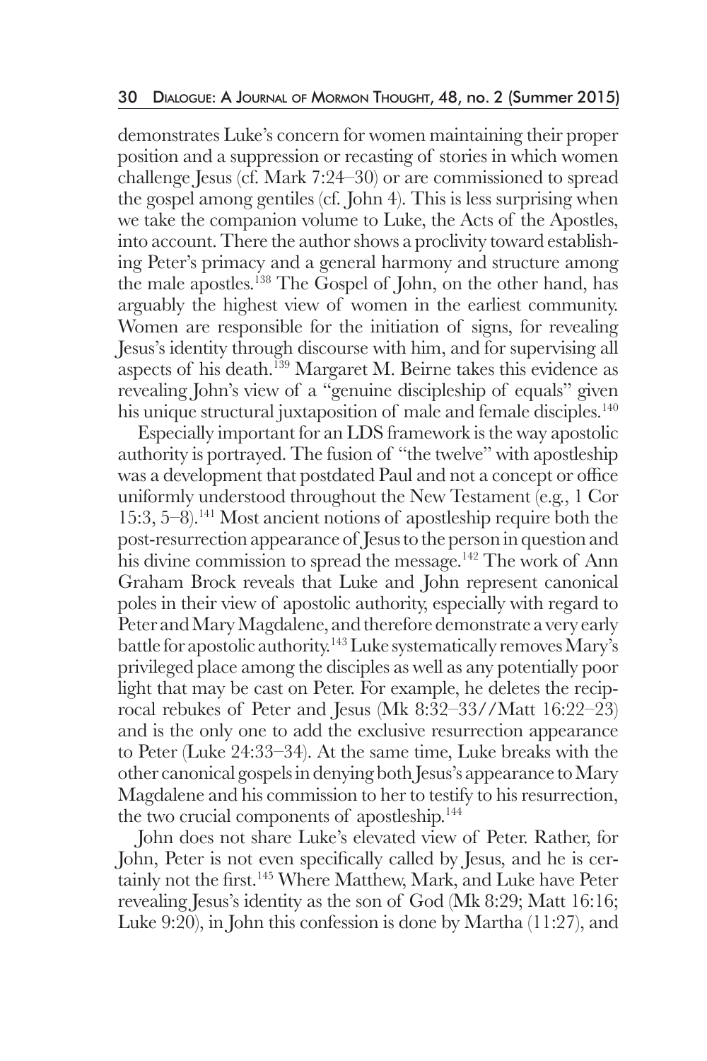demonstrates Luke's concern for women maintaining their proper position and a suppression or recasting of stories in which women challenge Jesus (cf. Mark 7:24–30) or are commissioned to spread the gospel among gentiles (cf. John 4). This is less surprising when we take the companion volume to Luke, the Acts of the Apostles, into account. There the author shows a proclivity toward establishing Peter's primacy and a general harmony and structure among the male apostles.[138] The Gospel of John, on the other hand, has arguably the highest view of women in the earliest community. Women are responsible for the initiation of signs, for revealing Jesus's identity through discourse with him, and for supervising all aspects of his death.[139] Margaret M. Beirne takes this evidence as revealing John's view of a "genuine discipleship of equals" given his unique structural juxtaposition of male and female disciples.[140]

Especially important for an LDS framework is the way apostolic authority is portrayed. The fusion of "the twelve" with apostleship was a development that postdated Paul and not a concept or office uniformly understood throughout the New Testament (e.g., 1 Cor 15:3, 5–8).[141] Most ancient notions of apostleship require both the post-resurrection appearance of Jesus to the person in question and his divine commission to spread the message.[142] The work of Ann Graham Brock reveals that Luke and John represent canonical poles in their view of apostolic authority, especially with regard to Peter and Mary Magdalene, and therefore demonstrate a very early battle for apostolic authority.[143] Luke systematically removes Mary's privileged place among the disciples as well as any potentially poor light that may be cast on Peter. For example, he deletes the reciprocal rebukes of Peter and Jesus (Mk 8:32–33//Matt 16:22–23) and is the only one to add the exclusive resurrection appearance to Peter (Luke 24:33–34). At the same time, Luke breaks with the other canonical gospels in denying both Jesus's appearance to Mary Magdalene and his commission to her to testify to his resurrection, the two crucial components of apostleship.[144]

John does not share Luke's elevated view of Peter. Rather, for John, Peter is not even specifically called by Jesus, and he is certainly not the first.[145] Where Matthew, Mark, and Luke have Peter revealing Jesus's identity as the son of God (Mk 8:29; Matt 16:16; Luke 9:20), in John this confession is done by Martha (11:27), and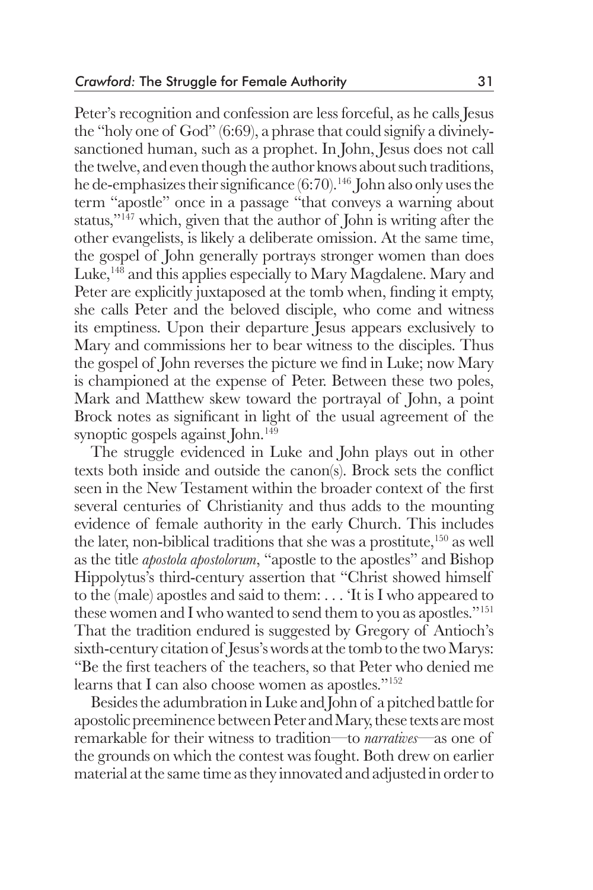Peter's recognition and confession are less forceful, as he calls Jesus the "holy one of God" (6:69), a phrase that could signify a divinely-sanctioned human, such as a prophet. In John, Jesus does not call the twelve, and even though the author knows about such traditions, he de-emphasizes their significance (6:70).[146] John also only uses the term "apostle" once in a passage "that conveys a warning about status,"[147] which, given that the author of John is writing after the other evangelists, is likely a deliberate omission. At the same time, the gospel of John generally portrays stronger women than does Luke,[148] and this applies especially to Mary Magdalene. Mary and Peter are explicitly juxtaposed at the tomb when, finding it empty, she calls Peter and the beloved disciple, who come and witness its emptiness. Upon their departure Jesus appears exclusively to Mary and commissions her to bear witness to the disciples. Thus the gospel of John reverses the picture we find in Luke; now Mary is championed at the expense of Peter. Between these two poles, Mark and Matthew skew toward the portrayal of John, a point Brock notes as significant in light of the usual agreement of the synoptic gospels against John.[149]

The struggle evidenced in Luke and John plays out in other texts both inside and outside the canon(s). Brock sets the conflict seen in the New Testament within the broader context of the first several centuries of Christianity and thus adds to the mounting evidence of female authority in the early Church. This includes the later, non-biblical traditions that she was a prostitute,[150] as well as the title *apostola apostolorum*, "apostle to the apostles" and Bishop Hippolytus's third-century assertion that "Christ showed himself to the (male) apostles and said to them: . . . 'It is I who appeared to these women and I who wanted to send them to you as apostles."[151] That the tradition endured is suggested by Gregory of Antioch's sixth-century citation of Jesus's words at the tomb to the two Marys: "Be the first teachers of the teachers, so that Peter who denied me learns that I can also choose women as apostles."[152]

Besides the adumbration in Luke and John of a pitched battle for apostolic preeminence between Peter and Mary, these texts are most remarkable for their witness to tradition—to *narratives*—as one of the grounds on which the contest was fought. Both drew on earlier material at the same time as they innovated and adjusted in order to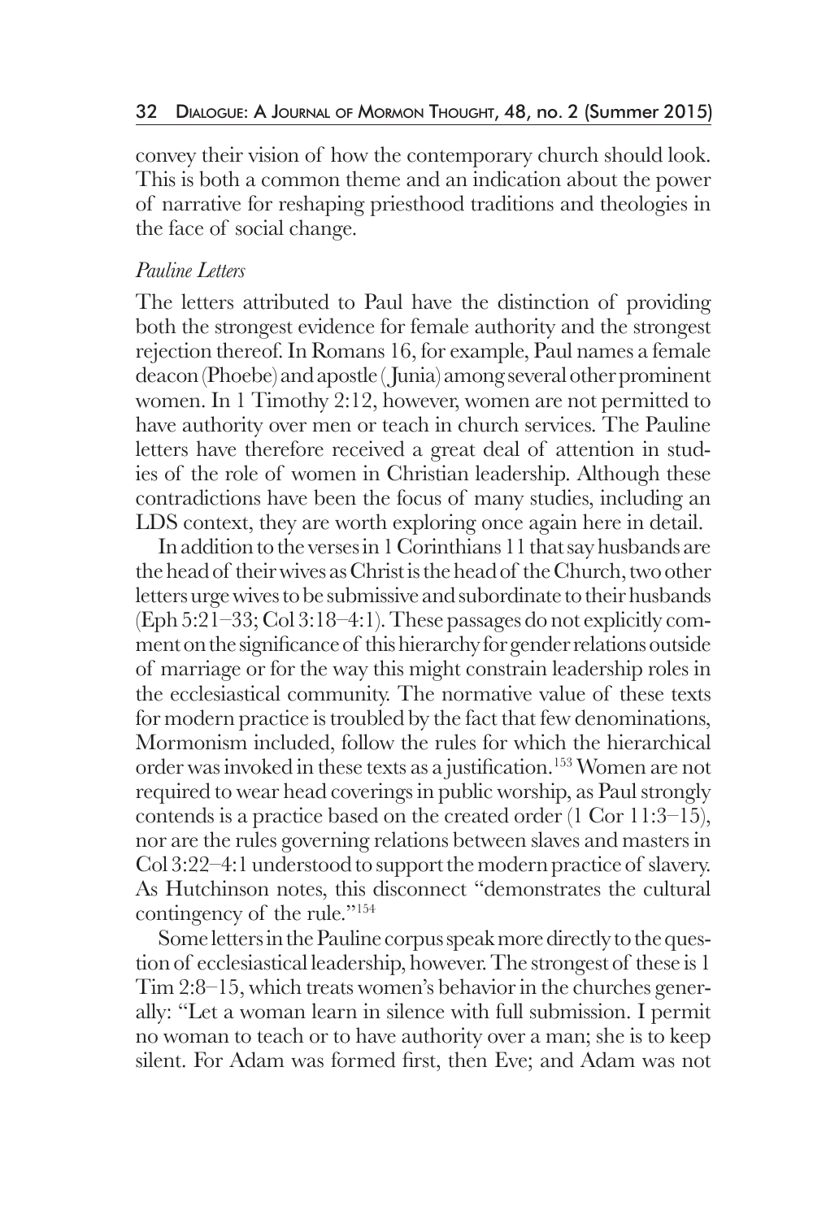convey their vision of how the contemporary church should look. This is both a common theme and an indication about the power of narrative for reshaping priesthood traditions and theologies in the face of social change.

### *Pauline Letters*

The letters attributed to Paul have the distinction of providing both the strongest evidence for female authority and the strongest rejection thereof. In Romans 16, for example, Paul names a female deacon (Phoebe) and apostle (Junia) among several other prominent women. In 1 Timothy 2:12, however, women are not permitted to have authority over men or teach in church services. The Pauline letters have therefore received a great deal of attention in studies of the role of women in Christian leadership. Although these contradictions have been the focus of many studies, including an LDS context, they are worth exploring once again here in detail.

In addition to the verses in 1 Corinthians 11 that say husbands are the head of their wives as Christ is the head of the Church, two other letters urge wives to be submissive and subordinate to their husbands (Eph 5:21–33; Col 3:18–4:1). These passages do not explicitly comment on the significance of this hierarchy for gender relations outside of marriage or for the way this might constrain leadership roles in the ecclesiastical community. The normative value of these texts for modern practice is troubled by the fact that few denominations, Mormonism included, follow the rules for which the hierarchical order was invoked in these texts as a justification.[153] Women are not required to wear head coverings in public worship, as Paul strongly contends is a practice based on the created order (1 Cor 11:3–15), nor are the rules governing relations between slaves and masters in Col 3:22–4:1 understood to support the modern practice of slavery. As Hutchinson notes, this disconnect "demonstrates the cultural contingency of the rule."[154]

Some letters in the Pauline corpus speak more directly to the question of ecclesiastical leadership, however. The strongest of these is 1 Tim 2:8–15, which treats women's behavior in the churches generally: "Let a woman learn in silence with full submission. I permit no woman to teach or to have authority over a man; she is to keep silent. For Adam was formed first, then Eve; and Adam was not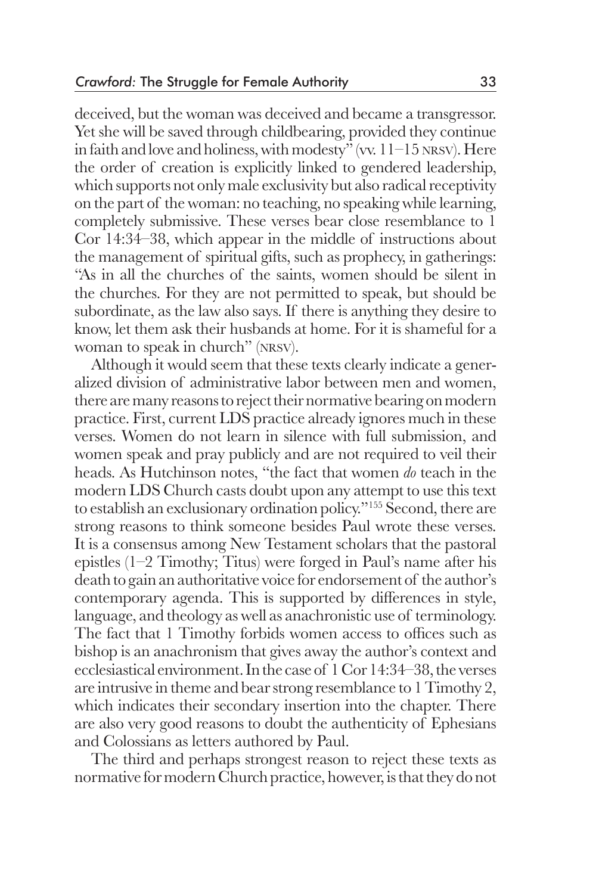deceived, but the woman was deceived and became a transgressor. Yet she will be saved through childbearing, provided they continue in faith and love and holiness, with modesty" (vv. 11–15 NRSV). Here the order of creation is explicitly linked to gendered leadership, which supports not only male exclusivity but also radical receptivity on the part of the woman: no teaching, no speaking while learning, completely submissive. These verses bear close resemblance to 1 Cor 14:34–38, which appear in the middle of instructions about the management of spiritual gifts, such as prophecy, in gatherings: "As in all the churches of the saints, women should be silent in the churches. For they are not permitted to speak, but should be subordinate, as the law also says. If there is anything they desire to know, let them ask their husbands at home. For it is shameful for a woman to speak in church" (NRSV).

Although it would seem that these texts clearly indicate a generalized division of administrative labor between men and women, there are many reasons to reject their normative bearing on modern practice. First, current LDS practice already ignores much in these verses. Women do not learn in silence with full submission, and women speak and pray publicly and are not required to veil their heads. As Hutchinson notes, "the fact that women *do* teach in the modern LDS Church casts doubt upon any attempt to use this text to establish an exclusionary ordination policy."[155] Second, there are strong reasons to think someone besides Paul wrote these verses. It is a consensus among New Testament scholars that the pastoral epistles (1–2 Timothy; Titus) were forged in Paul's name after his death to gain an authoritative voice for endorsement of the author's contemporary agenda. This is supported by differences in style, language, and theology as well as anachronistic use of terminology. The fact that 1 Timothy forbids women access to offices such as bishop is an anachronism that gives away the author's context and ecclesiastical environment. In the case of 1 Cor 14:34–38, the verses are intrusive in theme and bear strong resemblance to 1 Timothy 2, which indicates their secondary insertion into the chapter. There are also very good reasons to doubt the authenticity of Ephesians and Colossians as letters authored by Paul.

The third and perhaps strongest reason to reject these texts as normative for modern Church practice, however, is that they do not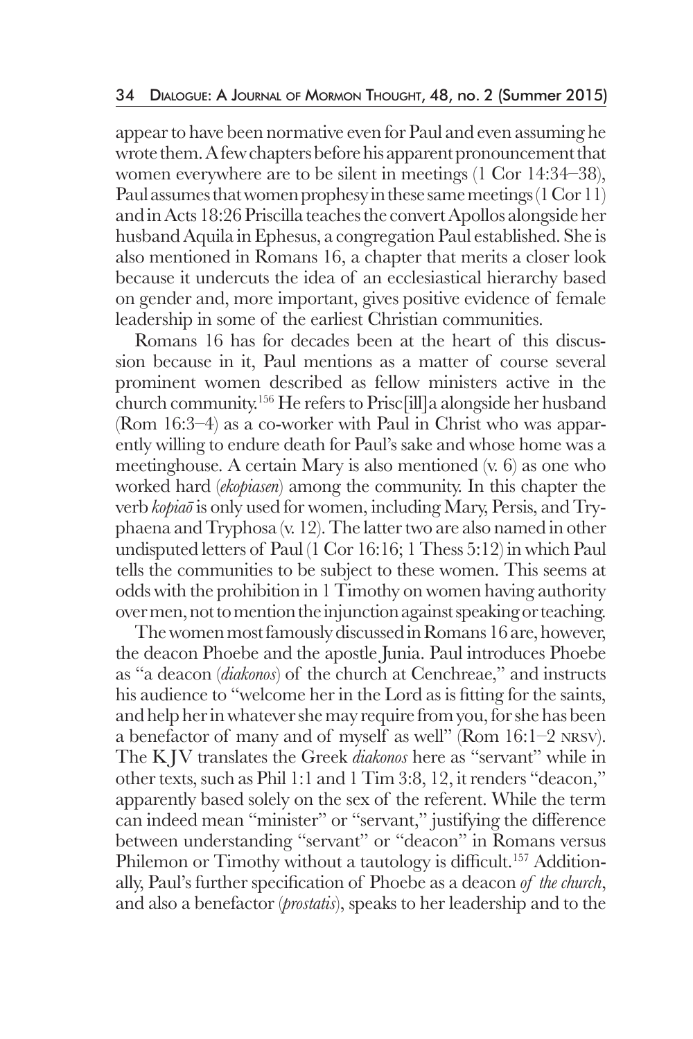appear to have been normative even for Paul and even assuming he wrote them. A few chapters before his apparent pronouncement that women everywhere are to be silent in meetings (1 Cor 14:34–38), Paul assumes that women prophesy in these same meetings (1 Cor 11) and in Acts 18:26 Priscilla teaches the convert Apollos alongside her husband Aquila in Ephesus, a congregation Paul established. She is also mentioned in Romans 16, a chapter that merits a closer look because it undercuts the idea of an ecclesiastical hierarchy based on gender and, more important, gives positive evidence of female leadership in some of the earliest Christian communities.

Romans 16 has for decades been at the heart of this discussion because in it, Paul mentions as a matter of course several prominent women described as fellow ministers active in the church community.[156] He refers to Prisc[ill]a alongside her husband (Rom 16:3–4) as a co-worker with Paul in Christ who was apparently willing to endure death for Paul's sake and whose home was a meetinghouse. A certain Mary is also mentioned (v. 6) as one who worked hard (*ekopiasen*) among the community. In this chapter the verb *kopiaō* is only used for women, including Mary, Persis, and Tryphaena and Tryphosa (v. 12). The latter two are also named in other undisputed letters of Paul (1 Cor 16:16; 1 Thess 5:12) in which Paul tells the communities to be subject to these women. This seems at odds with the prohibition in 1 Timothy on women having authority over men, not to mention the injunction against speaking or teaching.

The women most famously discussed in Romans 16 are, however, the deacon Phoebe and the apostle Junia. Paul introduces Phoebe as "a deacon (*diakonos*) of the church at Cenchreae," and instructs his audience to "welcome her in the Lord as is fitting for the saints, and help her in whatever she may require from you, for she has been a benefactor of many and of myself as well" (Rom 16:1–2 NRSV). The KJV translates the Greek *diakonos* here as "servant" while in other texts, such as Phil 1:1 and 1 Tim 3:8, 12, it renders "deacon," apparently based solely on the sex of the referent. While the term can indeed mean "minister" or "servant," justifying the difference between understanding "servant" or "deacon" in Romans versus Philemon or Timothy without a tautology is difficult.[157] Additionally, Paul's further specification of Phoebe as a deacon *of the church*, and also a benefactor (*prostatis*), speaks to her leadership and to the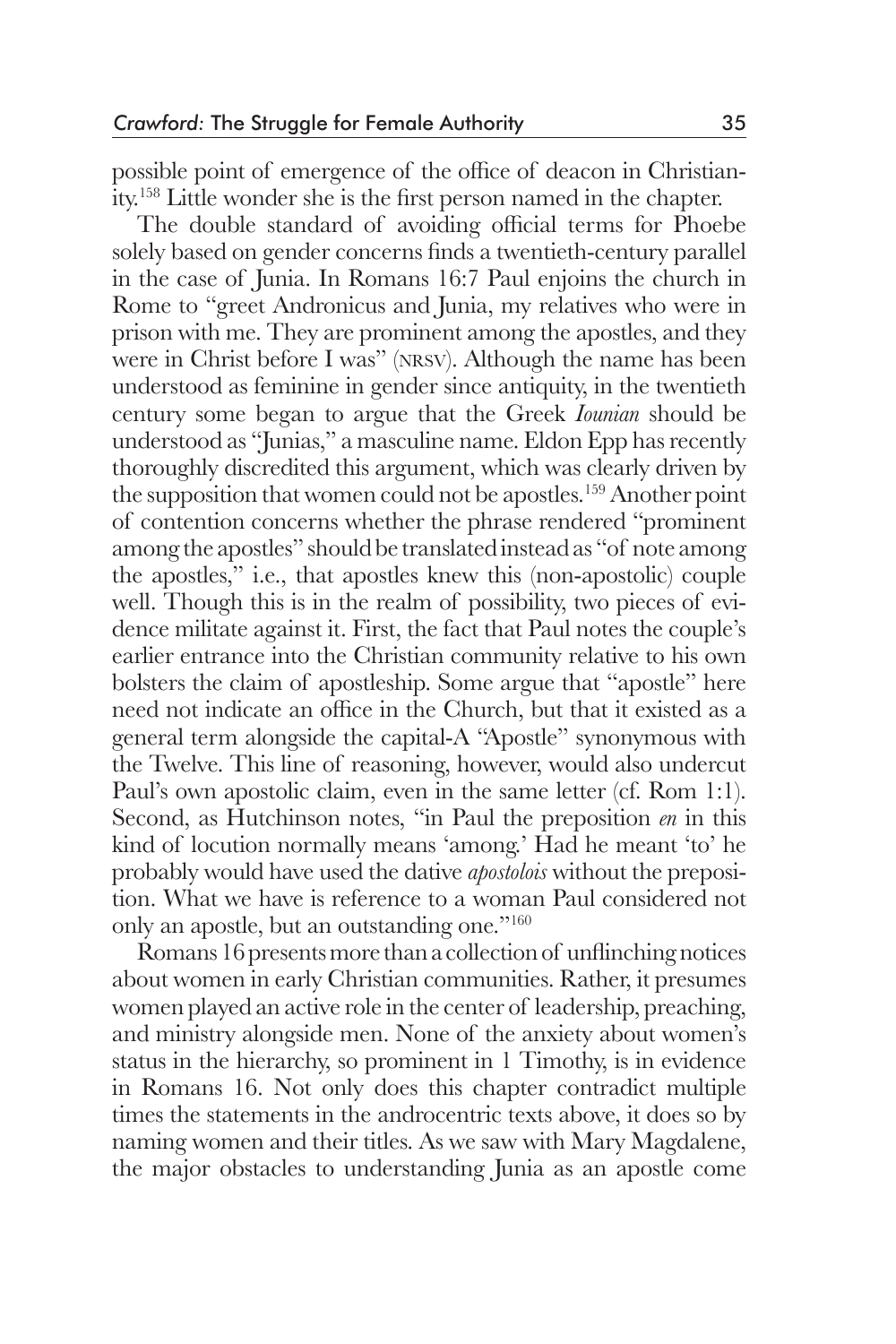possible point of emergence of the office of deacon in Christianity.[158] Little wonder she is the first person named in the chapter.

The double standard of avoiding official terms for Phoebe solely based on gender concerns finds a twentieth-century parallel in the case of Junia. In Romans 16:7 Paul enjoins the church in Rome to "greet Andronicus and Junia, my relatives who were in prison with me. They are prominent among the apostles, and they were in Christ before I was" (NRSV). Although the name has been understood as feminine in gender since antiquity, in the twentieth century some began to argue that the Greek *Iounian* should be understood as "Junias," a masculine name. Eldon Epp has recently thoroughly discredited this argument, which was clearly driven by the supposition that women could not be apostles.[159] Another point of contention concerns whether the phrase rendered "prominent among the apostles" should be translated instead as "of note among the apostles," i.e., that apostles knew this (non-apostolic) couple well. Though this is in the realm of possibility, two pieces of evidence militate against it. First, the fact that Paul notes the couple's earlier entrance into the Christian community relative to his own bolsters the claim of apostleship. Some argue that "apostle" here need not indicate an office in the Church, but that it existed as a general term alongside the capital-A "Apostle" synonymous with the Twelve. This line of reasoning, however, would also undercut Paul's own apostolic claim, even in the same letter (cf. Rom 1:1). Second, as Hutchinson notes, "in Paul the preposition *en* in this kind of locution normally means 'among.' Had he meant 'to' he probably would have used the dative *apostolois* without the preposition. What we have is reference to a woman Paul considered not only an apostle, but an outstanding one."[160]

Romans 16 presents more than a collection of unflinching notices about women in early Christian communities. Rather, it presumes women played an active role in the center of leadership, preaching, and ministry alongside men. None of the anxiety about women's status in the hierarchy, so prominent in 1 Timothy, is in evidence in Romans 16. Not only does this chapter contradict multiple times the statements in the androcentric texts above, it does so by naming women and their titles. As we saw with Mary Magdalene, the major obstacles to understanding Junia as an apostle come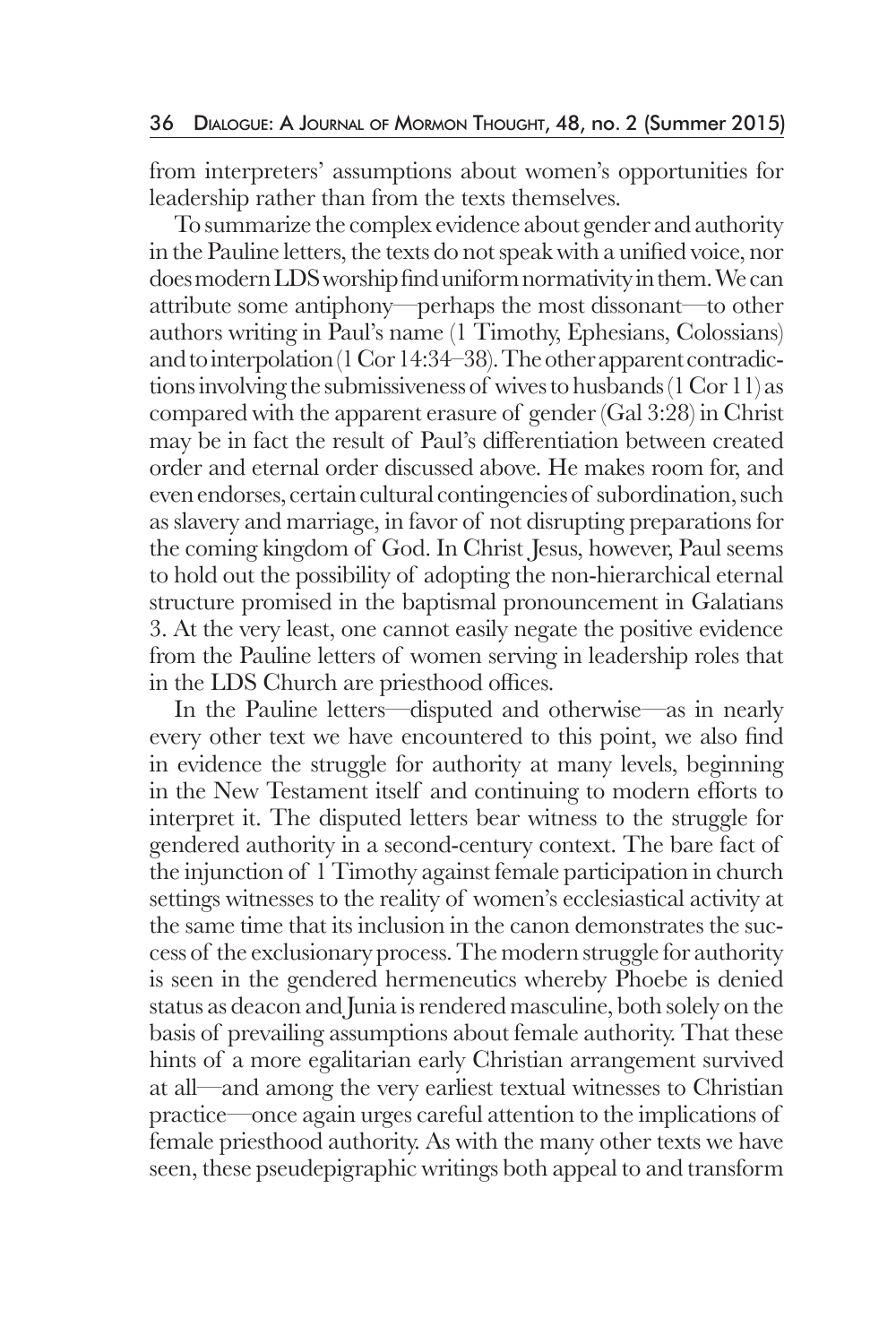from interpreters' assumptions about women's opportunities for leadership rather than from the texts themselves.

To summarize the complex evidence about gender and authority in the Pauline letters, the texts do not speak with a unified voice, nor does modern LDS worship find uniform normativity in them. We can attribute some antiphony—perhaps the most dissonant—to other authors writing in Paul's name (1 Timothy, Ephesians, Colossians) and to interpolation (1 Cor 14:34–38). The other apparent contradictions involving the submissiveness of wives to husbands (1 Cor 11) as compared with the apparent erasure of gender (Gal 3:28) in Christ may be in fact the result of Paul's differentiation between created order and eternal order discussed above. He makes room for, and even endorses, certain cultural contingencies of subordination, such as slavery and marriage, in favor of not disrupting preparations for the coming kingdom of God. In Christ Jesus, however, Paul seems to hold out the possibility of adopting the non-hierarchical eternal structure promised in the baptismal pronouncement in Galatians 3. At the very least, one cannot easily negate the positive evidence from the Pauline letters of women serving in leadership roles that in the LDS Church are priesthood offices.

In the Pauline letters—disputed and otherwise—as in nearly every other text we have encountered to this point, we also find in evidence the struggle for authority at many levels, beginning in the New Testament itself and continuing to modern efforts to interpret it. The disputed letters bear witness to the struggle for gendered authority in a second-century context. The bare fact of the injunction of 1 Timothy against female participation in church settings witnesses to the reality of women's ecclesiastical activity at the same time that its inclusion in the canon demonstrates the success of the exclusionary process. The modern struggle for authority is seen in the gendered hermeneutics whereby Phoebe is denied status as deacon and Junia is rendered masculine, both solely on the basis of prevailing assumptions about female authority. That these hints of a more egalitarian early Christian arrangement survived at all—and among the very earliest textual witnesses to Christian practice—once again urges careful attention to the implications of female priesthood authority. As with the many other texts we have seen, these pseudepigraphic writings both appeal to and transform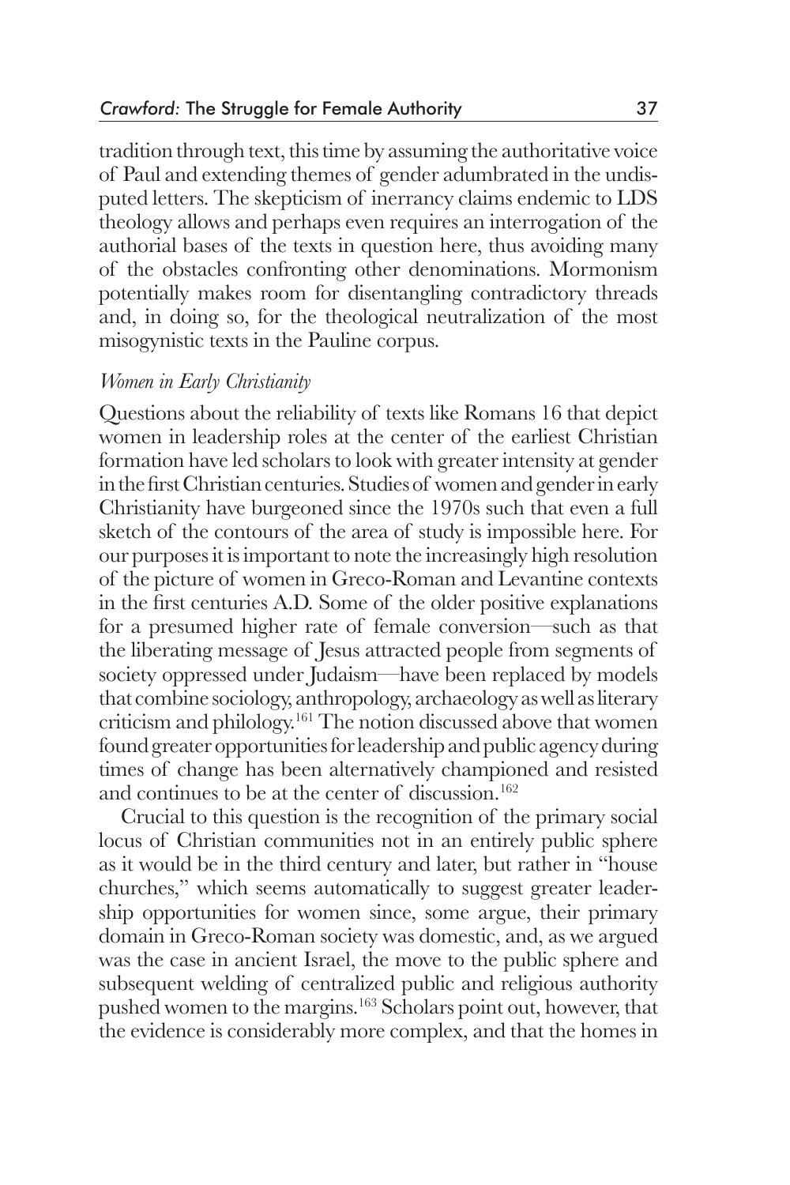tradition through text, this time by assuming the authoritative voice of Paul and extending themes of gender adumbrated in the undisputed letters. The skepticism of inerrancy claims endemic to LDS theology allows and perhaps even requires an interrogation of the authorial bases of the texts in question here, thus avoiding many of the obstacles confronting other denominations. Mormonism potentially makes room for disentangling contradictory threads and, in doing so, for the theological neutralization of the most misogynistic texts in the Pauline corpus.

### *Women in Early Christianity*

Questions about the reliability of texts like Romans 16 that depict women in leadership roles at the center of the earliest Christian formation have led scholars to look with greater intensity at gender in the first Christian centuries. Studies of women and gender in early Christianity have burgeoned since the 1970s such that even a full sketch of the contours of the area of study is impossible here. For our purposes it is important to note the increasingly high resolution of the picture of women in Greco-Roman and Levantine contexts in the first centuries A.D. Some of the older positive explanations for a presumed higher rate of female conversion—such as that the liberating message of Jesus attracted people from segments of society oppressed under Judaism—have been replaced by models that combine sociology, anthropology, archaeology as well as literary criticism and philology.[161] The notion discussed above that women found greater opportunities for leadership and public agency during times of change has been alternatively championed and resisted and continues to be at the center of discussion.[162]

Crucial to this question is the recognition of the primary social locus of Christian communities not in an entirely public sphere as it would be in the third century and later, but rather in "house churches," which seems automatically to suggest greater leadership opportunities for women since, some argue, their primary domain in Greco-Roman society was domestic, and, as we argued was the case in ancient Israel, the move to the public sphere and subsequent welding of centralized public and religious authority pushed women to the margins.[163] Scholars point out, however, that the evidence is considerably more complex, and that the homes in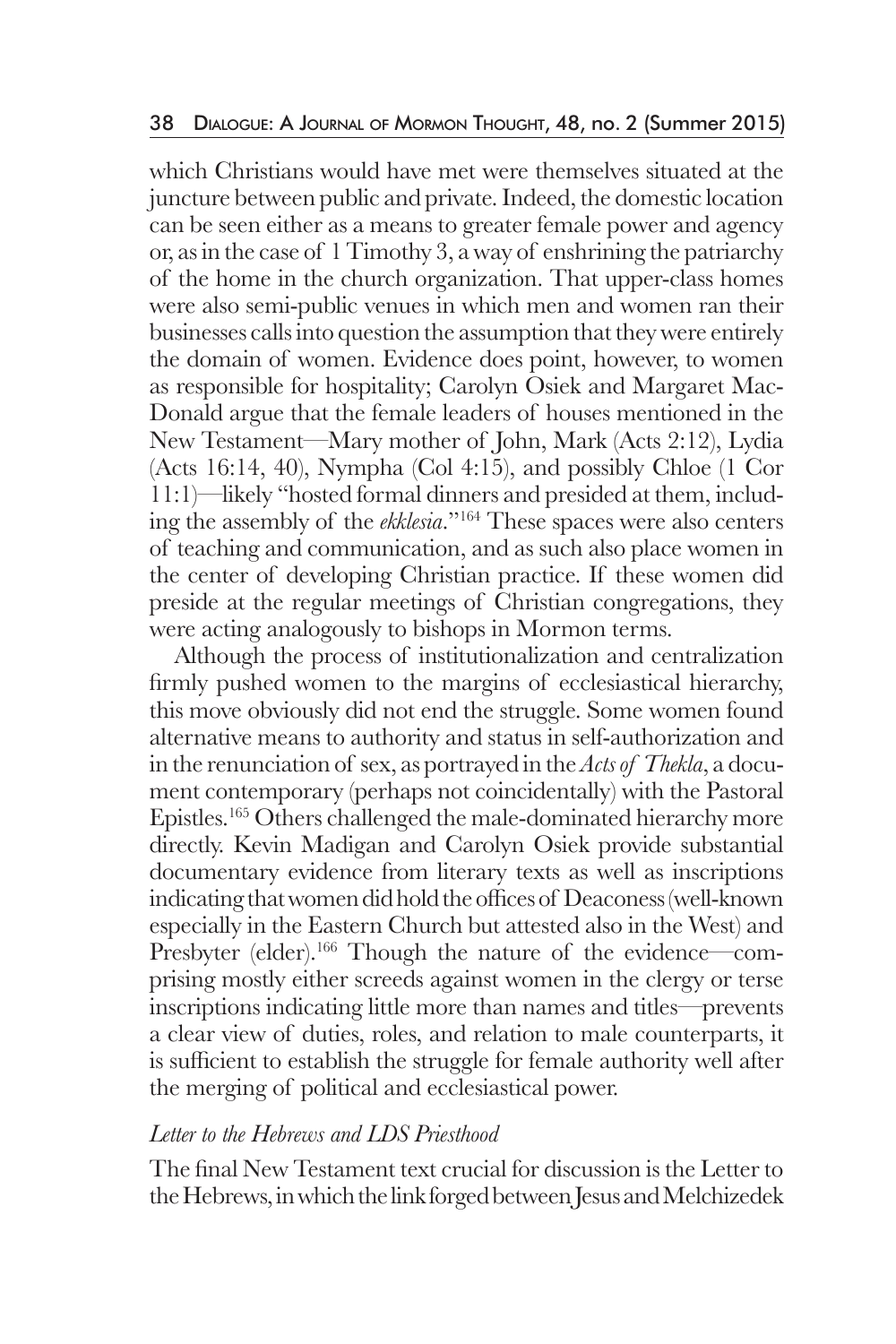which Christians would have met were themselves situated at the juncture between public and private. Indeed, the domestic location can be seen either as a means to greater female power and agency or, as in the case of 1 Timothy 3, a way of enshrining the patriarchy of the home in the church organization. That upper-class homes were also semi-public venues in which men and women ran their businesses calls into question the assumption that they were entirely the domain of women. Evidence does point, however, to women as responsible for hospitality; Carolyn Osiek and Margaret MacDonald argue that the female leaders of houses mentioned in the New Testament—Mary mother of John, Mark (Acts 2:12), Lydia (Acts 16:14, 40), Nympha (Col 4:15), and possibly Chloe (1 Cor 11:1)—likely "hosted formal dinners and presided at them, including the assembly of the *ekklesia*."[164] These spaces were also centers of teaching and communication, and as such also place women in the center of developing Christian practice. If these women did preside at the regular meetings of Christian congregations, they were acting analogously to bishops in Mormon terms.

Although the process of institutionalization and centralization firmly pushed women to the margins of ecclesiastical hierarchy, this move obviously did not end the struggle. Some women found alternative means to authority and status in self-authorization and in the renunciation of sex, as portrayed in the *Acts of Thekla*, a document contemporary (perhaps not coincidentally) with the Pastoral Epistles.[165] Others challenged the male-dominated hierarchy more directly. Kevin Madigan and Carolyn Osiek provide substantial documentary evidence from literary texts as well as inscriptions indicating that women did hold the offices of Deaconess (well-known especially in the Eastern Church but attested also in the West) and Presbyter (elder).[166] Though the nature of the evidence—comprising mostly either screeds against women in the clergy or terse inscriptions indicating little more than names and titles—prevents a clear view of duties, roles, and relation to male counterparts, it is sufficient to establish the struggle for female authority well after the merging of political and ecclesiastical power.

### *Letter to the Hebrews and LDS Priesthood*

The final New Testament text crucial for discussion is the Letter to the Hebrews, in which the link forged between Jesus and Melchizedek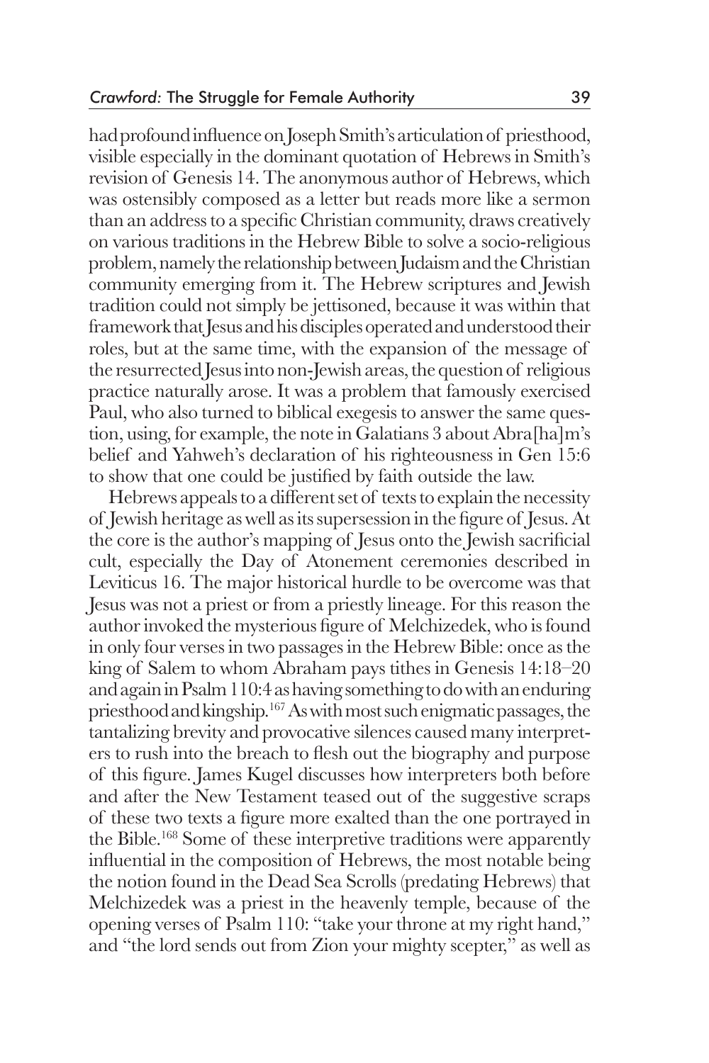had profound influence on Joseph Smith's articulation of priesthood, visible especially in the dominant quotation of Hebrews in Smith's revision of Genesis 14. The anonymous author of Hebrews, which was ostensibly composed as a letter but reads more like a sermon than an address to a specific Christian community, draws creatively on various traditions in the Hebrew Bible to solve a socio-religious problem, namely the relationship between Judaism and the Christian community emerging from it. The Hebrew scriptures and Jewish tradition could not simply be jettisoned, because it was within that framework that Jesus and his disciples operated and understood their roles, but at the same time, with the expansion of the message of the resurrected Jesus into non-Jewish areas, the question of religious practice naturally arose. It was a problem that famously exercised Paul, who also turned to biblical exegesis to answer the same question, using, for example, the note in Galatians 3 about Abra[ha]m's belief and Yahweh's declaration of his righteousness in Gen 15:6 to show that one could be justified by faith outside the law.

Hebrews appeals to a different set of texts to explain the necessity of Jewish heritage as well as its supersession in the figure of Jesus. At the core is the author's mapping of Jesus onto the Jewish sacrificial cult, especially the Day of Atonement ceremonies described in Leviticus 16. The major historical hurdle to be overcome was that Jesus was not a priest or from a priestly lineage. For this reason the author invoked the mysterious figure of Melchizedek, who is found in only four verses in two passages in the Hebrew Bible: once as the king of Salem to whom Abraham pays tithes in Genesis 14:18–20 and again in Psalm 110:4 as having something to do with an enduring priesthood and kingship.[167] As with most such enigmatic passages, the tantalizing brevity and provocative silences caused many interpreters to rush into the breach to flesh out the biography and purpose of this figure. James Kugel discusses how interpreters both before and after the New Testament teased out of the suggestive scraps of these two texts a figure more exalted than the one portrayed in the Bible.[168] Some of these interpretive traditions were apparently influential in the composition of Hebrews, the most notable being the notion found in the Dead Sea Scrolls (predating Hebrews) that Melchizedek was a priest in the heavenly temple, because of the opening verses of Psalm 110: "take your throne at my right hand," and "the lord sends out from Zion your mighty scepter," as well as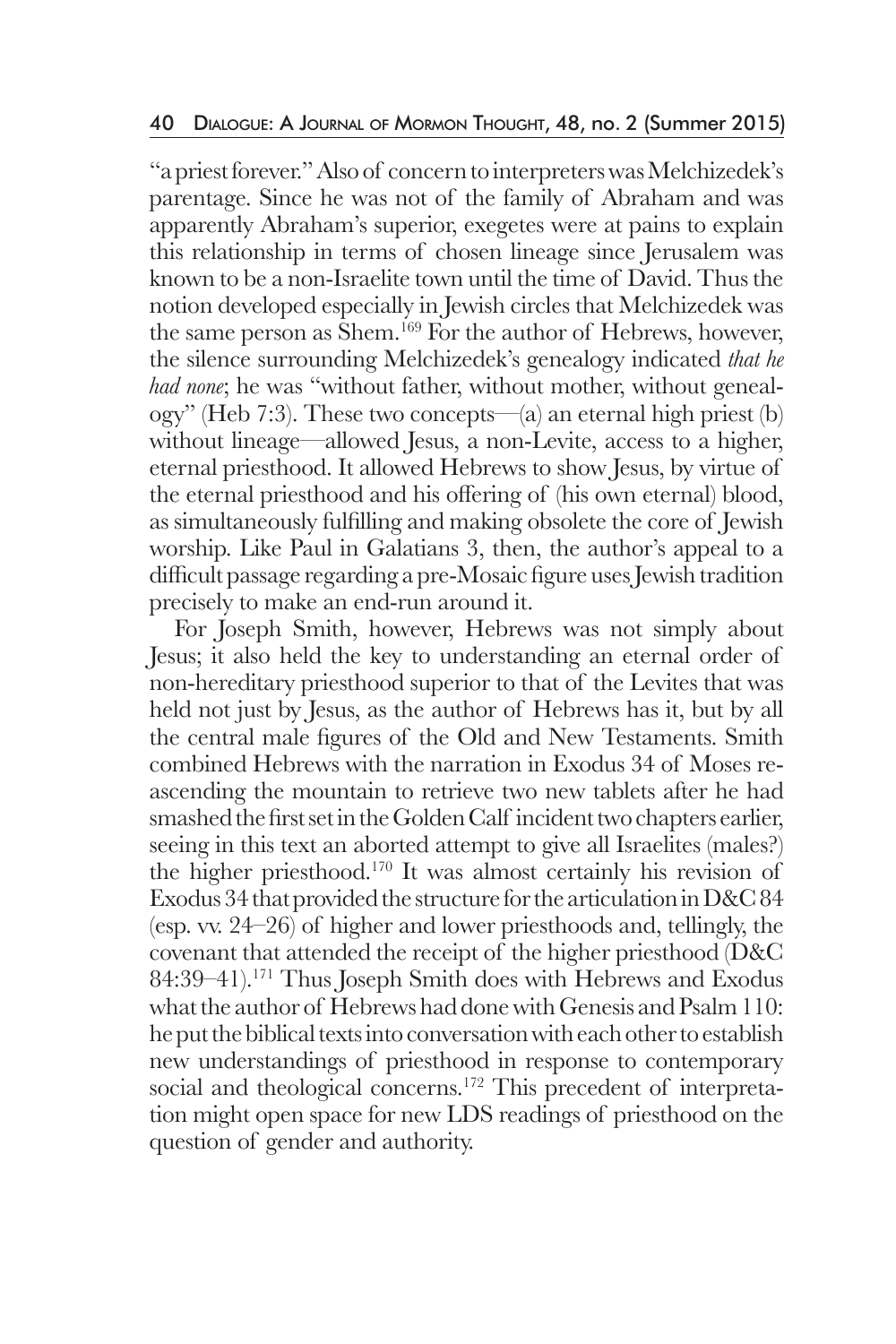"a priest forever." Also of concern to interpreters was Melchizedek's parentage. Since he was not of the family of Abraham and was apparently Abraham's superior, exegetes were at pains to explain this relationship in terms of chosen lineage since Jerusalem was known to be a non-Israelite town until the time of David. Thus the notion developed especially in Jewish circles that Melchizedek was the same person as Shem.[169] For the author of Hebrews, however, the silence surrounding Melchizedek's genealogy indicated *that he had none*; he was "without father, without mother, without genealogy" (Heb 7:3). These two concepts—(a) an eternal high priest (b) without lineage—allowed Jesus, a non-Levite, access to a higher, eternal priesthood. It allowed Hebrews to show Jesus, by virtue of the eternal priesthood and his offering of (his own eternal) blood, as simultaneously fulfilling and making obsolete the core of Jewish worship. Like Paul in Galatians 3, then, the author's appeal to a difficult passage regarding a pre-Mosaic figure uses Jewish tradition precisely to make an end-run around it.

For Joseph Smith, however, Hebrews was not simply about Jesus; it also held the key to understanding an eternal order of non-hereditary priesthood superior to that of the Levites that was held not just by Jesus, as the author of Hebrews has it, but by all the central male figures of the Old and New Testaments. Smith combined Hebrews with the narration in Exodus 34 of Moses re-ascending the mountain to retrieve two new tablets after he had smashed the first set in the Golden Calf incident two chapters earlier, seeing in this text an aborted attempt to give all Israelites (males?) the higher priesthood.[170] It was almost certainly his revision of Exodus 34 that provided the structure for the articulation in D&C 84 (esp. vv. 24–26) of higher and lower priesthoods and, tellingly, the covenant that attended the receipt of the higher priesthood (D&C 84:39–41).[171] Thus Joseph Smith does with Hebrews and Exodus what the author of Hebrews had done with Genesis and Psalm 110: he put the biblical texts into conversation with each other to establish new understandings of priesthood in response to contemporary social and theological concerns.[172] This precedent of interpretation might open space for new LDS readings of priesthood on the question of gender and authority.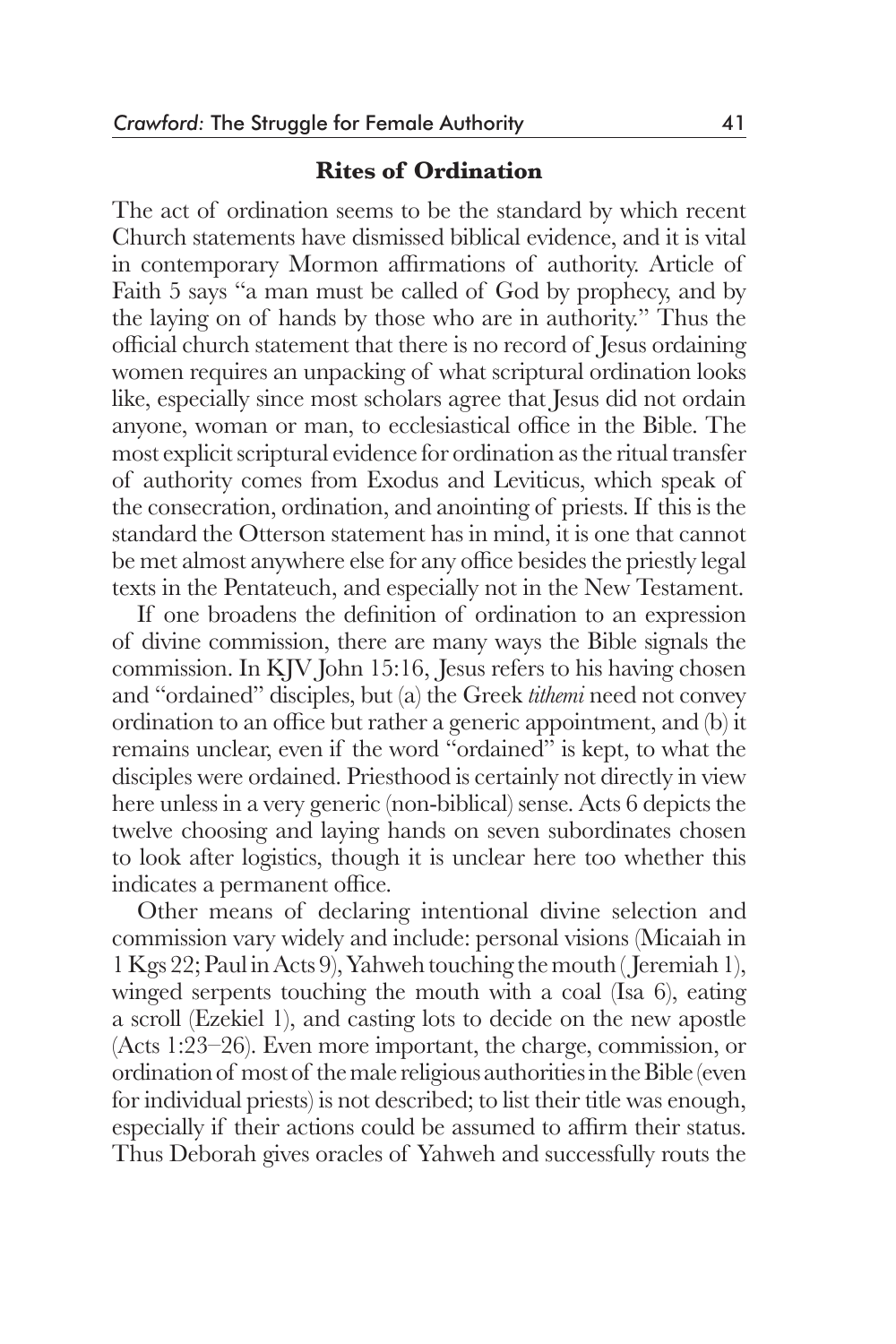### Rites of Ordination

The act of ordination seems to be the standard by which recent Church statements have dismissed biblical evidence, and it is vital in contemporary Mormon affirmations of authority. Article of Faith 5 says "a man must be called of God by prophecy, and by the laying on of hands by those who are in authority." Thus the official church statement that there is no record of Jesus ordaining women requires an unpacking of what scriptural ordination looks like, especially since most scholars agree that Jesus did not ordain anyone, woman or man, to ecclesiastical office in the Bible. The most explicit scriptural evidence for ordination as the ritual transfer of authority comes from Exodus and Leviticus, which speak of the consecration, ordination, and anointing of priests. If this is the standard the Otterson statement has in mind, it is one that cannot be met almost anywhere else for any office besides the priestly legal texts in the Pentateuch, and especially not in the New Testament.

If one broadens the definition of ordination to an expression of divine commission, there are many ways the Bible signals the commission. In KJV John 15:16, Jesus refers to his having chosen and "ordained" disciples, but (a) the Greek *tithemi* need not convey ordination to an office but rather a generic appointment, and (b) it remains unclear, even if the word "ordained" is kept, to what the disciples were ordained. Priesthood is certainly not directly in view here unless in a very generic (non-biblical) sense. Acts 6 depicts the twelve choosing and laying hands on seven subordinates chosen to look after logistics, though it is unclear here too whether this indicates a permanent office.

Other means of declaring intentional divine selection and commission vary widely and include: personal visions (Micaiah in 1 Kgs 22; Paul in Acts 9), Yahweh touching the mouth (Jeremiah 1), winged serpents touching the mouth with a coal (Isa 6), eating a scroll (Ezekiel 1), and casting lots to decide on the new apostle (Acts 1:23–26). Even more important, the charge, commission, or ordination of most of the male religious authorities in the Bible (even for individual priests) is not described; to list their title was enough, especially if their actions could be assumed to affirm their status. Thus Deborah gives oracles of Yahweh and successfully routs the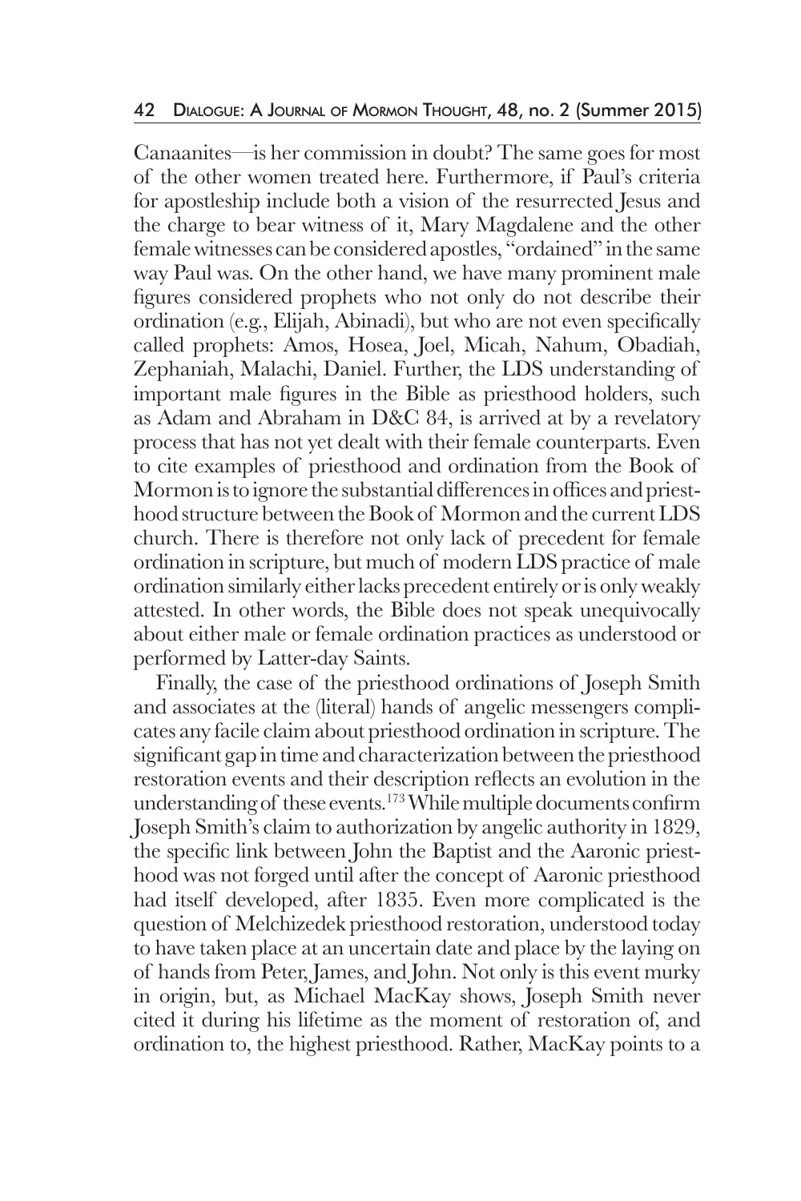Canaanites—is her commission in doubt? The same goes for most of the other women treated here. Furthermore, if Paul's criteria for apostleship include both a vision of the resurrected Jesus and the charge to bear witness of it, Mary Magdalene and the other female witnesses can be considered apostles, "ordained" in the same way Paul was. On the other hand, we have many prominent male figures considered prophets who not only do not describe their ordination (e.g., Elijah, Abinadi), but who are not even specifically called prophets: Amos, Hosea, Joel, Micah, Nahum, Obadiah, Zephaniah, Malachi, Daniel. Further, the LDS understanding of important male figures in the Bible as priesthood holders, such as Adam and Abraham in D&C 84, is arrived at by a revelatory process that has not yet dealt with their female counterparts. Even to cite examples of priesthood and ordination from the Book of Mormon is to ignore the substantial differences in offices and priesthood structure between the Book of Mormon and the current LDS church. There is therefore not only lack of precedent for female ordination in scripture, but much of modern LDS practice of male ordination similarly either lacks precedent entirely or is only weakly attested. In other words, the Bible does not speak unequivocally about either male or female ordination practices as understood or performed by Latter-day Saints.

Finally, the case of the priesthood ordinations of Joseph Smith and associates at the (literal) hands of angelic messengers complicates any facile claim about priesthood ordination in scripture. The significant gap in time and characterization between the priesthood restoration events and their description reflects an evolution in the understanding of these events.[173] While multiple documents confirm Joseph Smith's claim to authorization by angelic authority in 1829, the specific link between John the Baptist and the Aaronic priesthood was not forged until after the concept of Aaronic priesthood had itself developed, after 1835. Even more complicated is the question of Melchizedek priesthood restoration, understood today to have taken place at an uncertain date and place by the laying on of hands from Peter, James, and John. Not only is this event murky in origin, but, as Michael MacKay shows, Joseph Smith never cited it during his lifetime as the moment of restoration of, and ordination to, the highest priesthood. Rather, MacKay points to a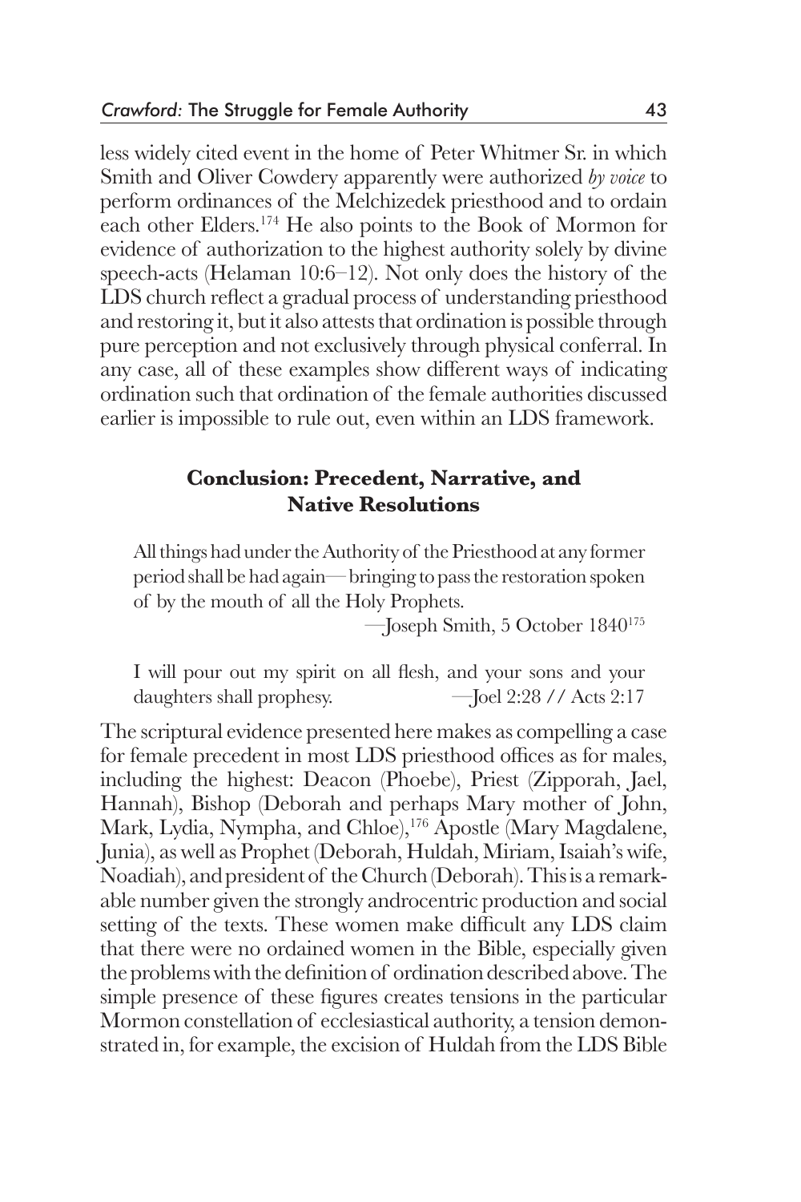less widely cited event in the home of Peter Whitmer Sr. in which Smith and Oliver Cowdery apparently were authorized *by voice* to perform ordinances of the Melchizedek priesthood and to ordain each other Elders.[174] He also points to the Book of Mormon for evidence of authorization to the highest authority solely by divine speech-acts (Helaman 10:6–12). Not only does the history of the LDS church reflect a gradual process of understanding priesthood and restoring it, but it also attests that ordination is possible through pure perception and not exclusively through physical conferral. In any case, all of these examples show different ways of indicating ordination such that ordination of the female authorities discussed earlier is impossible to rule out, even within an LDS framework.

## Conclusion: Precedent, Narrative, and Native Resolutions

> All things had under the Authority of the Priesthood at any former period shall be had again— bringing to pass the restoration spoken of by the mouth of all the Holy Prophets.
>
> —Joseph Smith, 5 October 1840[175]

> I will pour out my spirit on all flesh, and your sons and your daughters shall prophesy. —Joel 2:28 // Acts 2:17

The scriptural evidence presented here makes as compelling a case for female precedent in most LDS priesthood offices as for males, including the highest: Deacon (Phoebe), Priest (Zipporah, Jael, Hannah), Bishop (Deborah and perhaps Mary mother of John, Mark, Lydia, Nympha, and Chloe),[176] Apostle (Mary Magdalene, Junia), as well as Prophet (Deborah, Huldah, Miriam, Isaiah's wife, Noadiah), and president of the Church (Deborah). This is a remarkable number given the strongly androcentric production and social setting of the texts. These women make difficult any LDS claim that there were no ordained women in the Bible, especially given the problems with the definition of ordination described above. The simple presence of these figures creates tensions in the particular Mormon constellation of ecclesiastical authority, a tension demonstrated in, for example, the excision of Huldah from the LDS Bible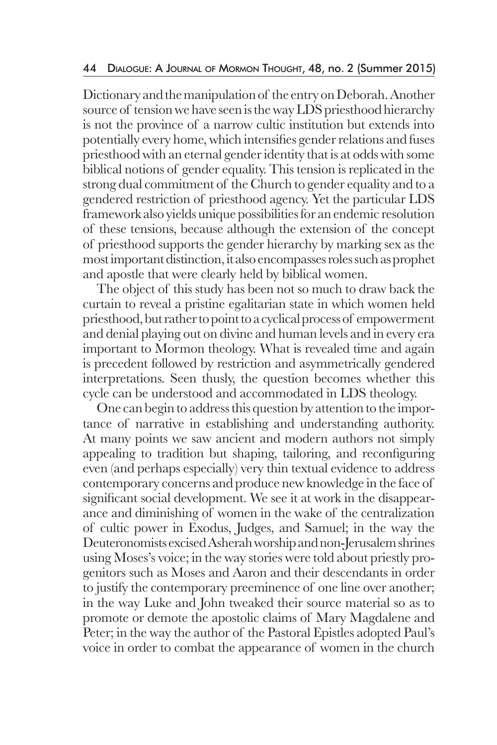Dictionary and the manipulation of the entry on Deborah. Another source of tension we have seen is the way LDS priesthood hierarchy is not the province of a narrow cultic institution but extends into potentially every home, which intensifies gender relations and fuses priesthood with an eternal gender identity that is at odds with some biblical notions of gender equality. This tension is replicated in the strong dual commitment of the Church to gender equality and to a gendered restriction of priesthood agency. Yet the particular LDS framework also yields unique possibilities for an endemic resolution of these tensions, because although the extension of the concept of priesthood supports the gender hierarchy by marking sex as the most important distinction, it also encompasses roles such as prophet and apostle that were clearly held by biblical women.

The object of this study has been not so much to draw back the curtain to reveal a pristine egalitarian state in which women held priesthood, but rather to point to a cyclical process of empowerment and denial playing out on divine and human levels and in every era important to Mormon theology. What is revealed time and again is precedent followed by restriction and asymmetrically gendered interpretations. Seen thusly, the question becomes whether this cycle can be understood and accommodated in LDS theology.

One can begin to address this question by attention to the importance of narrative in establishing and understanding authority. At many points we saw ancient and modern authors not simply appealing to tradition but shaping, tailoring, and reconfiguring even (and perhaps especially) very thin textual evidence to address contemporary concerns and produce new knowledge in the face of significant social development. We see it at work in the disappearance and diminishing of women in the wake of the centralization of cultic power in Exodus, Judges, and Samuel; in the way the Deuteronomists excised Asherah worship and non-Jerusalem shrines using Moses's voice; in the way stories were told about priestly progenitors such as Moses and Aaron and their descendants in order to justify the contemporary preeminence of one line over another; in the way Luke and John tweaked their source material so as to promote or demote the apostolic claims of Mary Magdalene and Peter; in the way the author of the Pastoral Epistles adopted Paul's voice in order to combat the appearance of women in the church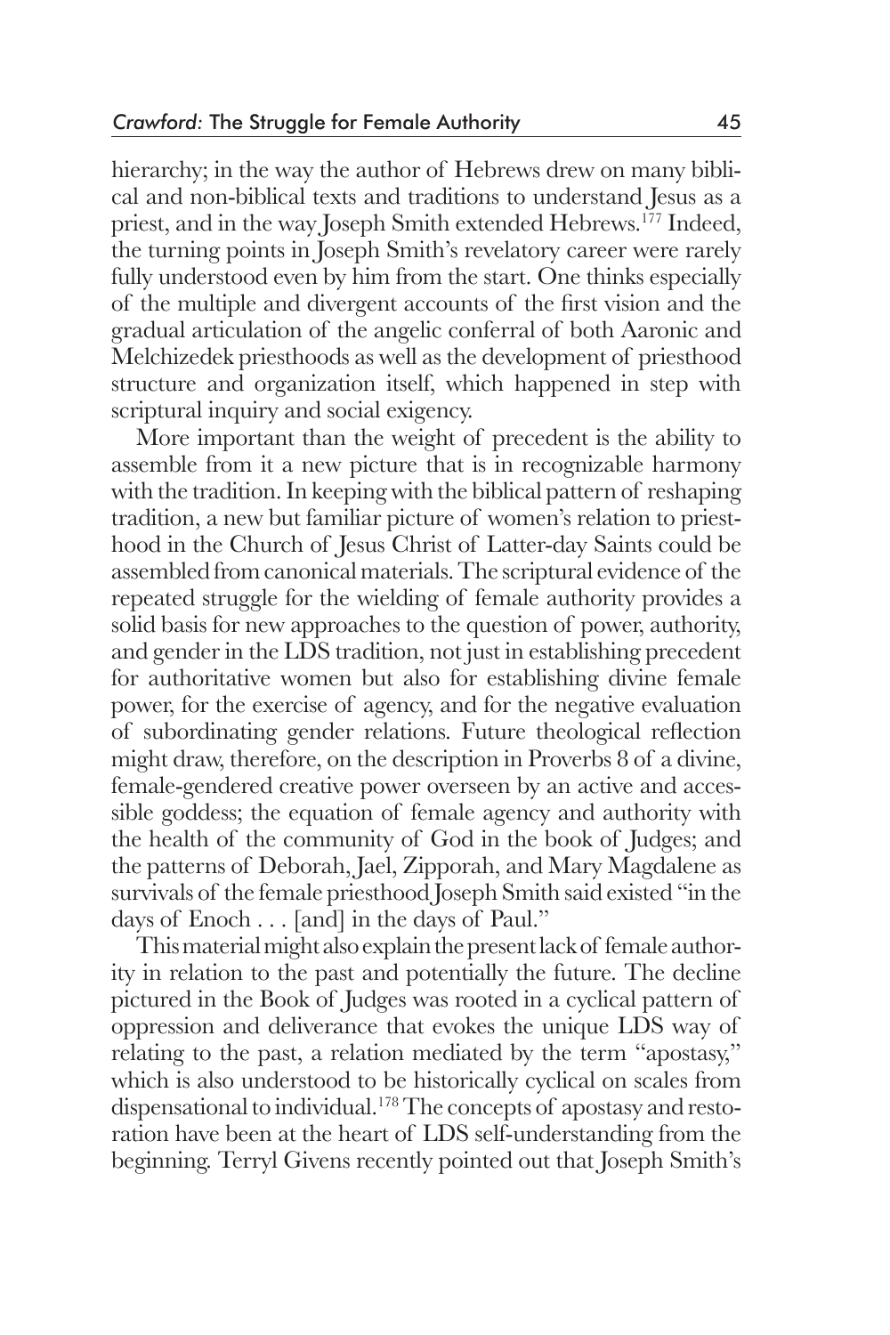hierarchy; in the way the author of Hebrews drew on many biblical and non-biblical texts and traditions to understand Jesus as a priest, and in the way Joseph Smith extended Hebrews.[177] Indeed, the turning points in Joseph Smith's revelatory career were rarely fully understood even by him from the start. One thinks especially of the multiple and divergent accounts of the first vision and the gradual articulation of the angelic conferral of both Aaronic and Melchizedek priesthoods as well as the development of priesthood structure and organization itself, which happened in step with scriptural inquiry and social exigency.

More important than the weight of precedent is the ability to assemble from it a new picture that is in recognizable harmony with the tradition. In keeping with the biblical pattern of reshaping tradition, a new but familiar picture of women's relation to priesthood in the Church of Jesus Christ of Latter-day Saints could be assembled from canonical materials. The scriptural evidence of the repeated struggle for the wielding of female authority provides a solid basis for new approaches to the question of power, authority, and gender in the LDS tradition, not just in establishing precedent for authoritative women but also for establishing divine female power, for the exercise of agency, and for the negative evaluation of subordinating gender relations. Future theological reflection might draw, therefore, on the description in Proverbs 8 of a divine, female-gendered creative power overseen by an active and accessible goddess; the equation of female agency and authority with the health of the community of God in the book of Judges; and the patterns of Deborah, Jael, Zipporah, and Mary Magdalene as survivals of the female priesthood Joseph Smith said existed "in the days of Enoch . . . [and] in the days of Paul."

This material might also explain the present lack of female authority in relation to the past and potentially the future. The decline pictured in the Book of Judges was rooted in a cyclical pattern of oppression and deliverance that evokes the unique LDS way of relating to the past, a relation mediated by the term "apostasy," which is also understood to be historically cyclical on scales from dispensational to individual.[178] The concepts of apostasy and restoration have been at the heart of LDS self-understanding from the beginning. Terryl Givens recently pointed out that Joseph Smith's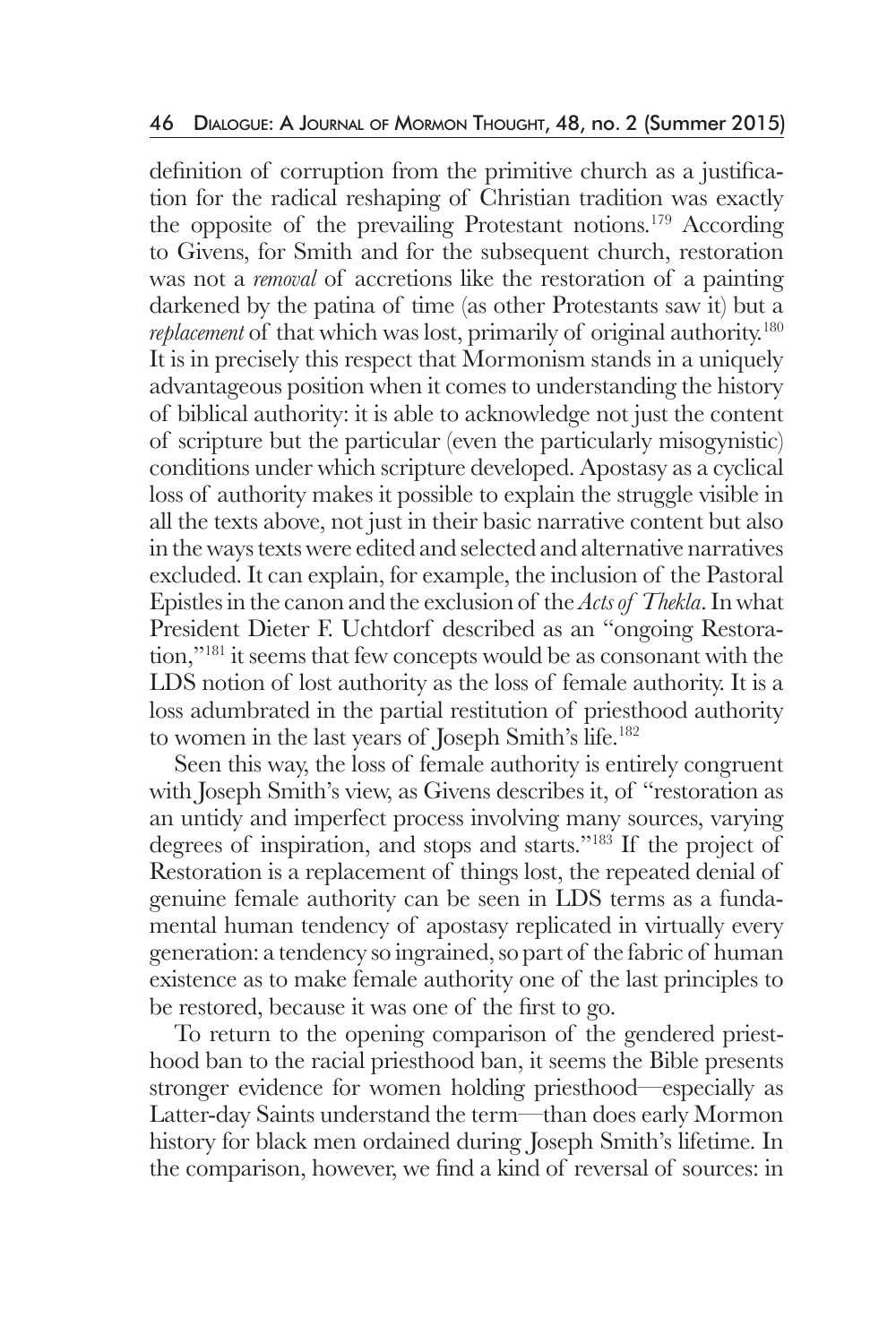definition of corruption from the primitive church as a justification for the radical reshaping of Christian tradition was exactly the opposite of the prevailing Protestant notions.[179] According to Givens, for Smith and for the subsequent church, restoration was not a *removal* of accretions like the restoration of a painting darkened by the patina of time (as other Protestants saw it) but a *replacement* of that which was lost, primarily of original authority.[180] It is in precisely this respect that Mormonism stands in a uniquely advantageous position when it comes to understanding the history of biblical authority: it is able to acknowledge not just the content of scripture but the particular (even the particularly misogynistic) conditions under which scripture developed. Apostasy as a cyclical loss of authority makes it possible to explain the struggle visible in all the texts above, not just in their basic narrative content but also in the ways texts were edited and selected and alternative narratives excluded. It can explain, for example, the inclusion of the Pastoral Epistles in the canon and the exclusion of the *Acts of Thekla*. In what President Dieter F. Uchtdorf described as an "ongoing Restoration,"[181] it seems that few concepts would be as consonant with the LDS notion of lost authority as the loss of female authority. It is a loss adumbrated in the partial restitution of priesthood authority to women in the last years of Joseph Smith's life.[182]

Seen this way, the loss of female authority is entirely congruent with Joseph Smith's view, as Givens describes it, of "restoration as an untidy and imperfect process involving many sources, varying degrees of inspiration, and stops and starts."[183] If the project of Restoration is a replacement of things lost, the repeated denial of genuine female authority can be seen in LDS terms as a fundamental human tendency of apostasy replicated in virtually every generation: a tendency so ingrained, so part of the fabric of human existence as to make female authority one of the last principles to be restored, because it was one of the first to go.

To return to the opening comparison of the gendered priesthood ban to the racial priesthood ban, it seems the Bible presents stronger evidence for women holding priesthood—especially as Latter-day Saints understand the term—than does early Mormon history for black men ordained during Joseph Smith's lifetime. In the comparison, however, we find a kind of reversal of sources: in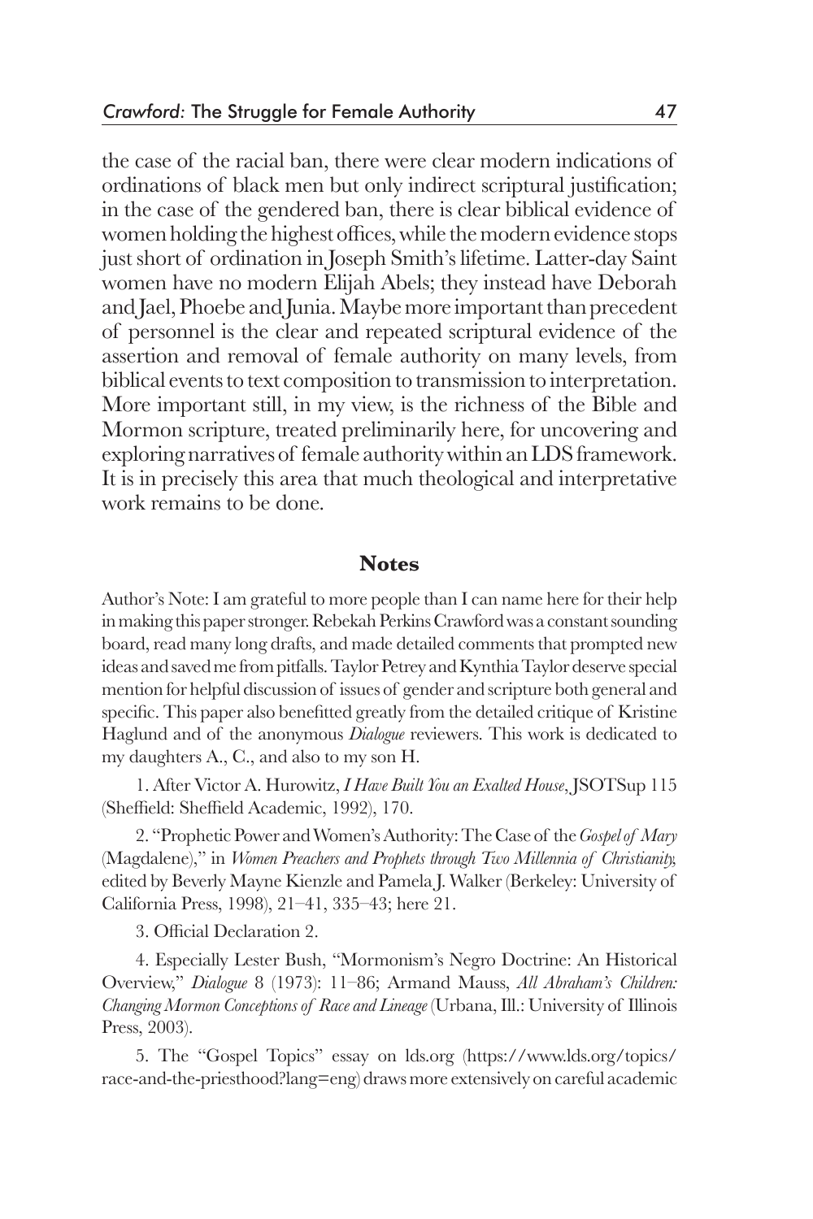the case of the racial ban, there were clear modern indications of ordinations of black men but only indirect scriptural justification; in the case of the gendered ban, there is clear biblical evidence of women holding the highest offices, while the modern evidence stops just short of ordination in Joseph Smith's lifetime. Latter-day Saint women have no modern Elijah Abels; they instead have Deborah and Jael, Phoebe and Junia. Maybe more important than precedent of personnel is the clear and repeated scriptural evidence of the assertion and removal of female authority on many levels, from biblical events to text composition to transmission to interpretation. More important still, in my view, is the richness of the Bible and Mormon scripture, treated preliminarily here, for uncovering and exploring narratives of female authority within an LDS framework. It is in precisely this area that much theological and interpretative work remains to be done.

## Notes

Author's Note: I am grateful to more people than I can name here for their help in making this paper stronger. Rebekah Perkins Crawford was a constant sounding board, read many long drafts, and made detailed comments that prompted new ideas and saved me from pitfalls. Taylor Petrey and Kynthia Taylor deserve special mention for helpful discussion of issues of gender and scripture both general and specific. This paper also benefitted greatly from the detailed critique of Kristine Haglund and of the anonymous *Dialogue* reviewers. This work is dedicated to my daughters A., C., and also to my son H.

1. After Victor A. Hurowitz, *I Have Built You an Exalted House*, JSOTSup 115 (Sheffield: Sheffield Academic, 1992), 170.

2. "Prophetic Power and Women's Authority: The Case of the *Gospel of Mary* (Magdalene)," in *Women Preachers and Prophets through Two Millennia of Christianity*, edited by Beverly Mayne Kienzle and Pamela J. Walker (Berkeley: University of California Press, 1998), 21–41, 335–43; here 21.

3. Official Declaration 2.

4. Especially Lester Bush, "Mormonism's Negro Doctrine: An Historical Overview," *Dialogue* 8 (1973): 11–86; Armand Mauss, *All Abraham's Children: Changing Mormon Conceptions of Race and Lineage* (Urbana, Ill.: University of Illinois Press, 2003).

5. The "Gospel Topics" essay on lds.org (https://www.lds.org/topics/race-and-the-priesthood?lang=eng) draws more extensively on careful academic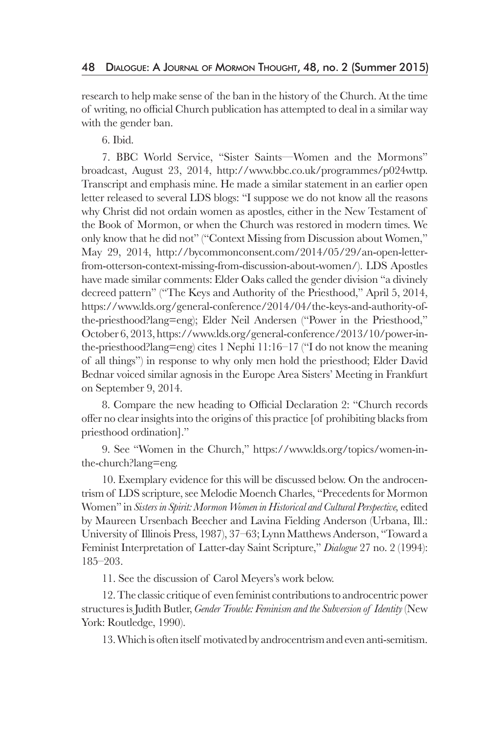research to help make sense of the ban in the history of the Church. At the time of writing, no official Church publication has attempted to deal in a similar way with the gender ban.

6. Ibid.

7. BBC World Service, "Sister Saints—Women and the Mormons" broadcast, August 23, 2014, http://www.bbc.co.uk/programmes/p024wttp. Transcript and emphasis mine. He made a similar statement in an earlier open letter released to several LDS blogs: "I suppose we do not know all the reasons why Christ did not ordain women as apostles, either in the New Testament of the Book of Mormon, or when the Church was restored in modern times. We only know that he did not" ("Context Missing from Discussion about Women," May 29, 2014, http://bycommonconsent.com/2014/05/29/an-open-letter-from-otterson-context-missing-from-discussion-about-women/). LDS Apostles have made similar comments: Elder Oaks called the gender division "a divinely decreed pattern" ("The Keys and Authority of the Priesthood," April 5, 2014, https://www.lds.org/general-conference/2014/04/the-keys-and-authority-of-the-priesthood?lang=eng); Elder Neil Andersen ("Power in the Priesthood," October 6, 2013, https://www.lds.org/general-conference/2013/10/power-in-the-priesthood?lang=eng) cites 1 Nephi 11:16–17 ("I do not know the meaning of all things") in response to why only men hold the priesthood; Elder David Bednar voiced similar agnosis in the Europe Area Sisters' Meeting in Frankfurt on September 9, 2014.

8. Compare the new heading to Official Declaration 2: "Church records offer no clear insights into the origins of this practice [of prohibiting blacks from priesthood ordination]."

9. See "Women in the Church," https://www.lds.org/topics/women-in-the-church?lang=eng.

10. Exemplary evidence for this will be discussed below. On the androcentrism of LDS scripture, see Melodie Moench Charles, "Precedents for Mormon Women" in *Sisters in Spirit: Mormon Women in Historical and Cultural Perspective,* edited by Maureen Ursenbach Beecher and Lavina Fielding Anderson (Urbana, Ill.: University of Illinois Press, 1987), 37–63; Lynn Matthews Anderson, "Toward a Feminist Interpretation of Latter-day Saint Scripture," *Dialogue* 27 no. 2 (1994): 185–203.

11. See the discussion of Carol Meyers's work below.

12. The classic critique of even feminist contributions to androcentric power structures is Judith Butler, *Gender Trouble: Feminism and the Subversion of Identity* (New York: Routledge, 1990).

13. Which is often itself motivated by androcentrism and even anti-semitism.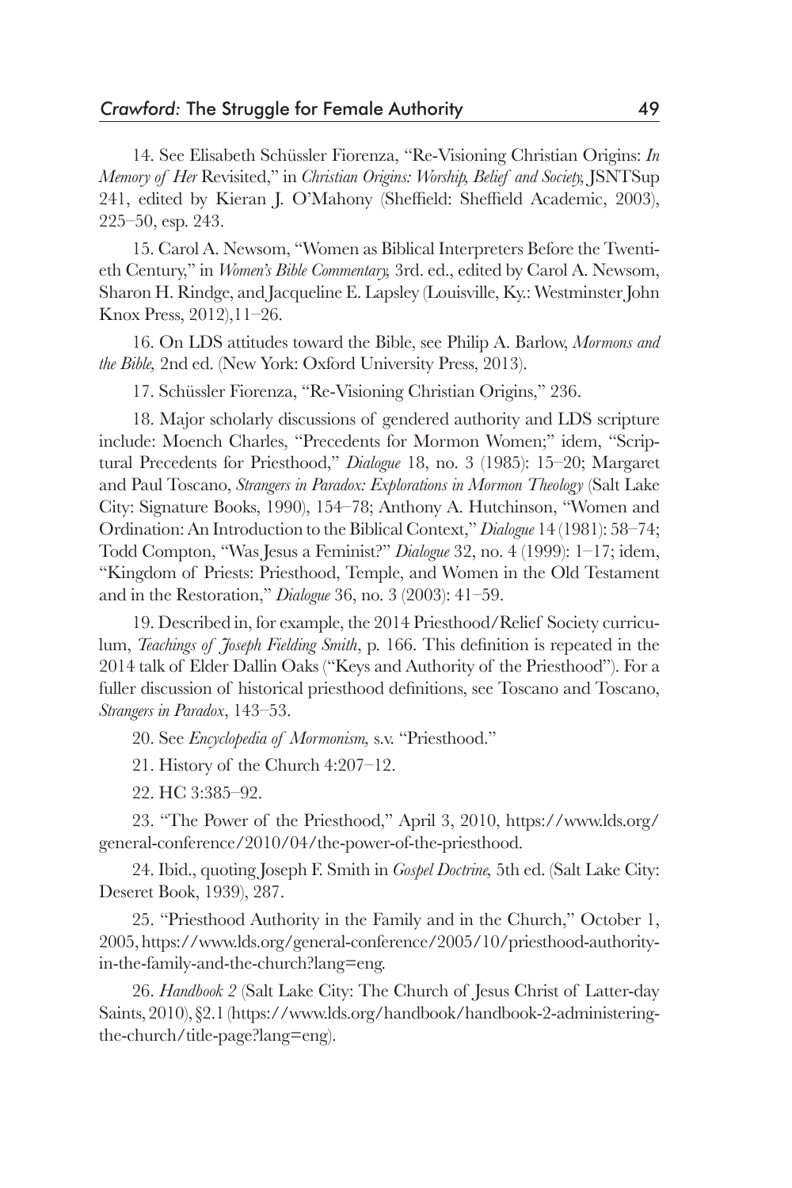14. See Elisabeth Schüssler Fiorenza, "Re-Visioning Christian Origins: *In Memory of Her* Revisited," in *Christian Origins: Worship, Belief and Society,* JSNTSup 241, edited by Kieran J. O'Mahony (Sheffield: Sheffield Academic, 2003), 225–50, esp. 243.

15. Carol A. Newsom, "Women as Biblical Interpreters Before the Twentieth Century," in *Women's Bible Commentary,* 3rd. ed., edited by Carol A. Newsom, Sharon H. Ringe, and Jacqueline E. Lapsley (Louisville, Ky.: Westminster John Knox Press, 2012),11–26.

16. On LDS attitudes toward the Bible, see Philip A. Barlow, *Mormons and the Bible,* 2nd ed. (New York: Oxford University Press, 2013).

17. Schüssler Fiorenza, "Re-Visioning Christian Origins," 236.

18. Major scholarly discussions of gendered authority and LDS scripture include: Moench Charles, "Precedents for Mormon Women;" idem, "Scriptural Precedents for Priesthood," *Dialogue* 18, no. 3 (1985): 15–20; Margaret and Paul Toscano, *Strangers in Paradox: Explorations in Mormon Theology* (Salt Lake City: Signature Books, 1990), 154–78; Anthony A. Hutchinson, "Women and Ordination: An Introduction to the Biblical Context," *Dialogue* 14 (1981): 58–74; Todd Compton, "Was Jesus a Feminist?" *Dialogue* 32, no. 4 (1999): 1–17; idem, "Kingdom of Priests: Priesthood, Temple, and Women in the Old Testament and in the Restoration," *Dialogue* 36, no. 3 (2003): 41–59.

19. Described in, for example, the 2014 Priesthood/Relief Society curriculum, *Teachings of Joseph Fielding Smith*, p. 166. This definition is repeated in the 2014 talk of Elder Dallin Oaks ("Keys and Authority of the Priesthood"). For a fuller discussion of historical priesthood definitions, see Toscano and Toscano, *Strangers in Paradox*, 143–53.

20. See *Encyclopedia of Mormonism,* s.v. "Priesthood."

21. History of the Church 4:207–12.

22. HC 3:385–92.

23. "The Power of the Priesthood," April 3, 2010, https://www.lds.org/general-conference/2010/04/the-power-of-the-priesthood.

24. Ibid., quoting Joseph F. Smith in *Gospel Doctrine,* 5th ed. (Salt Lake City: Deseret Book, 1939), 287.

25. "Priesthood Authority in the Family and in the Church," October 1, 2005, https://www.lds.org/general-conference/2005/10/priesthood-authority-in-the-family-and-the-church?lang=eng.

26. *Handbook 2* (Salt Lake City: The Church of Jesus Christ of Latter-day Saints, 2010), §2.1 (https://www.lds.org/handbook/handbook-2-administering-the-church/title-page?lang=eng).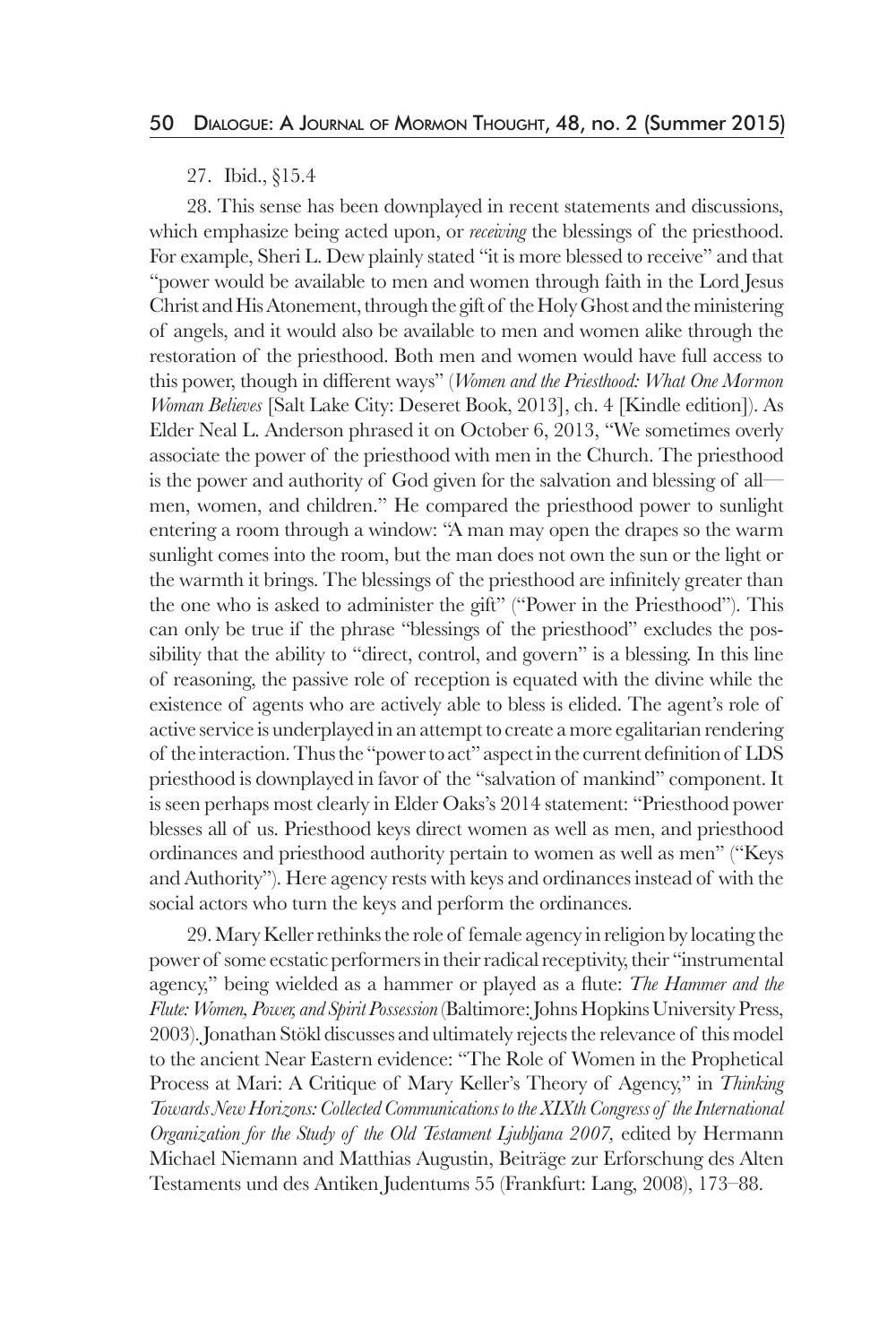27. Ibid., §15.4

28. This sense has been downplayed in recent statements and discussions, which emphasize being acted upon, or *receiving* the blessings of the priesthood. For example, Sheri L. Dew plainly stated "it is more blessed to receive" and that "power would be available to men and women through faith in the Lord Jesus Christ and His Atonement, through the gift of the Holy Ghost and the ministering of angels, and it would also be available to men and women alike through the restoration of the priesthood. Both men and women would have full access to this power, though in different ways" (*Women and the Priesthood: What One Mormon Woman Believes* [Salt Lake City: Deseret Book, 2013], ch. 4 [Kindle edition]). As Elder Neal L. Anderson phrased it on October 6, 2013, "We sometimes overly associate the power of the priesthood with men in the Church. The priesthood is the power and authority of God given for the salvation and blessing of all—men, women, and children." He compared the priesthood power to sunlight entering a room through a window: "A man may open the drapes so the warm sunlight comes into the room, but the man does not own the sun or the light or the warmth it brings. The blessings of the priesthood are infinitely greater than the one who is asked to administer the gift" ("Power in the Priesthood"). This can only be true if the phrase "blessings of the priesthood" excludes the possibility that the ability to "direct, control, and govern" is a blessing. In this line of reasoning, the passive role of reception is equated with the divine while the existence of agents who are actively able to bless is elided. The agent's role of active service is underplayed in an attempt to create a more egalitarian rendering of the interaction. Thus the "power to act" aspect in the current definition of LDS priesthood is downplayed in favor of the "salvation of mankind" component. It is seen perhaps most clearly in Elder Oaks's 2014 statement: "Priesthood power blesses all of us. Priesthood keys direct women as well as men, and priesthood ordinances and priesthood authority pertain to women as well as men" ("Keys and Authority"). Here agency rests with keys and ordinances instead of with the social actors who turn the keys and perform the ordinances.

29. Mary Keller rethinks the role of female agency in religion by locating the power of some ecstatic performers in their radical receptivity, their "instrumental agency," being wielded as a hammer or played as a flute: *The Hammer and the Flute: Women, Power, and Spirit Possession* (Baltimore: Johns Hopkins University Press, 2003). Jonathan Stökl discusses and ultimately rejects the relevance of this model to the ancient Near Eastern evidence: "The Role of Women in the Prophetical Process at Mari: A Critique of Mary Keller's Theory of Agency," in *Thinking Towards New Horizons: Collected Communications to the XIXth Congress of the International Organization for the Study of the Old Testament Ljubljana 2007*, edited by Hermann Michael Niemann and Matthias Augustin, Beiträge zur Erforschung des Alten Testaments und des Antiken Judentums 55 (Frankfurt: Lang, 2008), 173–88.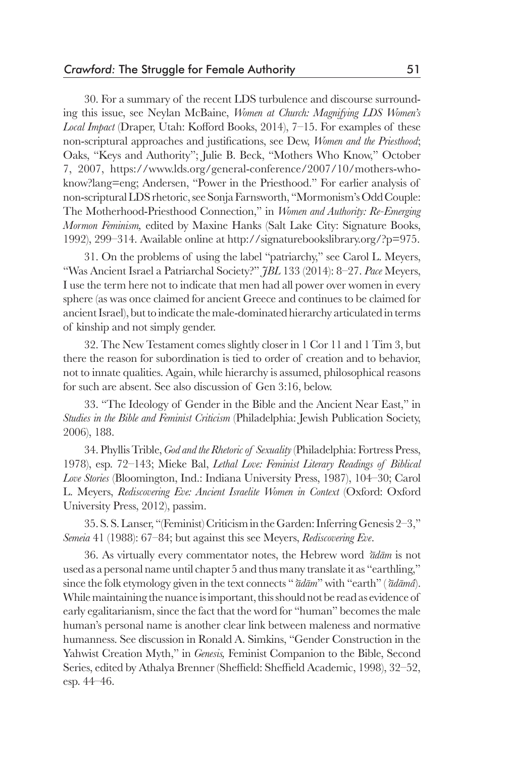30. For a summary of the recent LDS turbulence and discourse surrounding this issue, see Neylan McBaine, *Women at Church: Magnifying LDS Women's Local Impact* (Draper, Utah: Kofford Books, 2014), 7–15. For examples of these non-scriptural approaches and justifications, see Dew, *Women and the Priesthood*; Oaks, "Keys and Authority"; Julie B. Beck, "Mothers Who Know," October 7, 2007, https://www.lds.org/general-conference/2007/10/mothers-who-know?lang=eng; Andersen, "Power in the Priesthood." For earlier analysis of non-scriptural LDS rhetoric, see Sonja Farnsworth, "Mormonism's Odd Couple: The Motherhood-Priesthood Connection," in *Women and Authority: Re-Emerging Mormon Feminism,* edited by Maxine Hanks (Salt Lake City: Signature Books, 1992), 299–314. Available online at http://signaturebookslibrary.org/?p=975.

31. On the problems of using the label "patriarchy," see Carol L. Meyers, "Was Ancient Israel a Patriarchal Society?" *JBL* 133 (2014): 8–27. *Pace* Meyers, I use the term here not to indicate that men had all power over women in every sphere (as was once claimed for ancient Greece and continues to be claimed for ancient Israel), but to indicate the male-dominated hierarchy articulated in terms of kinship and not simply gender.

32. The New Testament comes slightly closer in 1 Cor 11 and 1 Tim 3, but there the reason for subordination is tied to order of creation and to behavior, not to innate qualities. Again, while hierarchy is assumed, philosophical reasons for such are absent. See also discussion of Gen 3:16, below.

33. "The Ideology of Gender in the Bible and the Ancient Near East," in *Studies in the Bible and Feminist Criticism* (Philadelphia: Jewish Publication Society, 2006), 188.

34. Phyllis Trible, *God and the Rhetoric of Sexuality* (Philadelphia: Fortress Press, 1978), esp. 72–143; Mieke Bal, *Lethal Love: Feminist Literary Readings of Biblical Love Stories* (Bloomington, Ind.: Indiana University Press, 1987), 104–30; Carol L. Meyers, *Rediscovering Eve: Ancient Israelite Women in Context* (Oxford: Oxford University Press, 2012), passim.

35. S. S. Lanser, "(Feminist) Criticism in the Garden: Inferring Genesis 2–3," *Semeia* 41 (1988): 67–84; but against this see Meyers, *Rediscovering Eve*.

36. As virtually every commentator notes, the Hebrew word *ʾādām* is not used as a personal name until chapter 5 and thus many translate it as "earthling," since the folk etymology given in the text connects "*ʾādām*" with "earth" (*ʾădāmâ*). While maintaining the nuance is important, this should not be read as evidence of early egalitarianism, since the fact that the word for "human" becomes the male human's personal name is another clear link between maleness and normative humanness. See discussion in Ronald A. Simkins, "Gender Construction in the Yahwist Creation Myth," in *Genesis,* Feminist Companion to the Bible, Second Series, edited by Athalya Brenner (Sheffield: Sheffield Academic, 1998), 32–52, esp. 44–46.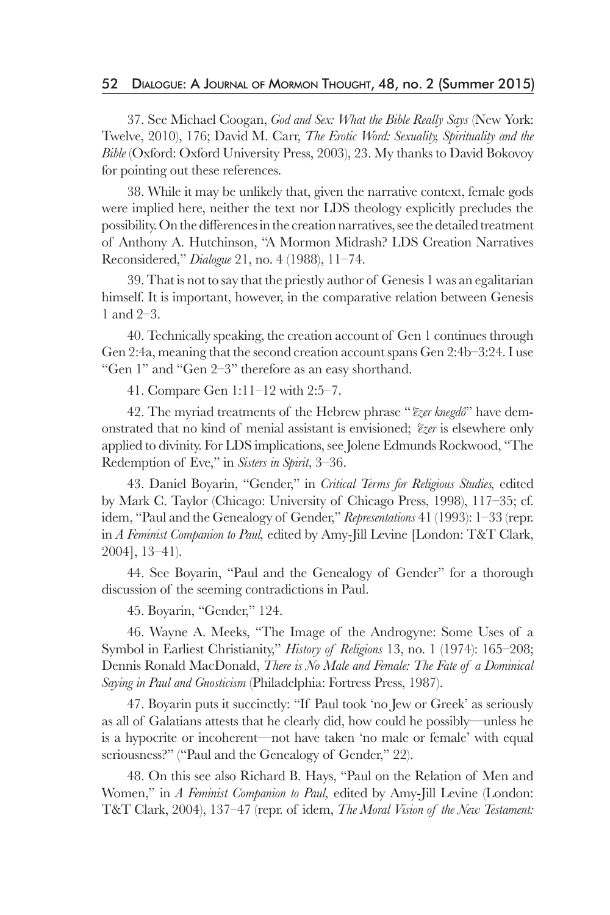37. See Michael Coogan, *God and Sex: What the Bible Really Says* (New York: Twelve, 2010), 176; David M. Carr, *The Erotic Word: Sexuality, Spirituality and the Bible* (Oxford: Oxford University Press, 2003), 23. My thanks to David Bokovoy for pointing out these references.

38. While it may be unlikely that, given the narrative context, female gods were implied here, neither the text nor LDS theology explicitly precludes the possibility. On the differences in the creation narratives, see the detailed treatment of Anthony A. Hutchinson, "A Mormon Midrash? LDS Creation Narratives Reconsidered," *Dialogue* 21, no. 4 (1988), 11–74.

39. That is not to say that the priestly author of Genesis 1 was an egalitarian himself. It is important, however, in the comparative relation between Genesis 1 and 2–3.

40. Technically speaking, the creation account of Gen 1 continues through Gen 2:4a, meaning that the second creation account spans Gen 2:4b–3:24. I use "Gen 1" and "Gen 2–3" therefore as an easy shorthand.

41. Compare Gen 1:11–12 with 2:5–7.

42. The myriad treatments of the Hebrew phrase "*ʿēzer knegdô*" have demonstrated that no kind of menial assistant is envisioned; *ʿēzer* is elsewhere only applied to divinity. For LDS implications, see Jolene Edmunds Rockwood, "The Redemption of Eve," in *Sisters in Spirit*, 3–36.

43. Daniel Boyarin, "Gender," in *Critical Terms for Religious Studies,* edited by Mark C. Taylor (Chicago: University of Chicago Press, 1998), 117–35; cf. idem, "Paul and the Genealogy of Gender," *Representations* 41 (1993): 1–33 (repr. in *A Feminist Companion to Paul,* edited by Amy-Jill Levine [London: T&T Clark, 2004], 13–41).

44. See Boyarin, "Paul and the Genealogy of Gender" for a thorough discussion of the seeming contradictions in Paul.

45. Boyarin, "Gender," 124.

46. Wayne A. Meeks, "The Image of the Androgyne: Some Uses of a Symbol in Earliest Christianity," *History of Religions* 13, no. 1 (1974): 165–208; Dennis Ronald MacDonald, *There is No Male and Female: The Fate of a Dominical Saying in Paul and Gnosticism* (Philadelphia: Fortress Press, 1987).

47. Boyarin puts it succinctly: "If Paul took 'no Jew or Greek' as seriously as all of Galatians attests that he clearly did, how could he possibly—unless he is a hypocrite or incoherent—not have taken 'no male or female' with equal seriousness?" ("Paul and the Genealogy of Gender," 22).

48. On this see also Richard B. Hays, "Paul on the Relation of Men and Women," in *A Feminist Companion to Paul,* edited by Amy-Jill Levine (London: T&T Clark, 2004), 137–47 (repr. of idem, *The Moral Vision of the New Testament:*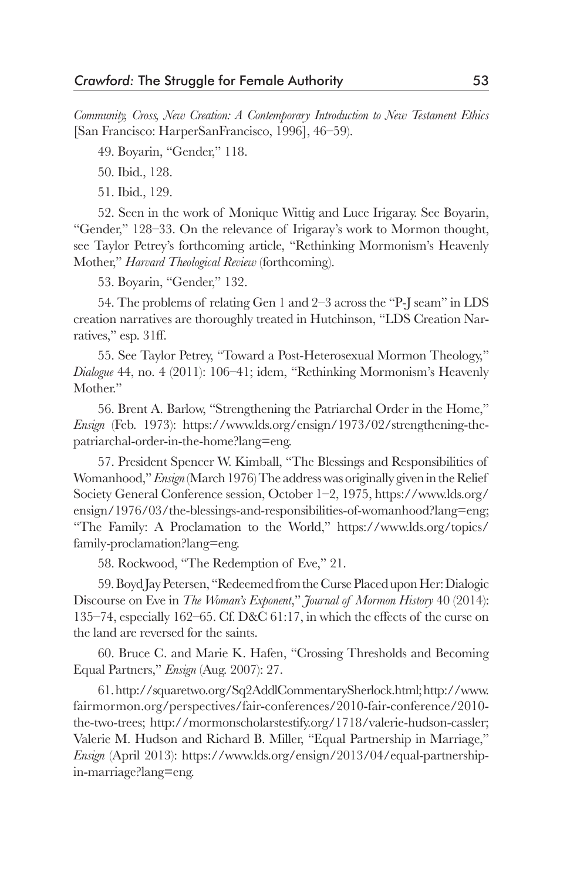*Community, Cross, New Creation: A Contemporary Introduction to New Testament Ethics* [San Francisco: HarperSanFrancisco, 1996], 46–59).

49. Boyarin, "Gender," 118.

50. Ibid., 128.

51. Ibid., 129.

52. Seen in the work of Monique Wittig and Luce Irigaray. See Boyarin, "Gender," 128–33. On the relevance of Irigaray's work to Mormon thought, see Taylor Petrey's forthcoming article, "Rethinking Mormonism's Heavenly Mother," *Harvard Theological Review* (forthcoming).

53. Boyarin, "Gender," 132.

54. The problems of relating Gen 1 and 2–3 across the "P-J seam" in LDS creation narratives are thoroughly treated in Hutchinson, "LDS Creation Narratives," esp. 31ff.

55. See Taylor Petrey, "Toward a Post-Heterosexual Mormon Theology," *Dialogue* 44, no. 4 (2011): 106–41; idem, "Rethinking Mormonism's Heavenly Mother."

56. Brent A. Barlow, "Strengthening the Patriarchal Order in the Home," *Ensign* (Feb. 1973): https://www.lds.org/ensign/1973/02/strengthening-the-patriarchal-order-in-the-home?lang=eng.

57. President Spencer W. Kimball, "The Blessings and Responsibilities of Womanhood," *Ensign* (March 1976) The address was originally given in the Relief Society General Conference session, October 1–2, 1975, https://www.lds.org/ensign/1976/03/the-blessings-and-responsibilities-of-womanhood?lang=eng; "The Family: A Proclamation to the World," https://www.lds.org/topics/family-proclamation?lang=eng.

58. Rockwood, "The Redemption of Eve," 21.

59. Boyd Jay Petersen, "Redeemed from the Curse Placed upon Her: Dialogic Discourse on Eve in *The Woman's Exponent*," *Journal of Mormon History* 40 (2014): 135–74, especially 162–65. Cf. D&C 61:17, in which the effects of the curse on the land are reversed for the saints.

60. Bruce C. and Marie K. Hafen, "Crossing Thresholds and Becoming Equal Partners," *Ensign* (Aug. 2007): 27.

61. http://squaretwo.org/Sq2AddlCommentarySherlock.html; http://www.fairmormon.org/perspectives/fair-conferences/2010-fair-conference/2010-the-two-trees; http://mormonscholarstestify.org/1718/valerie-hudson-cassler; Valerie M. Hudson and Richard B. Miller, "Equal Partnership in Marriage," *Ensign* (April 2013): https://www.lds.org/ensign/2013/04/equal-partnership-in-marriage?lang=eng.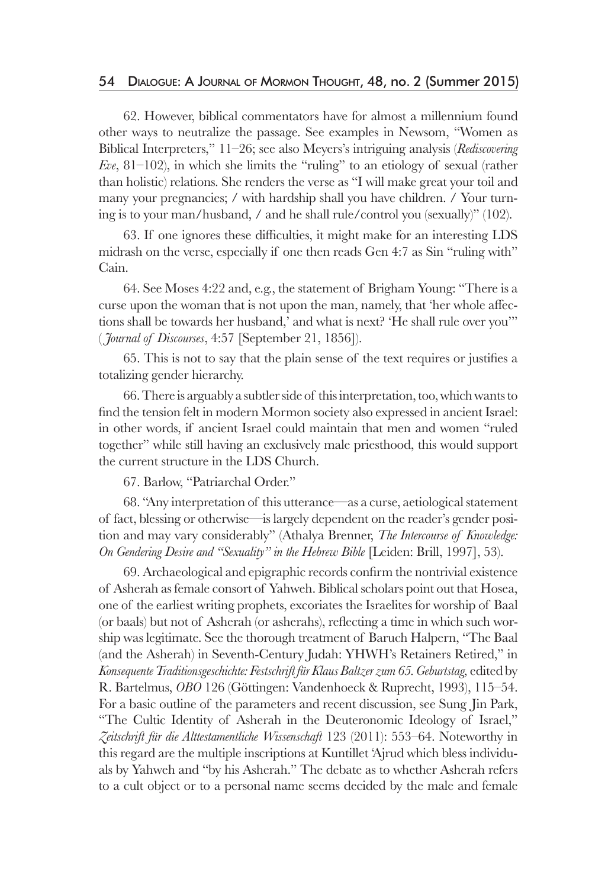62. However, biblical commentators have for almost a millennium found other ways to neutralize the passage. See examples in Newsom, "Women as Biblical Interpreters," 11–26; see also Meyers's intriguing analysis (*Rediscovering Eve*, 81–102), in which she limits the "ruling" to an etiology of sexual (rather than holistic) relations. She renders the verse as "I will make great your toil and many your pregnancies; / with hardship shall you have children. / Your turning is to your man/husband, / and he shall rule/control you (sexually)" (102).

63. If one ignores these difficulties, it might make for an interesting LDS midrash on the verse, especially if one then reads Gen 4:7 as Sin "ruling with" Cain.

64. See Moses 4:22 and, e.g., the statement of Brigham Young: "There is a curse upon the woman that is not upon the man, namely, that 'her whole affections shall be towards her husband,' and what is next? 'He shall rule over you'" (*Journal of Discourses*, 4:57 [September 21, 1856]).

65. This is not to say that the plain sense of the text requires or justifies a totalizing gender hierarchy.

66. There is arguably a subtler side of this interpretation, too, which wants to find the tension felt in modern Mormon society also expressed in ancient Israel: in other words, if ancient Israel could maintain that men and women "ruled together" while still having an exclusively male priesthood, this would support the current structure in the LDS Church.

67. Barlow, "Patriarchal Order."

68. "Any interpretation of this utterance—as a curse, aetiological statement of fact, blessing or otherwise—is largely dependent on the reader's gender position and may vary considerably" (Athalya Brenner, *The Intercourse of Knowledge: On Gendering Desire and "Sexuality" in the Hebrew Bible* [Leiden: Brill, 1997], 53).

69. Archaeological and epigraphic records confirm the nontrivial existence of Asherah as female consort of Yahweh. Biblical scholars point out that Hosea, one of the earliest writing prophets, excoriates the Israelites for worship of Baal (or baals) but not of Asherah (or asherahs), reflecting a time in which such worship was legitimate. See the thorough treatment of Baruch Halpern, "The Baal (and the Asherah) in Seventh-Century Judah: YHWH's Retainers Retired," in *Konsequente Traditionsgeschichte: Festschrift für Klaus Baltzer zum 65. Geburtstag,* edited by R. Bartelmus, *OBO* 126 (Göttingen: Vandenhoeck & Ruprecht, 1993), 115–54. For a basic outline of the parameters and recent discussion, see Sung Jin Park, "The Cultic Identity of Asherah in the Deuteronomic Ideology of Israel," *Zeitschrift für die Alttestamentliche Wissenschaft* 123 (2011): 553–64. Noteworthy in this regard are the multiple inscriptions at Kuntillet 'Ajrud which bless individuals by Yahweh and "by his Asherah." The debate as to whether Asherah refers to a cult object or to a personal name seems decided by the male and female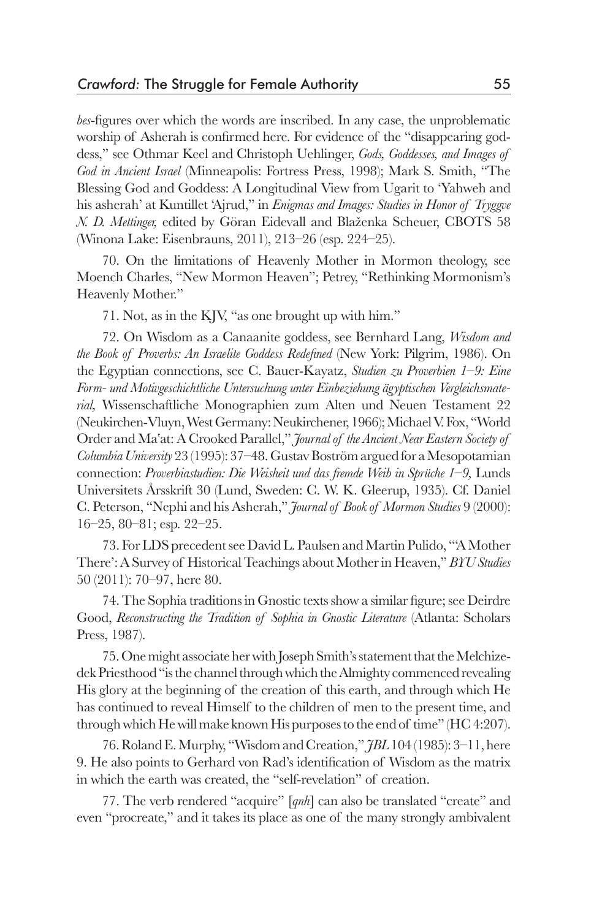*bes*-figures over which the words are inscribed. In any case, the unproblematic worship of Asherah is confirmed here. For evidence of the "disappearing goddess," see Othmar Keel and Christoph Uehlinger, *Gods, Goddesses, and Images of God in Ancient Israel* (Minneapolis: Fortress Press, 1998); Mark S. Smith, "The Blessing God and Goddess: A Longitudinal View from Ugarit to 'Yahweh and his asherah' at Kuntillet 'Ajrud," in *Enigmas and Images: Studies in Honor of Tryggve N. D. Mettinger,* edited by Göran Eidevall and Blaženka Scheuer, CBOTS 58 (Winona Lake: Eisenbrauns, 2011), 213–26 (esp. 224–25).

70. On the limitations of Heavenly Mother in Mormon theology, see Moench Charles, "New Mormon Heaven"; Petrey, "Rethinking Mormonism's Heavenly Mother."

71. Not, as in the KJV, "as one brought up with him."

72. On Wisdom as a Canaanite goddess, see Bernhard Lang, *Wisdom and the Book of Proverbs: An Israelite Goddess Redefined* (New York: Pilgrim, 1986). On the Egyptian connections, see C. Bauer-Kayatz, *Studien zu Proverbien 1–9: Eine Form- und Motivgeschichtliche Untersuchung unter Einbeziehung ägyptischen Vergleichsmaterial,* Wissenschaftliche Monographien zum Alten und Neuen Testament 22 (Neukirchen-Vluyn, West Germany: Neukirchener, 1966); Michael V. Fox, "World Order and Ma'at: A Crooked Parallel," *Journal of the Ancient Near Eastern Society of Columbia University* 23 (1995): 37–48. Gustav Boström argued for a Mesopotamian connection: *Proverbiastudien: Die Weisheit und das fremde Weib in Sprüche 1–9,* Lunds Universitets Årsskrift 30 (Lund, Sweden: C. W. K. Gleerup, 1935). Cf. Daniel C. Peterson, "Nephi and his Asherah," *Journal of Book of Mormon Studies* 9 (2000): 16–25, 80–81; esp. 22–25.

73. For LDS precedent see David L. Paulsen and Martin Pulido, "'A Mother There': A Survey of Historical Teachings about Mother in Heaven," *BYU Studies* 50 (2011): 70–97, here 80.

74. The Sophia traditions in Gnostic texts show a similar figure; see Deirdre Good, *Reconstructing the Tradition of Sophia in Gnostic Literature* (Atlanta: Scholars Press, 1987).

75. One might associate her with Joseph Smith's statement that the Melchizedek Priesthood "is the channel through which the Almighty commenced revealing His glory at the beginning of the creation of this earth, and through which He has continued to reveal Himself to the children of men to the present time, and through which He will make known His purposes to the end of time" (HC 4:207).

76. Roland E. Murphy, "Wisdom and Creation," *JBL* 104 (1985): 3–11, here 9. He also points to Gerhard von Rad's identification of Wisdom as the matrix in which the earth was created, the "self-revelation" of creation.

77. The verb rendered "acquire" [*qnh*] can also be translated "create" and even "procreate," and it takes its place as one of the many strongly ambivalent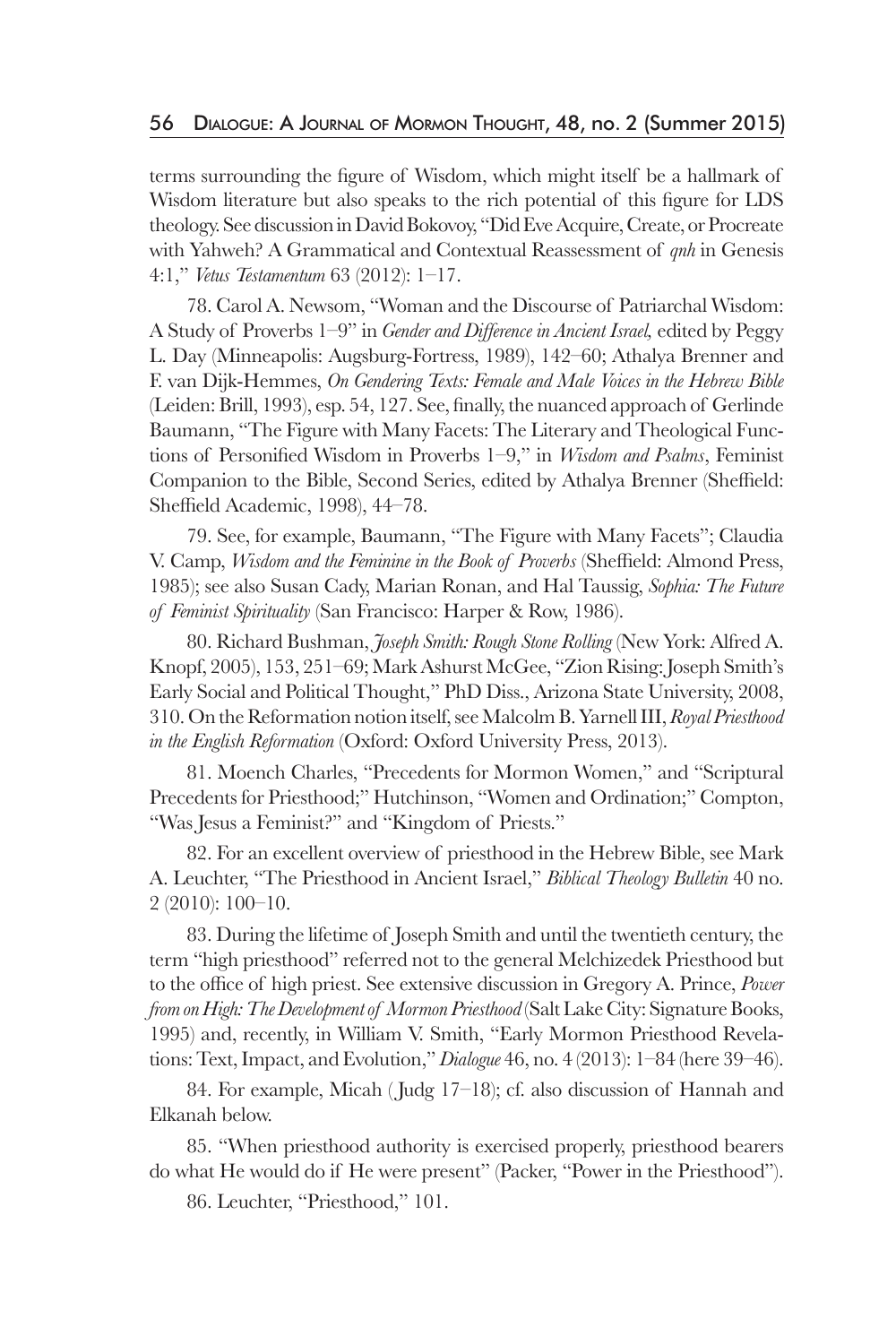terms surrounding the figure of Wisdom, which might itself be a hallmark of Wisdom literature but also speaks to the rich potential of this figure for LDS theology. See discussion in David Bokovoy, "Did Eve Acquire, Create, or Procreate with Yahweh? A Grammatical and Contextual Reassessment of *qnh* in Genesis 4:1," *Vetus Testamentum* 63 (2012): 1–17.

78. Carol A. Newsom, "Woman and the Discourse of Patriarchal Wisdom: A Study of Proverbs 1–9" in *Gender and Difference in Ancient Israel,* edited by Peggy L. Day (Minneapolis: Augsburg-Fortress, 1989), 142–60; Athalya Brenner and F. van Dijk-Hemmes, *On Gendering Texts: Female and Male Voices in the Hebrew Bible* (Leiden: Brill, 1993), esp. 54, 127. See, finally, the nuanced approach of Gerlinde Baumann, "The Figure with Many Facets: The Literary and Theological Functions of Personified Wisdom in Proverbs 1–9," in *Wisdom and Psalms*, Feminist Companion to the Bible, Second Series, edited by Athalya Brenner (Sheffield: Sheffield Academic, 1998), 44–78.

79. See, for example, Baumann, "The Figure with Many Facets"; Claudia V. Camp, *Wisdom and the Feminine in the Book of Proverbs* (Sheffield: Almond Press, 1985); see also Susan Cady, Marian Ronan, and Hal Taussig, *Sophia: The Future of Feminist Spirituality* (San Francisco: Harper & Row, 1986).

80. Richard Bushman, *Joseph Smith: Rough Stone Rolling* (New York: Alfred A. Knopf, 2005), 153, 251–69; Mark Ashurst McGee, "Zion Rising: Joseph Smith's Early Social and Political Thought," PhD Diss., Arizona State University, 2008, 310. On the Reformation notion itself, see Malcolm B. Yarnell III, *Royal Priesthood in the English Reformation* (Oxford: Oxford University Press, 2013).

81. Moench Charles, "Precedents for Mormon Women," and "Scriptural Precedents for Priesthood;" Hutchinson, "Women and Ordination;" Compton, "Was Jesus a Feminist?" and "Kingdom of Priests."

82. For an excellent overview of priesthood in the Hebrew Bible, see Mark A. Leuchter, "The Priesthood in Ancient Israel," *Biblical Theology Bulletin* 40 no. 2 (2010): 100–10.

83. During the lifetime of Joseph Smith and until the twentieth century, the term "high priesthood" referred not to the general Melchizedek Priesthood but to the office of high priest. See extensive discussion in Gregory A. Prince, *Power from on High: The Development of Mormon Priesthood* (Salt Lake City: Signature Books, 1995) and, recently, in William V. Smith, "Early Mormon Priesthood Revelations: Text, Impact, and Evolution," *Dialogue* 46, no. 4 (2013): 1–84 (here 39–46).

84. For example, Micah ( Judg 17–18); cf. also discussion of Hannah and Elkanah below.

85. "When priesthood authority is exercised properly, priesthood bearers do what He would do if He were present" (Packer, "Power in the Priesthood").

86. Leuchter, "Priesthood," 101.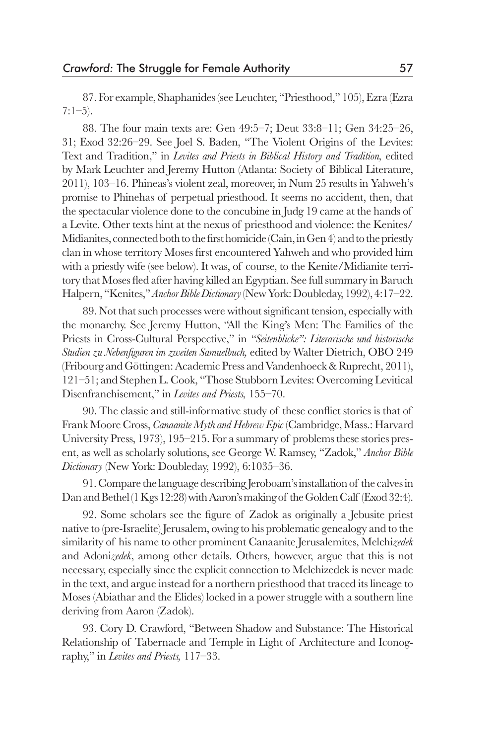87. For example, Shaphanides (see Leuchter, "Priesthood," 105), Ezra (Ezra 7:1–5).

88. The four main texts are: Gen 49:5–7; Deut 33:8–11; Gen 34:25–26, 31; Exod 32:26–29. See Joel S. Baden, "The Violent Origins of the Levites: Text and Tradition," in *Levites and Priests in Biblical History and Tradition,* edited by Mark Leuchter and Jeremy Hutton (Atlanta: Society of Biblical Literature, 2011), 103–16. Phineas's violent zeal, moreover, in Num 25 results in Yahweh's promise to Phinehas of perpetual priesthood. It seems no accident, then, that the spectacular violence done to the concubine in Judg 19 came at the hands of a Levite. Other texts hint at the nexus of priesthood and violence: the Kenites/Midianites, connected both to the first homicide (Cain, in Gen 4) and to the priestly clan in whose territory Moses first encountered Yahweh and who provided him with a priestly wife (see below). It was, of course, to the Kenite/Midianite territory that Moses fled after having killed an Egyptian. See full summary in Baruch Halpern, "Kenites," *Anchor Bible Dictionary* (New York: Doubleday, 1992), 4:17–22.

89. Not that such processes were without significant tension, especially with the monarchy. See Jeremy Hutton, "All the King's Men: The Families of the Priests in Cross-Cultural Perspective," in *"Seitenblicke": Literarische und historische Studien zu Nebenfiguren im zweiten Samuelbuch,* edited by Walter Dietrich, OBO 249 (Fribourg and Göttingen: Academic Press and Vandenhoeck & Ruprecht, 2011), 121–51; and Stephen L. Cook, "Those Stubborn Levites: Overcoming Levitical Disenfranchisement," in *Levites and Priests,* 155–70.

90. The classic and still-informative study of these conflict stories is that of Frank Moore Cross, *Canaanite Myth and Hebrew Epic* (Cambridge, Mass.: Harvard University Press, 1973), 195–215. For a summary of problems these stories present, as well as scholarly solutions, see George W. Ramsey, "Zadok," *Anchor Bible Dictionary* (New York: Doubleday, 1992), 6:1035–36.

91. Compare the language describing Jeroboam's installation of the calves in Dan and Bethel (1 Kgs 12:28) with Aaron's making of the Golden Calf (Exod 32:4).

92. Some scholars see the figure of Zadok as originally a Jebusite priest native to (pre-Israelite) Jerusalem, owing to his problematic genealogy and to the similarity of his name to other prominent Canaanite Jerusalemites, Melchi*zedek* and Adoni*zedek*, among other details. Others, however, argue that this is not necessary, especially since the explicit connection to Melchizedek is never made in the text, and argue instead for a northern priesthood that traced its lineage to Moses (Abiathar and the Elides) locked in a power struggle with a southern line deriving from Aaron (Zadok).

93. Cory D. Crawford, "Between Shadow and Substance: The Historical Relationship of Tabernacle and Temple in Light of Architecture and Iconography," in *Levites and Priests,* 117–33.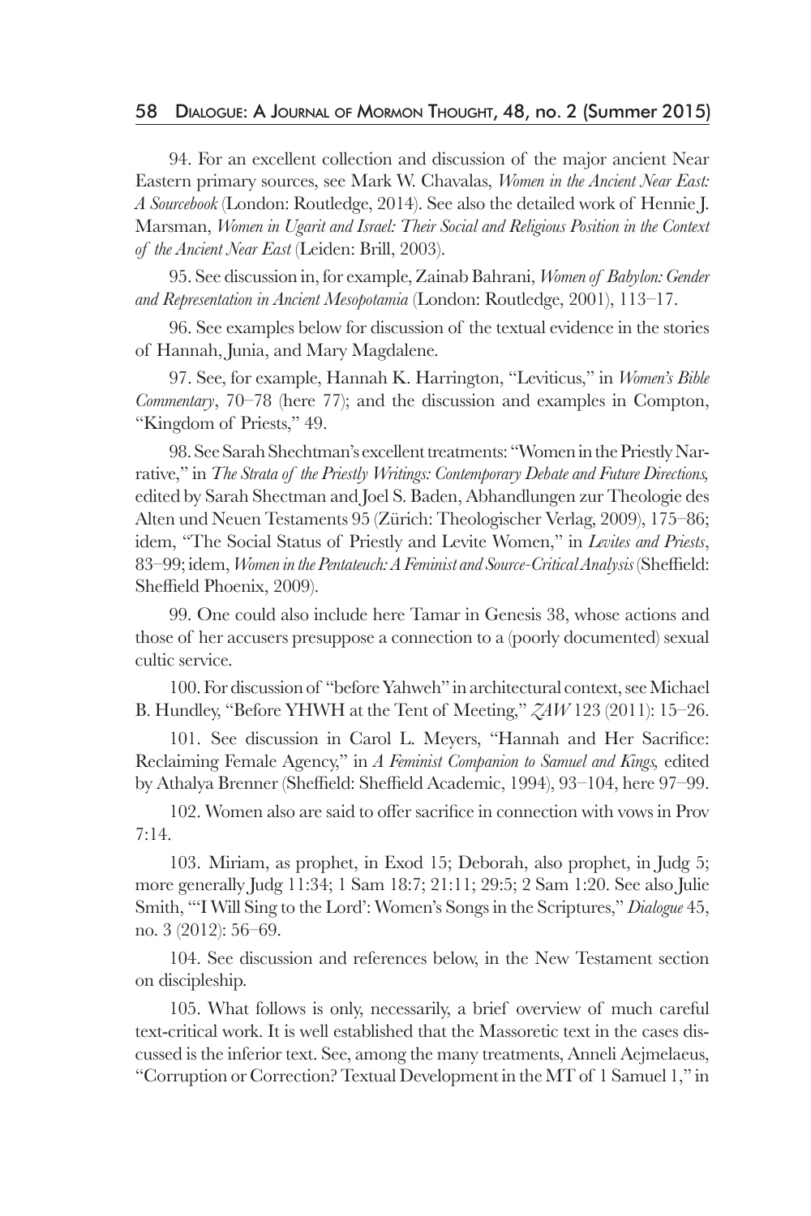94. For an excellent collection and discussion of the major ancient Near Eastern primary sources, see Mark W. Chavalas, *Women in the Ancient Near East: A Sourcebook* (London: Routledge, 2014). See also the detailed work of Hennie J. Marsman, *Women in Ugarit and Israel: Their Social and Religious Position in the Context of the Ancient Near East* (Leiden: Brill, 2003).

95. See discussion in, for example, Zainab Bahrani, *Women of Babylon: Gender and Representation in Ancient Mesopotamia* (London: Routledge, 2001), 113–17.

96. See examples below for discussion of the textual evidence in the stories of Hannah, Junia, and Mary Magdalene.

97. See, for example, Hannah K. Harrington, "Leviticus," in *Women's Bible Commentary*, 70–78 (here 77); and the discussion and examples in Compton, "Kingdom of Priests," 49.

98. See Sarah Shechtman's excellent treatments: "Women in the Priestly Narrative," in *The Strata of the Priestly Writings: Contemporary Debate and Future Directions,* edited by Sarah Shectman and Joel S. Baden, Abhandlungen zur Theologie des Alten und Neuen Testaments 95 (Zürich: Theologischer Verlag, 2009), 175–86; idem, "The Social Status of Priestly and Levite Women," in *Levites and Priests*, 83–99; idem, *Women in the Pentateuch: A Feminist and Source-Critical Analysis* (Sheffield: Sheffield Phoenix, 2009).

99. One could also include here Tamar in Genesis 38, whose actions and those of her accusers presuppose a connection to a (poorly documented) sexual cultic service.

100. For discussion of "before Yahweh" in architectural context, see Michael B. Hundley, "Before YHWH at the Tent of Meeting," *ZAW* 123 (2011): 15–26.

101. See discussion in Carol L. Meyers, "Hannah and Her Sacrifice: Reclaiming Female Agency," in *A Feminist Companion to Samuel and Kings,* edited by Athalya Brenner (Sheffield: Sheffield Academic, 1994), 93–104, here 97–99.

102. Women also are said to offer sacrifice in connection with vows in Prov 7:14.

103. Miriam, as prophet, in Exod 15; Deborah, also prophet, in Judg 5; more generally Judg 11:34; 1 Sam 18:7; 21:11; 29:5; 2 Sam 1:20. See also Julie Smith, "'I Will Sing to the Lord': Women's Songs in the Scriptures," *Dialogue* 45, no. 3 (2012): 56–69.

104. See discussion and references below, in the New Testament section on discipleship.

105. What follows is only, necessarily, a brief overview of much careful text-critical work. It is well established that the Massoretic text in the cases discussed is the inferior text. See, among the many treatments, Anneli Aejmelaeus, "Corruption or Correction? Textual Development in the MT of 1 Samuel 1," in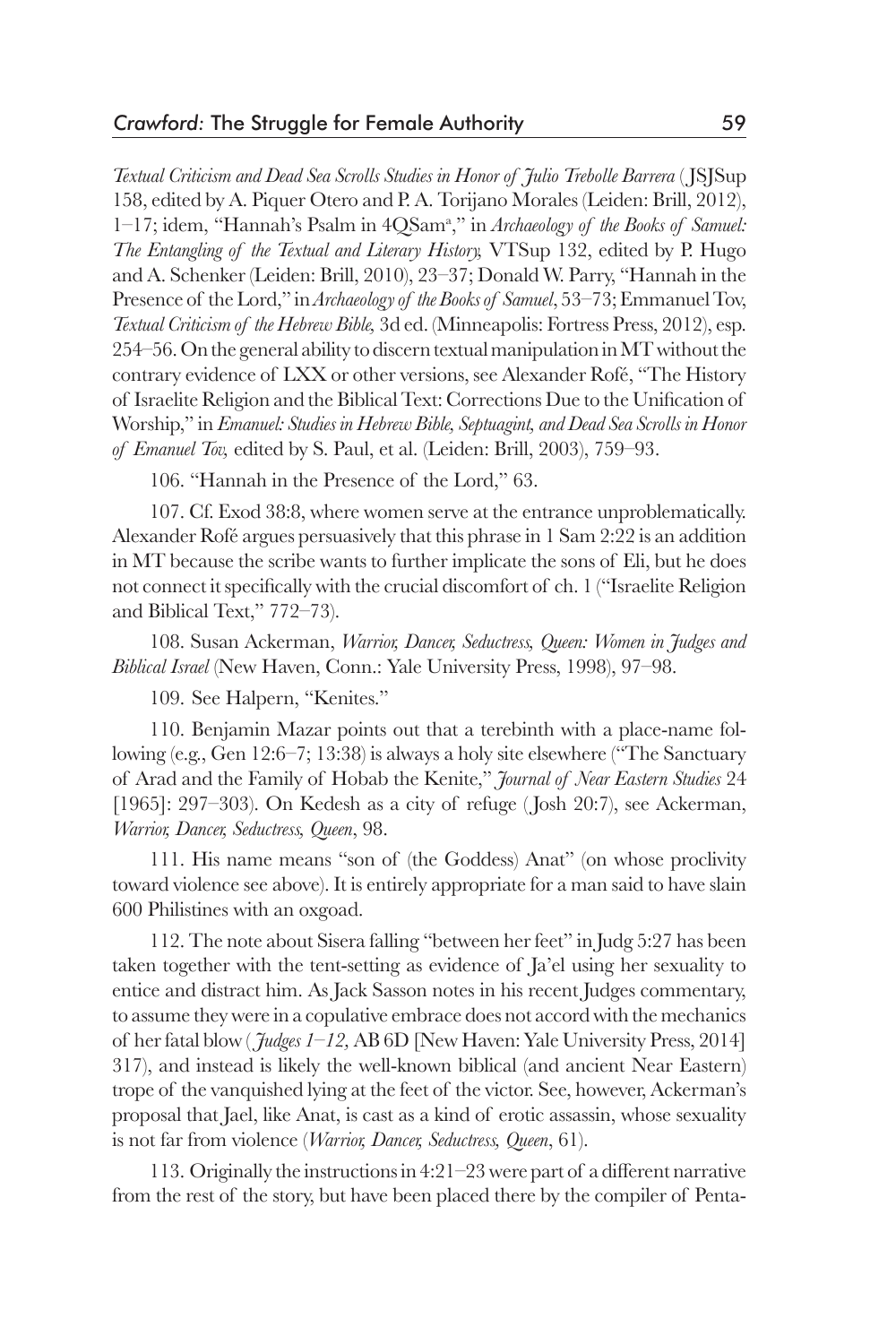*Textual Criticism and Dead Sea Scrolls Studies in Honor of Julio Trebolle Barrera* (JSJSup 158, edited by A. Piquer Otero and P. A. Torijano Morales (Leiden: Brill, 2012), 1–17; idem, "Hannah's Psalm in 4QSam[a]," in *Archaeology of the Books of Samuel: The Entangling of the Textual and Literary History,* VTSup 132, edited by P. Hugo and A. Schenker (Leiden: Brill, 2010), 23–37; Donald W. Parry, "Hannah in the Presence of the Lord," in *Archaeology of the Books of Samuel*, 53–73; Emmanuel Tov, *Textual Criticism of the Hebrew Bible,* 3d ed. (Minneapolis: Fortress Press, 2012), esp. 254–56. On the general ability to discern textual manipulation in MT without the contrary evidence of LXX or other versions, see Alexander Rofé, "The History of Israelite Religion and the Biblical Text: Corrections Due to the Unification of Worship," in *Emanuel: Studies in Hebrew Bible, Septuagint, and Dead Sea Scrolls in Honor of Emanuel Tov,* edited by S. Paul, et al. (Leiden: Brill, 2003), 759–93.

106. "Hannah in the Presence of the Lord," 63.

107. Cf. Exod 38:8, where women serve at the entrance unproblematically. Alexander Rofé argues persuasively that this phrase in 1 Sam 2:22 is an addition in MT because the scribe wants to further implicate the sons of Eli, but he does not connect it specifically with the crucial discomfort of ch. 1 ("Israelite Religion and Biblical Text," 772–73).

108. Susan Ackerman, *Warrior, Dancer, Seductress, Queen: Women in Judges and Biblical Israel* (New Haven, Conn.: Yale University Press, 1998), 97–98.

109. See Halpern, "Kenites."

110. Benjamin Mazar points out that a terebinth with a place-name following (e.g., Gen 12:6–7; 13:38) is always a holy site elsewhere ("The Sanctuary of Arad and the Family of Hobab the Kenite," *Journal of Near Eastern Studies* 24 [1965]: 297–303). On Kedesh as a city of refuge (Josh 20:7), see Ackerman, *Warrior, Dancer, Seductress, Queen*, 98.

111. His name means "son of (the Goddess) Anat" (on whose proclivity toward violence see above). It is entirely appropriate for a man said to have slain 600 Philistines with an oxgoad.

112. The note about Sisera falling "between her feet" in Judg 5:27 has been taken together with the tent-setting as evidence of Ja'el using her sexuality to entice and distract him. As Jack Sasson notes in his recent Judges commentary, to assume they were in a copulative embrace does not accord with the mechanics of her fatal blow (*Judges 1–12,* AB 6D [New Haven: Yale University Press, 2014] 317), and instead is likely the well-known biblical (and ancient Near Eastern) trope of the vanquished lying at the feet of the victor. See, however, Ackerman's proposal that Jael, like Anat, is cast as a kind of erotic assassin, whose sexuality is not far from violence (*Warrior, Dancer, Seductress, Queen*, 61).

113. Originally the instructions in 4:21–23 were part of a different narrative from the rest of the story, but have been placed there by the compiler of Penta-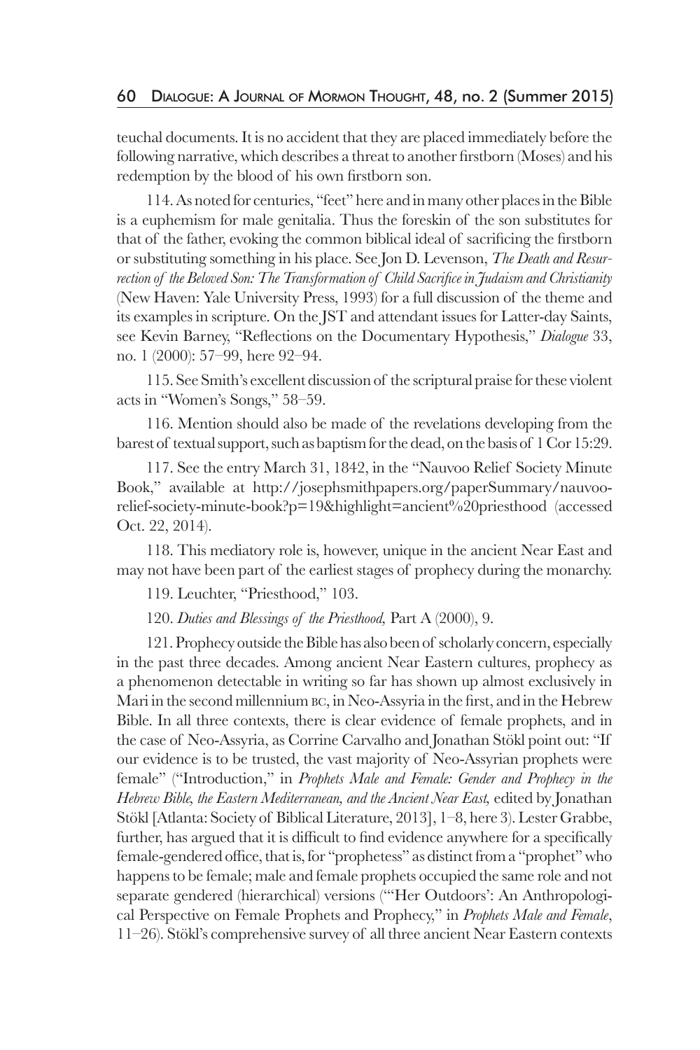teuchal documents. It is no accident that they are placed immediately before the following narrative, which describes a threat to another firstborn (Moses) and his redemption by the blood of his own firstborn son.

114. As noted for centuries, "feet" here and in many other places in the Bible is a euphemism for male genitalia. Thus the foreskin of the son substitutes for that of the father, evoking the common biblical ideal of sacrificing the firstborn or substituting something in his place. See Jon D. Levenson, *The Death and Resurrection of the Beloved Son: The Transformation of Child Sacrifice in Judaism and Christianity* (New Haven: Yale University Press, 1993) for a full discussion of the theme and its examples in scripture. On the JST and attendant issues for Latter-day Saints, see Kevin Barney, "Reflections on the Documentary Hypothesis," *Dialogue* 33, no. 1 (2000): 57–99, here 92–94.

115. See Smith's excellent discussion of the scriptural praise for these violent acts in "Women's Songs," 58–59.

116. Mention should also be made of the revelations developing from the barest of textual support, such as baptism for the dead, on the basis of 1 Cor 15:29.

117. See the entry March 31, 1842, in the "Nauvoo Relief Society Minute Book," available at http://josephsmithpapers.org/paperSummary/nauvoo-relief-society-minute-book?p=19&highlight=ancient%20priesthood (accessed Oct. 22, 2014).

118. This mediatory role is, however, unique in the ancient Near East and may not have been part of the earliest stages of prophecy during the monarchy.

119. Leuchter, "Priesthood," 103.

120. *Duties and Blessings of the Priesthood,* Part A (2000), 9.

121. Prophecy outside the Bible has also been of scholarly concern, especially in the past three decades. Among ancient Near Eastern cultures, prophecy as a phenomenon detectable in writing so far has shown up almost exclusively in Mari in the second millennium BC, in Neo-Assyria in the first, and in the Hebrew Bible. In all three contexts, there is clear evidence of female prophets, and in the case of Neo-Assyria, as Corrine Carvalho and Jonathan Stökl point out: "If our evidence is to be trusted, the vast majority of Neo-Assyrian prophets were female" ("Introduction," in *Prophets Male and Female: Gender and Prophecy in the Hebrew Bible, the Eastern Mediterranean, and the Ancient Near East,* edited by Jonathan Stökl [Atlanta: Society of Biblical Literature, 2013], 1–8, here 3). Lester Grabbe, further, has argued that it is difficult to find evidence anywhere for a specifically female-gendered office, that is, for "prophetess" as distinct from a "prophet" who happens to be female; male and female prophets occupied the same role and not separate gendered (hierarchical) versions ("'Her Outdoors': An Anthropological Perspective on Female Prophets and Prophecy," in *Prophets Male and Female*, 11–26). Stökl's comprehensive survey of all three ancient Near Eastern contexts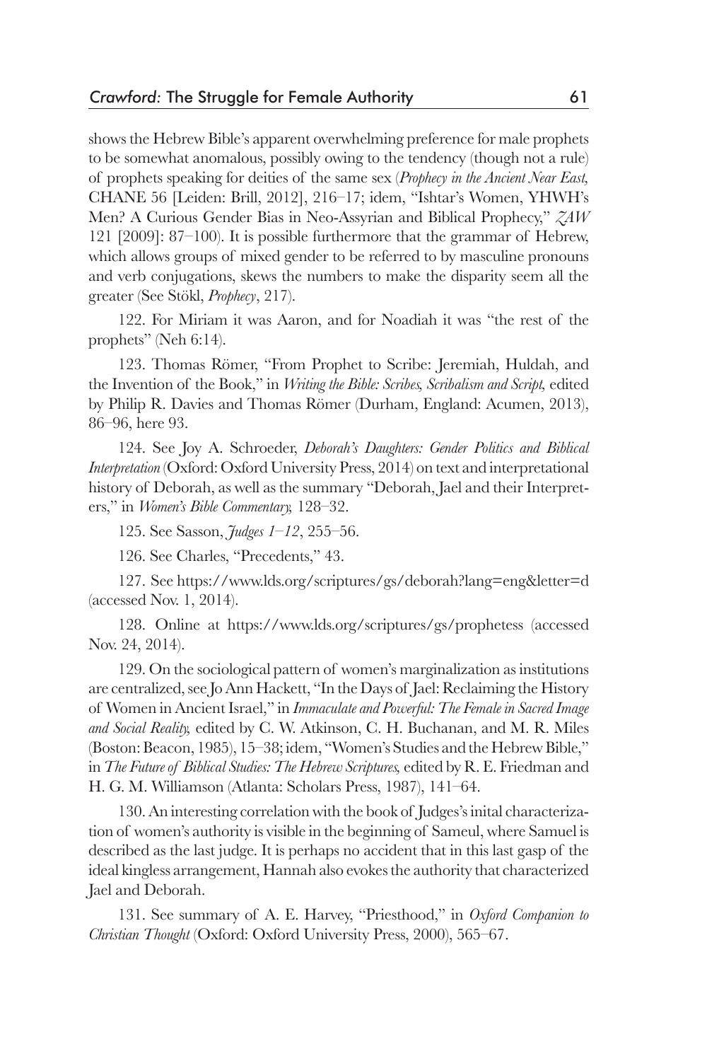shows the Hebrew Bible's apparent overwhelming preference for male prophets to be somewhat anomalous, possibly owing to the tendency (though not a rule) of prophets speaking for deities of the same sex (*Prophecy in the Ancient Near East,* CHANE 56 [Leiden: Brill, 2012], 216–17; idem, "Ishtar's Women, YHWH's Men? A Curious Gender Bias in Neo-Assyrian and Biblical Prophecy," *ZAW* 121 [2009]: 87–100). It is possible furthermore that the grammar of Hebrew, which allows groups of mixed gender to be referred to by masculine pronouns and verb conjugations, skews the numbers to make the disparity seem all the greater (See Stökl, *Prophecy*, 217).

122. For Miriam it was Aaron, and for Noadiah it was "the rest of the prophets" (Neh 6:14).

123. Thomas Römer, "From Prophet to Scribe: Jeremiah, Huldah, and the Invention of the Book," in *Writing the Bible: Scribes, Scribalism and Script,* edited by Philip R. Davies and Thomas Römer (Durham, England: Acumen, 2013), 86–96, here 93.

124. See Joy A. Schroeder, *Deborah's Daughters: Gender Politics and Biblical Interpretation* (Oxford: Oxford University Press, 2014) on text and interpretational history of Deborah, as well as the summary "Deborah, Jael and their Interpreters," in *Women's Bible Commentary,* 128–32.

125. See Sasson, *Judges 1–12*, 255–56.

126. See Charles, "Precedents," 43.

127. See https://www.lds.org/scriptures/gs/deborah?lang=eng&letter=d (accessed Nov. 1, 2014).

128. Online at https://www.lds.org/scriptures/gs/prophetess (accessed Nov. 24, 2014).

129. On the sociological pattern of women's marginalization as institutions are centralized, see Jo Ann Hackett, "In the Days of Jael: Reclaiming the History of Women in Ancient Israel," in *Immaculate and Powerful: The Female in Sacred Image and Social Reality,* edited by C. W. Atkinson, C. H. Buchanan, and M. R. Miles (Boston: Beacon, 1985), 15–38; idem, "Women's Studies and the Hebrew Bible," in *The Future of Biblical Studies: The Hebrew Scriptures,* edited by R. E. Friedman and H. G. M. Williamson (Atlanta: Scholars Press, 1987), 141–64.

130. An interesting correlation with the book of Judges's inital characterization of women's authority is visible in the beginning of Sameul, where Samuel is described as the last judge. It is perhaps no accident that in this last gasp of the ideal kingless arrangement, Hannah also evokes the authority that characterized Jael and Deborah.

131. See summary of A. E. Harvey, "Priesthood," in *Oxford Companion to Christian Thought* (Oxford: Oxford University Press, 2000), 565–67.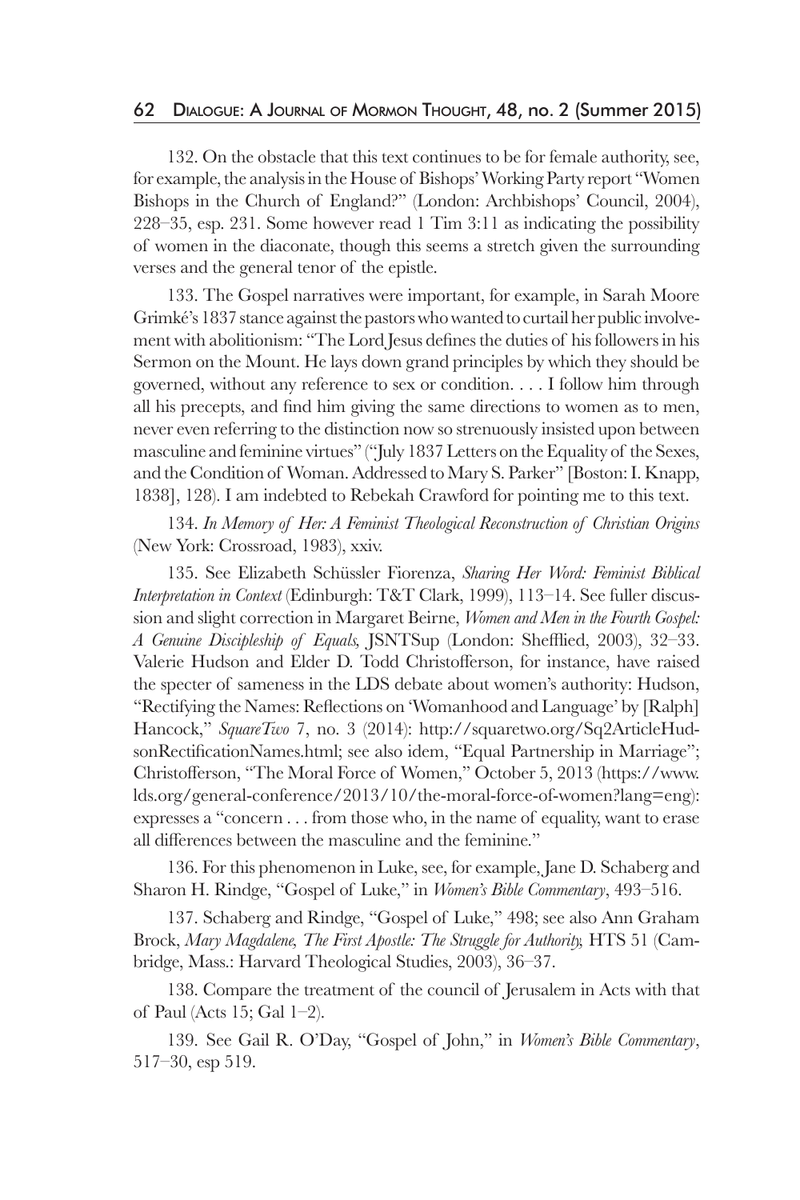132. On the obstacle that this text continues to be for female authority, see, for example, the analysis in the House of Bishops' Working Party report "Women Bishops in the Church of England?" (London: Archbishops' Council, 2004), 228–35, esp. 231. Some however read 1 Tim 3:11 as indicating the possibility of women in the diaconate, though this seems a stretch given the surrounding verses and the general tenor of the epistle.

133. The Gospel narratives were important, for example, in Sarah Moore Grimké's 1837 stance against the pastors who wanted to curtail her public involvement with abolitionism: "The Lord Jesus defines the duties of his followers in his Sermon on the Mount. He lays down grand principles by which they should be governed, without any reference to sex or condition. . . . I follow him through all his precepts, and find him giving the same directions to women as to men, never even referring to the distinction now so strenuously insisted upon between masculine and feminine virtues" ("July 1837 Letters on the Equality of the Sexes, and the Condition of Woman. Addressed to Mary S. Parker" [Boston: I. Knapp, 1838], 128). I am indebted to Rebekah Crawford for pointing me to this text.

134. *In Memory of Her: A Feminist Theological Reconstruction of Christian Origins* (New York: Crossroad, 1983), xxiv.

135. See Elizabeth Schüssler Fiorenza, *Sharing Her Word: Feminist Biblical Interpretation in Context* (Edinburgh: T&T Clark, 1999), 113–14. See fuller discussion and slight correction in Margaret Beirne, *Women and Men in the Fourth Gospel: A Genuine Discipleship of Equals,* JSNTSup (London: Sheffied, 2003), 32–33. Valerie Hudson and Elder D. Todd Christofferson, for instance, have raised the specter of sameness in the LDS debate about women's authority: Hudson, "Rectifying the Names: Reflections on 'Womanhood and Language' by [Ralph] Hancock," *SquareTwo* 7, no. 3 (2014): http://squaretwo.org/Sq2ArticleHudsonRectificationNames.html; see also idem, "Equal Partnership in Marriage"; Christofferson, "The Moral Force of Women," October 5, 2013 (https://www.lds.org/general-conference/2013/10/the-moral-force-of-women?lang=eng): expresses a "concern . . . from those who, in the name of equality, want to erase all differences between the masculine and the feminine."

136. For this phenomenon in Luke, see, for example, Jane D. Schaberg and Sharon H. Ringe, "Gospel of Luke," in *Women's Bible Commentary*, 493–516.

137. Schaberg and Ringe, "Gospel of Luke," 498; see also Ann Graham Brock, *Mary Magdalene, The First Apostle: The Struggle for Authority,* HTS 51 (Cambridge, Mass.: Harvard Theological Studies, 2003), 36–37.

138. Compare the treatment of the council of Jerusalem in Acts with that of Paul (Acts 15; Gal 1–2).

139. See Gail R. O'Day, "Gospel of John," in *Women's Bible Commentary*, 517–30, esp 519.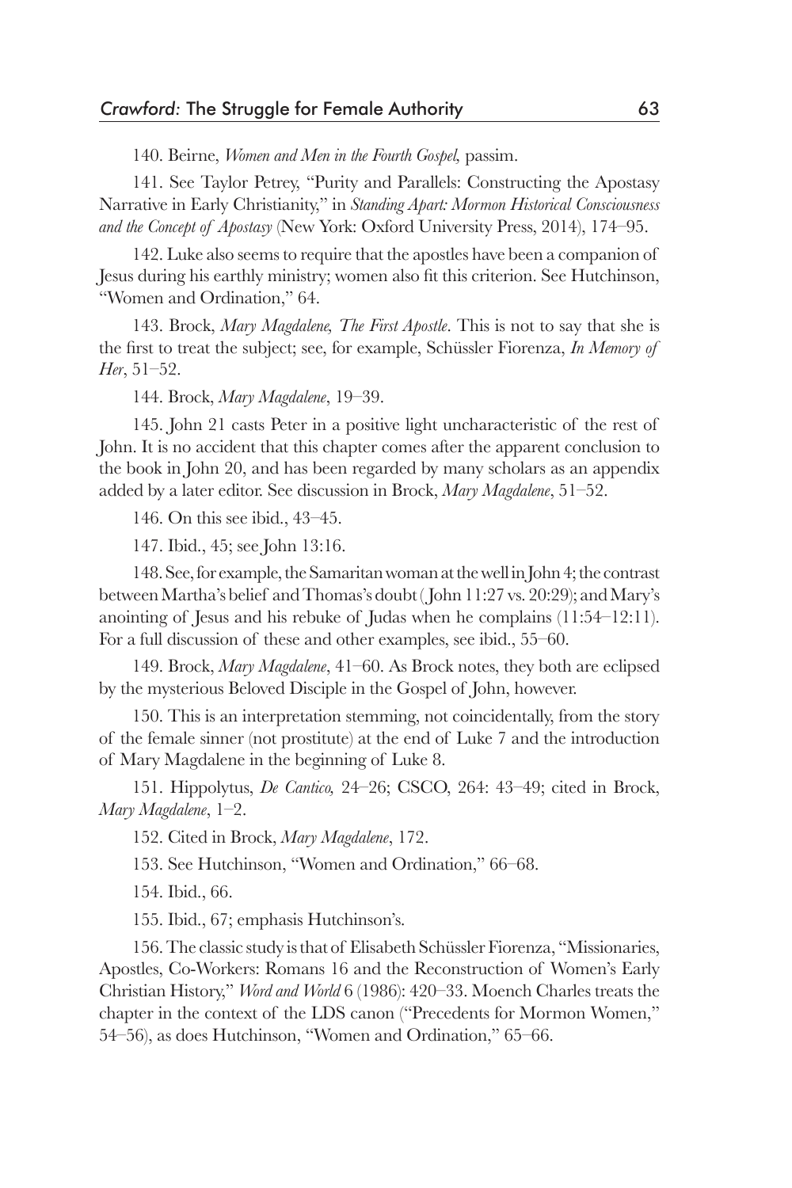140. Beirne, *Women and Men in the Fourth Gospel,* passim.

141. See Taylor Petrey, "Purity and Parallels: Constructing the Apostasy Narrative in Early Christianity," in *Standing Apart: Mormon Historical Consciousness and the Concept of Apostasy* (New York: Oxford University Press, 2014), 174–95.

142. Luke also seems to require that the apostles have been a companion of Jesus during his earthly ministry; women also fit this criterion. See Hutchinson, "Women and Ordination," 64.

143. Brock, *Mary Magdalene, The First Apostle*. This is not to say that she is the first to treat the subject; see, for example, Schüssler Fiorenza, *In Memory of Her*, 51–52.

144. Brock, *Mary Magdalene*, 19–39.

145. John 21 casts Peter in a positive light uncharacteristic of the rest of John. It is no accident that this chapter comes after the apparent conclusion to the book in John 20, and has been regarded by many scholars as an appendix added by a later editor. See discussion in Brock, *Mary Magdalene*, 51–52.

146. On this see ibid., 43–45.

147. Ibid., 45; see John 13:16.

148. See, for example, the Samaritan woman at the well in John 4; the contrast between Martha's belief and Thomas's doubt (John 11:27 vs. 20:29); and Mary's anointing of Jesus and his rebuke of Judas when he complains (11:54–12:11). For a full discussion of these and other examples, see ibid., 55–60.

149. Brock, *Mary Magdalene*, 41–60. As Brock notes, they both are eclipsed by the mysterious Beloved Disciple in the Gospel of John, however.

150. This is an interpretation stemming, not coincidentally, from the story of the female sinner (not prostitute) at the end of Luke 7 and the introduction of Mary Magdalene in the beginning of Luke 8.

151. Hippolytus, *De Cantico,* 24–26; CSCO, 264: 43–49; cited in Brock, *Mary Magdalene*, 1–2.

152. Cited in Brock, *Mary Magdalene*, 172.

153. See Hutchinson, "Women and Ordination," 66–68.

154. Ibid., 66.

155. Ibid., 67; emphasis Hutchinson's.

156. The classic study is that of Elisabeth Schüssler Fiorenza, "Missionaries, Apostles, Co-Workers: Romans 16 and the Reconstruction of Women's Early Christian History," *Word and World* 6 (1986): 420–33. Moench Charles treats the chapter in the context of the LDS canon ("Precedents for Mormon Women," 54–56), as does Hutchinson, "Women and Ordination," 65–66.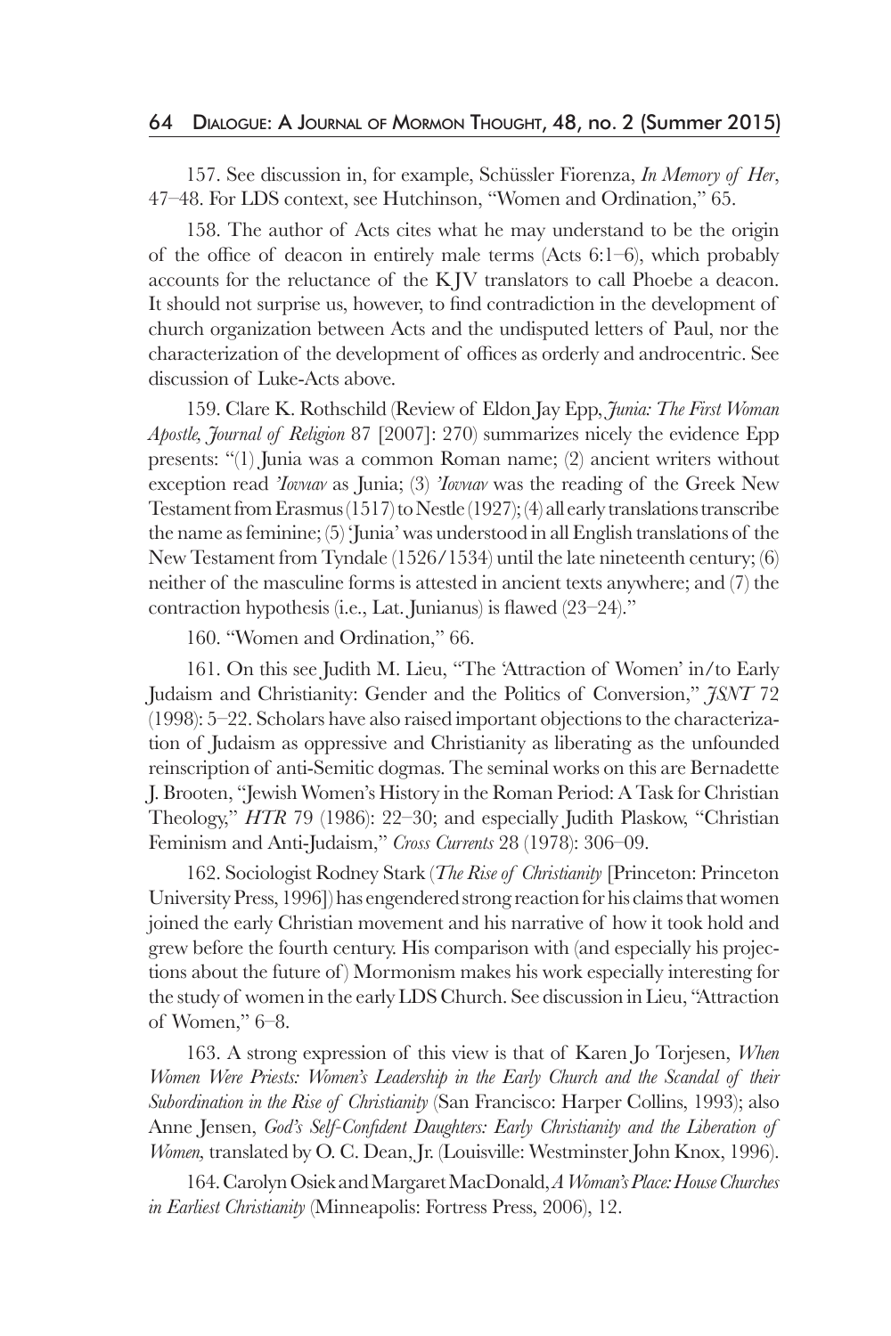157. See discussion in, for example, Schüssler Fiorenza, *In Memory of Her*, 47–48. For LDS context, see Hutchinson, "Women and Ordination," 65.

158. The author of Acts cites what he may understand to be the origin of the office of deacon in entirely male terms (Acts 6:1–6), which probably accounts for the reluctance of the KJV translators to call Phoebe a deacon. It should not surprise us, however, to find contradiction in the development of church organization between Acts and the undisputed letters of Paul, nor the characterization of the development of offices as orderly and androcentric. See discussion of Luke-Acts above.

159. Clare K. Rothschild (Review of Eldon Jay Epp, *Junia: The First Woman Apostle*, *Journal of Religion* 87 [2007]: 270) summarizes nicely the evidence Epp presents: "(1) Junia was a common Roman name; (2) ancient writers without exception read *'Ιουνιαν* as Junia; (3) *'Ιουνιαν* was the reading of the Greek New Testament from Erasmus (1517) to Nestle (1927); (4) all early translations transcribe the name as feminine; (5) 'Junia' was understood in all English translations of the New Testament from Tyndale (1526/1534) until the late nineteenth century; (6) neither of the masculine forms is attested in ancient texts anywhere; and (7) the contraction hypothesis (i.e., Lat. Junianus) is flawed (23–24)."

160. "Women and Ordination," 66.

161. On this see Judith M. Lieu, "The 'Attraction of Women' in/to Early Judaism and Christianity: Gender and the Politics of Conversion," *JSNT* 72 (1998): 5–22. Scholars have also raised important objections to the characterization of Judaism as oppressive and Christianity as liberating as the unfounded reinscription of anti-Semitic dogmas. The seminal works on this are Bernadette J. Brooten, "Jewish Women's History in the Roman Period: A Task for Christian Theology," *HTR* 79 (1986): 22–30; and especially Judith Plaskow, "Christian Feminism and Anti-Judaism," *Cross Currents* 28 (1978): 306–09.

162. Sociologist Rodney Stark (*The Rise of Christianity* [Princeton: Princeton University Press, 1996]) has engendered strong reaction for his claims that women joined the early Christian movement and his narrative of how it took hold and grew before the fourth century. His comparison with (and especially his projections about the future of) Mormonism makes his work especially interesting for the study of women in the early LDS Church. See discussion in Lieu, "Attraction of Women," 6–8.

163. A strong expression of this view is that of Karen Jo Torjesen, *When Women Were Priests: Women's Leadership in the Early Church and the Scandal of their Subordination in the Rise of Christianity* (San Francisco: Harper Collins, 1993); also Anne Jensen, *God's Self-Confident Daughters: Early Christianity and the Liberation of Women,* translated by O. C. Dean, Jr. (Louisville: Westminster John Knox, 1996).

164. Carolyn Osiek and Margaret MacDonald, *A Woman's Place: House Churches in Earliest Christianity* (Minneapolis: Fortress Press, 2006), 12.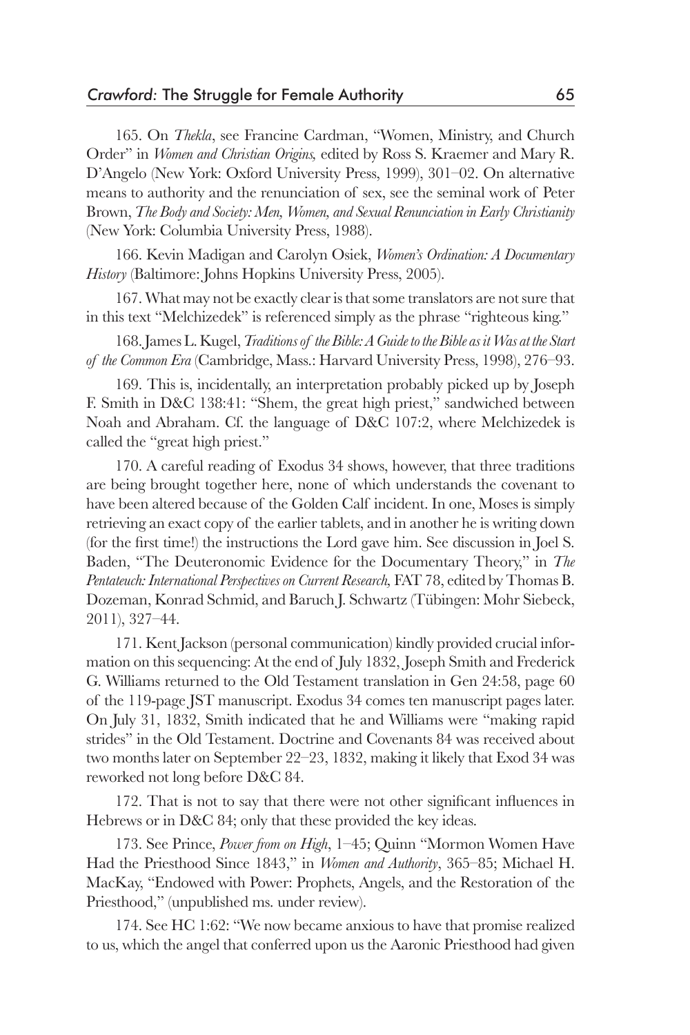165. On *Thekla*, see Francine Cardman, "Women, Ministry, and Church Order" in *Women and Christian Origins,* edited by Ross S. Kraemer and Mary R. D'Angelo (New York: Oxford University Press, 1999), 301–02. On alternative means to authority and the renunciation of sex, see the seminal work of Peter Brown, *The Body and Society: Men, Women, and Sexual Renunciation in Early Christianity* (New York: Columbia University Press, 1988).

166. Kevin Madigan and Carolyn Osiek, *Women's Ordination: A Documentary History* (Baltimore: Johns Hopkins University Press, 2005).

167. What may not be exactly clear is that some translators are not sure that in this text "Melchizedek" is referenced simply as the phrase "righteous king."

168. James L. Kugel, *Traditions of the Bible: A Guide to the Bible as it Was at the Start of the Common Era* (Cambridge, Mass.: Harvard University Press, 1998), 276–93.

169. This is, incidentally, an interpretation probably picked up by Joseph F. Smith in D&C 138:41: "Shem, the great high priest," sandwiched between Noah and Abraham. Cf. the language of D&C 107:2, where Melchizedek is called the "great high priest."

170. A careful reading of Exodus 34 shows, however, that three traditions are being brought together here, none of which understands the covenant to have been altered because of the Golden Calf incident. In one, Moses is simply retrieving an exact copy of the earlier tablets, and in another he is writing down (for the first time!) the instructions the Lord gave him. See discussion in Joel S. Baden, "The Deuteronomic Evidence for the Documentary Theory," in *The Pentateuch: International Perspectives on Current Research,* FAT 78, edited by Thomas B. Dozeman, Konrad Schmid, and Baruch J. Schwartz (Tübingen: Mohr Siebeck, 2011), 327–44.

171. Kent Jackson (personal communication) kindly provided crucial information on this sequencing: At the end of July 1832, Joseph Smith and Frederick G. Williams returned to the Old Testament translation in Gen 24:58, page 60 of the 119-page JST manuscript. Exodus 34 comes ten manuscript pages later. On July 31, 1832, Smith indicated that he and Williams were "making rapid strides" in the Old Testament. Doctrine and Covenants 84 was received about two months later on September 22–23, 1832, making it likely that Exod 34 was reworked not long before D&C 84.

172. That is not to say that there were not other significant influences in Hebrews or in D&C 84; only that these provided the key ideas.

173. See Prince, *Power from on High*, 1–45; Quinn "Mormon Women Have Had the Priesthood Since 1843," in *Women and Authority*, 365–85; Michael H. MacKay, "Endowed with Power: Prophets, Angels, and the Restoration of the Priesthood," (unpublished ms. under review).

174. See HC 1:62: "We now became anxious to have that promise realized to us, which the angel that conferred upon us the Aaronic Priesthood had given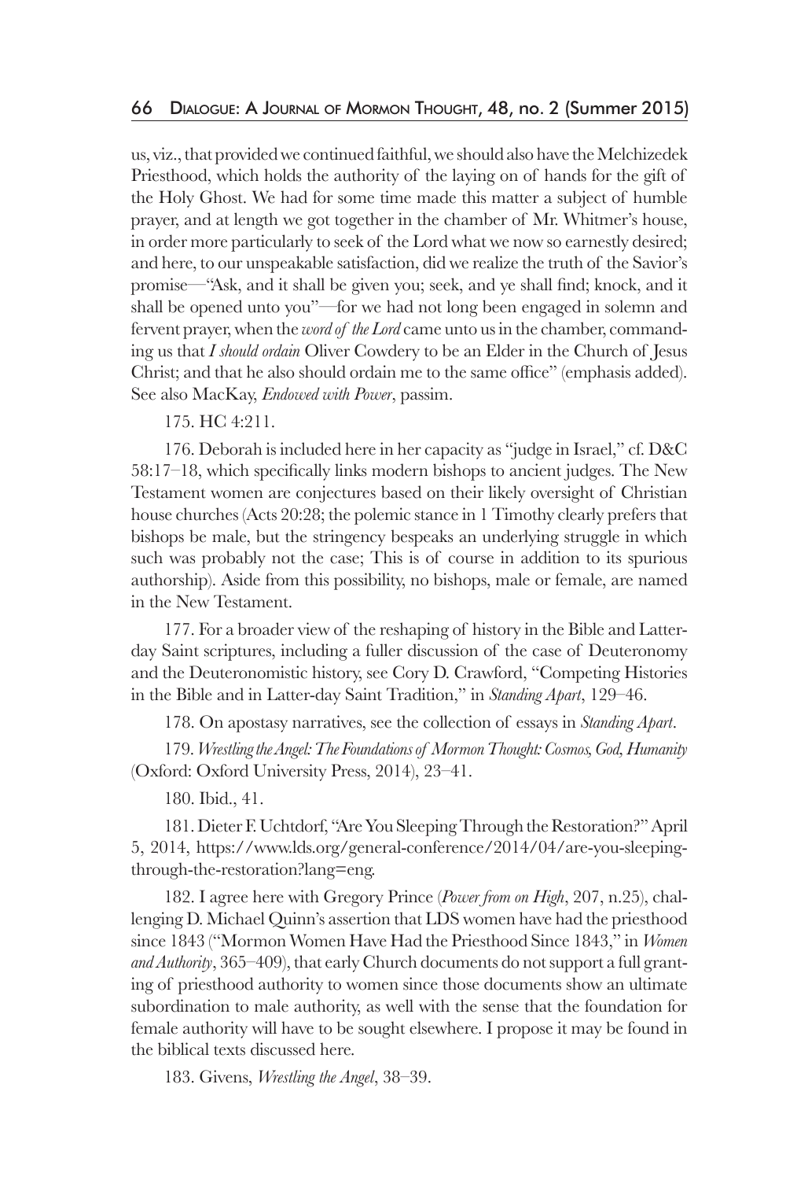us, viz., that provided we continued faithful, we should also have the Melchizedek Priesthood, which holds the authority of the laying on of hands for the gift of the Holy Ghost. We had for some time made this matter a subject of humble prayer, and at length we got together in the chamber of Mr. Whitmer's house, in order more particularly to seek of the Lord what we now so earnestly desired; and here, to our unspeakable satisfaction, did we realize the truth of the Savior's promise—"Ask, and it shall be given you; seek, and ye shall find; knock, and it shall be opened unto you"—for we had not long been engaged in solemn and fervent prayer, when the *word of the Lord* came unto us in the chamber, commanding us that *I should ordain* Oliver Cowdery to be an Elder in the Church of Jesus Christ; and that he also should ordain me to the same office" (emphasis added). See also MacKay, *Endowed with Power*, passim.

175. HC 4:211.

176. Deborah is included here in her capacity as "judge in Israel," cf. D&C 58:17–18, which specifically links modern bishops to ancient judges. The New Testament women are conjectures based on their likely oversight of Christian house churches (Acts 20:28; the polemic stance in 1 Timothy clearly prefers that bishops be male, but the stringency bespeaks an underlying struggle in which such was probably not the case; This is of course in addition to its spurious authorship). Aside from this possibility, no bishops, male or female, are named in the New Testament.

177. For a broader view of the reshaping of history in the Bible and Latter-day Saint scriptures, including a fuller discussion of the case of Deuteronomy and the Deuteronomistic history, see Cory D. Crawford, "Competing Histories in the Bible and in Latter-day Saint Tradition," in *Standing Apart*, 129–46.

178. On apostasy narratives, see the collection of essays in *Standing Apart*.

179. *Wrestling the Angel: The Foundations of Mormon Thought: Cosmos, God, Humanity* (Oxford: Oxford University Press, 2014), 23–41.

180. Ibid., 41.

181. Dieter F. Uchtdorf, "Are You Sleeping Through the Restoration?" April 5, 2014, https://www.lds.org/general-conference/2014/04/are-you-sleeping-through-the-restoration?lang=eng.

182. I agree here with Gregory Prince (*Power from on High*, 207, n.25), challenging D. Michael Quinn's assertion that LDS women have had the priesthood since 1843 ("Mormon Women Have Had the Priesthood Since 1843," in *Women and Authority*, 365–409), that early Church documents do not support a full granting of priesthood authority to women since those documents show an ultimate subordination to male authority, as well with the sense that the foundation for female authority will have to be sought elsewhere. I propose it may be found in the biblical texts discussed here.

183. Givens, *Wrestling the Angel*, 38–39.